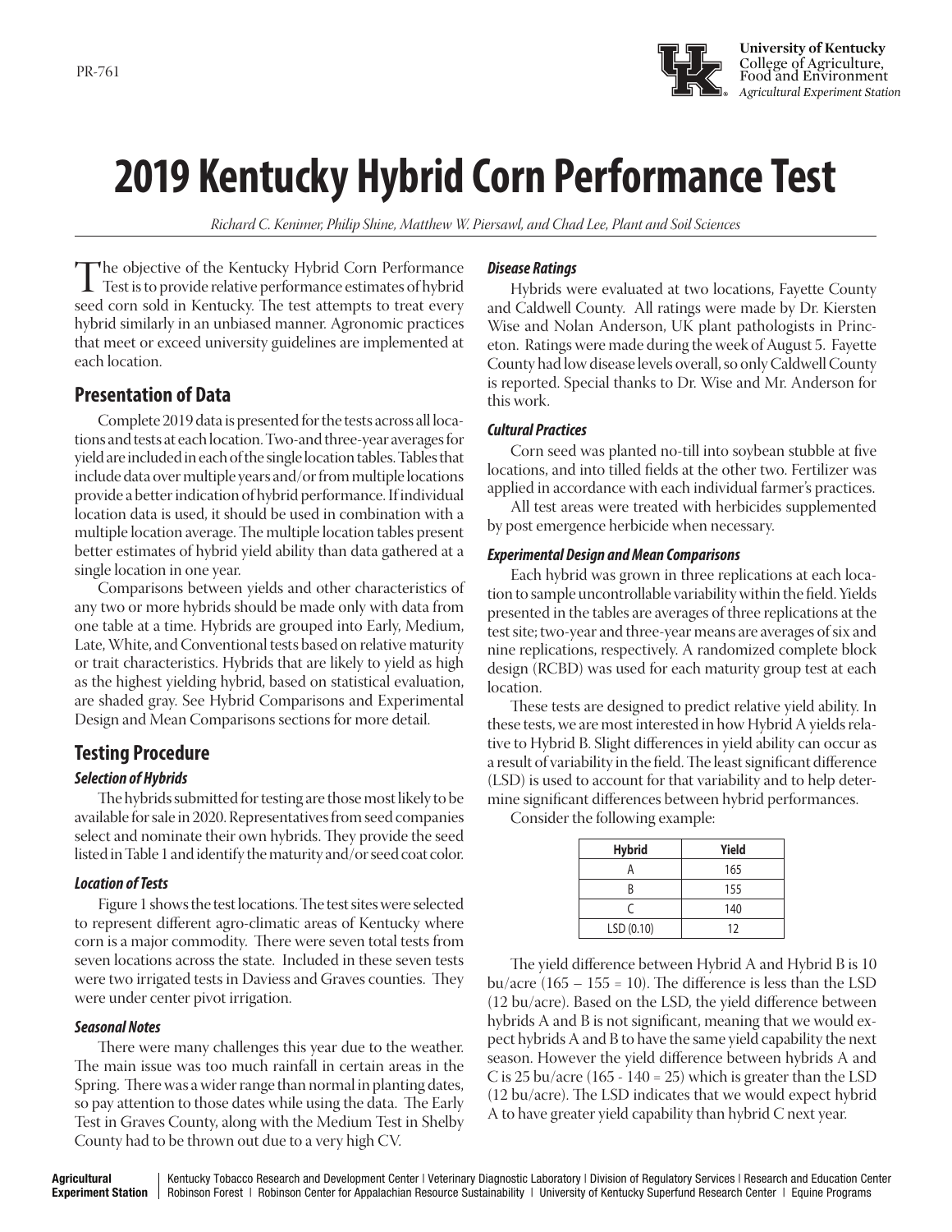PR-761

University of Kentucky
College of Agriculture, Food and Environment
*Agricultural Experiment Station*

# 2019 Kentucky Hybrid Corn Performance Test

*Richard C. Kenimer, Philip Shine, Matthew W. Piersawl, and Chad Lee, Plant and Soil Sciences*

The objective of the Kentucky Hybrid Corn Performance Test is to provide relative performance estimates of hybrid seed corn sold in Kentucky. The test attempts to treat every hybrid similarly in an unbiased manner. Agronomic practices that meet or exceed university guidelines are implemented at each location.

## Presentation of Data

Complete 2019 data is presented for the tests across all locations and tests at each location. Two-and three-year averages for yield are included in each of the single location tables. Tables that include data over multiple years and/or from multiple locations provide a better indication of hybrid performance. If individual location data is used, it should be used in combination with a multiple location average. The multiple location tables present better estimates of hybrid yield ability than data gathered at a single location in one year.

Comparisons between yields and other characteristics of any two or more hybrids should be made only with data from one table at a time. Hybrids are grouped into Early, Medium, Late, White, and Conventional tests based on relative maturity or trait characteristics. Hybrids that are likely to yield as high as the highest yielding hybrid, based on statistical evaluation, are shaded gray. See Hybrid Comparisons and Experimental Design and Mean Comparisons sections for more detail.

## Testing Procedure

### *Selection of Hybrids*

The hybrids submitted for testing are those most likely to be available for sale in 2020. Representatives from seed companies select and nominate their own hybrids. They provide the seed listed in Table 1 and identify the maturity and/or seed coat color.

### *Location of Tests*

Figure 1 shows the test locations. The test sites were selected to represent different agro-climatic areas of Kentucky where corn is a major commodity. There were seven total tests from seven locations across the state. Included in these seven tests were two irrigated tests in Daviess and Graves counties. They were under center pivot irrigation.

### *Seasonal Notes*

There were many challenges this year due to the weather. The main issue was too much rainfall in certain areas in the Spring. There was a wider range than normal in planting dates, so pay attention to those dates while using the data. The Early Test in Graves County, along with the Medium Test in Shelby County had to be thrown out due to a very high CV.

### *Disease Ratings*

Hybrids were evaluated at two locations, Fayette County and Caldwell County. All ratings were made by Dr. Kiersten Wise and Nolan Anderson, UK plant pathologists in Princeton. Ratings were made during the week of August 5. Fayette County had low disease levels overall, so only Caldwell County is reported. Special thanks to Dr. Wise and Mr. Anderson for this work.

### *Cultural Practices*

Corn seed was planted no-till into soybean stubble at five locations, and into tilled fields at the other two. Fertilizer was applied in accordance with each individual farmer's practices.

All test areas were treated with herbicides supplemented by post emergence herbicide when necessary.

### *Experimental Design and Mean Comparisons*

Each hybrid was grown in three replications at each location to sample uncontrollable variability within the field. Yields presented in the tables are averages of three replications at the test site; two-year and three-year means are averages of six and nine replications, respectively. A randomized complete block design (RCBD) was used for each maturity group test at each location.

These tests are designed to predict relative yield ability. In these tests, we are most interested in how Hybrid A yields relative to Hybrid B. Slight differences in yield ability can occur as a result of variability in the field. The least significant difference (LSD) is used to account for that variability and to help determine significant differences between hybrid performances.

Consider the following example:

| Hybrid | Yield |
|---|---|
| A | 165 |
| B | 155 |
| C | 140 |
| LSD (0.10) | 12 |

The yield difference between Hybrid A and Hybrid B is 10 bu/acre (165 – 155 = 10). The difference is less than the LSD (12 bu/acre). Based on the LSD, the yield difference between hybrids A and B is not significant, meaning that we would expect hybrids A and B to have the same yield capability the next season. However the yield difference between hybrids A and C is 25 bu/acre (165 - 140 = 25) which is greater than the LSD (12 bu/acre). The LSD indicates that we would expect hybrid A to have greater yield capability than hybrid C next year.

**Agricultural Experiment Station** | Kentucky Tobacco Research and Development Center | Veterinary Diagnostic Laboratory | Division of Regulatory Services | Research and Education Center | Robinson Forest | Robinson Center for Appalachian Resource Sustainability | University of Kentucky Superfund Research Center | Equine Programs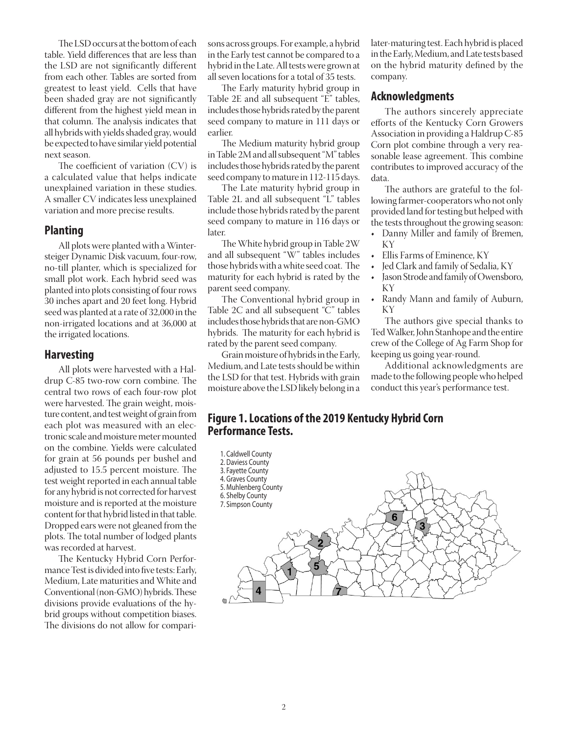The LSD occurs at the bottom of each table. Yield differences that are less than the LSD are not significantly different from each other. Tables are sorted from greatest to least yield. Cells that have been shaded gray are not significantly different from the highest yield mean in that column. The analysis indicates that all hybrids with yields shaded gray, would be expected to have similar yield potential next season.

The coefficient of variation (CV) is a calculated value that helps indicate unexplained variation in these studies. A smaller CV indicates less unexplained variation and more precise results.

## Planting

All plots were planted with a Wintersteiger Dynamic Disk vacuum, four-row, no-till planter, which is specialized for small plot work. Each hybrid seed was planted into plots consisting of four rows 30 inches apart and 20 feet long. Hybrid seed was planted at a rate of 32,000 in the non-irrigated locations and at 36,000 at the irrigated locations.

## Harvesting

All plots were harvested with a Haldrup C-85 two-row corn combine. The central two rows of each four-row plot were harvested. The grain weight, moisture content, and test weight of grain from each plot was measured with an electronic scale and moisture meter mounted on the combine. Yields were calculated for grain at 56 pounds per bushel and adjusted to 15.5 percent moisture. The test weight reported in each annual table for any hybrid is not corrected for harvest moisture and is reported at the moisture content for that hybrid listed in that table. Dropped ears were not gleaned from the plots. The total number of lodged plants was recorded at harvest.

The Kentucky Hybrid Corn Performance Test is divided into five tests: Early, Medium, Late maturities and White and Conventional (non-GMO) hybrids. These divisions provide evaluations of the hybrid groups without competition biases. The divisions do not allow for comparisons across groups. For example, a hybrid in the Early test cannot be compared to a hybrid in the Late. All tests were grown at all seven locations for a total of 35 tests.

The Early maturity hybrid group in Table 2E and all subsequent "E" tables, includes those hybrids rated by the parent seed company to mature in 111 days or earlier.

The Medium maturity hybrid group in Table 2M and all subsequent "M" tables includes those hybrids rated by the parent seed company to mature in 112-115 days.

The Late maturity hybrid group in Table 2L and all subsequent "L" tables include those hybrids rated by the parent seed company to mature in 116 days or later.

The White hybrid group in Table 2W and all subsequent "W" tables includes those hybrids with a white seed coat. The maturity for each hybrid is rated by the parent seed company.

The Conventional hybrid group in Table 2C and all subsequent "C" tables includes those hybrids that are non-GMO hybrids. The maturity for each hybrid is rated by the parent seed company.

Grain moisture of hybrids in the Early, Medium, and Late tests should be within the LSD for that test. Hybrids with grain moisture above the LSD likely belong in a later-maturing test. Each hybrid is placed in the Early, Medium, and Late tests based on the hybrid maturity defined by the company.

## Acknowledgments

The authors sincerely appreciate efforts of the Kentucky Corn Growers Association in providing a Haldrup C-85 Corn plot combine through a very reasonable lease agreement. This combine contributes to improved accuracy of the data.

The authors are grateful to the following farmer-cooperators who not only provided land for testing but helped with the tests throughout the growing season:

- Danny Miller and family of Bremen, KY
- Ellis Farms of Eminence, KY
- Jed Clark and family of Sedalia, KY
- Jason Strode and family of Owensboro, KY
- Randy Mann and family of Auburn, KY

The authors give special thanks to Ted Walker, John Stanhope and the entire crew of the College of Ag Farm Shop for keeping us going year-round.

Additional acknowledgments are made to the following people who helped conduct this year's performance test.

## Figure 1. Locations of the 2019 Kentucky Hybrid Corn Performance Tests.

1. Caldwell County
2. Daviess County
3. Fayette County
4. Graves County
5. Muhlenberg County
6. Shelby County
7. Simpson County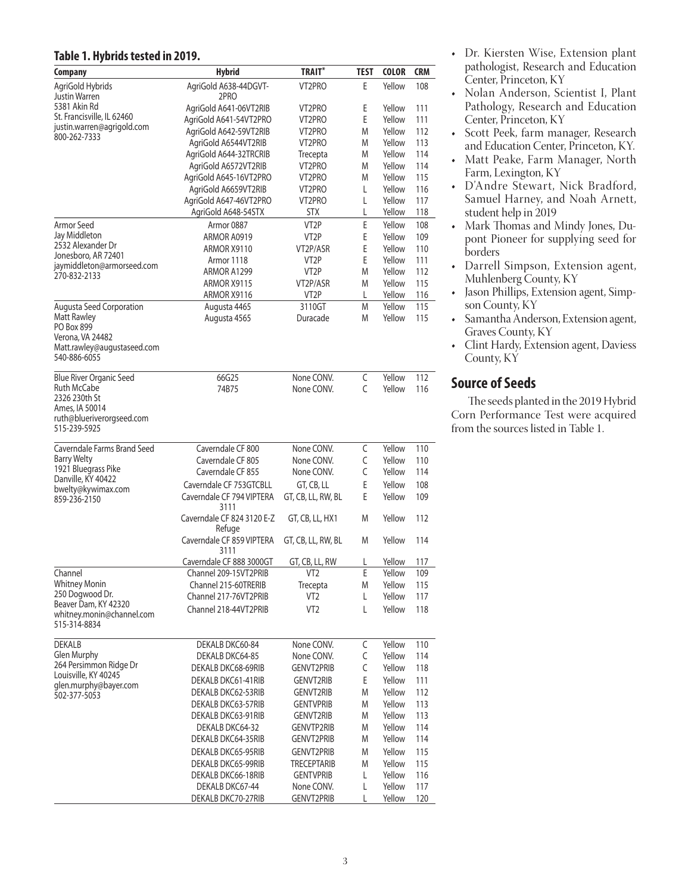## Table 1. Hybrids tested in 2019.

| Company | Hybrid | TRAIT* | TEST | COLOR | CRM |
|---|---|---|---|---|---|
| AgriGold Hybrids<br>Justin Warren<br>5381 Akin Rd<br>St. Francisville, IL 62460<br>justin.warren@agrigold.com<br>800-262-7333 | AgriGold A638-44DGVT-2PRO | VT2PRO | E | Yellow | 108 |
| | AgriGold A641-06VT2RIB | VT2PRO | E | Yellow | 111 |
| | AgriGold A641-54VT2PRO | VT2PRO | E | Yellow | 111 |
| | AgriGold A642-59VT2RIB | VT2PRO | M | Yellow | 112 |
| | AgriGold A6544VT2RIB | VT2PRO | M | Yellow | 113 |
| | AgriGold A644-32TRCRIB | Trecepta | M | Yellow | 114 |
| | AgriGold A6572VT2RIB | VT2PRO | M | Yellow | 114 |
| | AgriGold A645-16VT2PRO | VT2PRO | M | Yellow | 115 |
| | AgriGold A6659VT2RIB | VT2PRO | L | Yellow | 116 |
| | AgriGold A647-46VT2PRO | VT2PRO | L | Yellow | 117 |
| | AgriGold A648-54STX | STX | L | Yellow | 118 |
| Armor Seed<br>Jay Middleton<br>2532 Alexander Dr<br>Jonesboro, AR 72401<br>jaymiddleton@armorseed.com<br>270-832-2133 | Armor 0887 | VT2P | E | Yellow | 108 |
| | ARMOR A0919 | VT2P | E | Yellow | 109 |
| | ARMOR X9110 | VT2P/ASR | E | Yellow | 110 |
| | Armor 1118 | VT2P | E | Yellow | 111 |
| | ARMOR A1299 | VT2P | M | Yellow | 112 |
| | ARMOR X9115 | VT2P/ASR | M | Yellow | 115 |
| | ARMOR X9116 | VT2P | L | Yellow | 116 |
| Augusta Seed Corporation<br>Matt Rawley<br>PO Box 899<br>Verona, VA 24482<br>Matt.rawley@augustaseed.com<br>540-886-6055 | Augusta 4465 | 3110GT | M | Yellow | 115 |
| | Augusta 4565 | Duracade | M | Yellow | 115 |
| Blue River Organic Seed<br>Ruth McCabe<br>2326 230th St<br>Ames, IA 50014<br>ruth@blueriverorgseed.com<br>515-239-5925 | 66G25 | None CONV. | C | Yellow | 112 |
| | 74B75 | None CONV. | C | Yellow | 116 |
| Caverndale Farms Brand Seed<br>Barry Welty<br>1921 Bluegrass Pike<br>Danville, KY 40422<br>bwelty@kywimax.com<br>859-236-2150 | Caverndale CF 800 | None CONV. | C | Yellow | 110 |
| | Caverndale CF 805 | None CONV. | C | Yellow | 110 |
| | Caverndale CF 855 | None CONV. | C | Yellow | 114 |
| | Caverndale CF 753GTCBLL | GT, CB, LL | E | Yellow | 108 |
| | Caverndale CF 794 VIPTERA 3111 | GT, CB, LL, RW, BL | E | Yellow | 109 |
| | Caverndale CF 824 3120 E-Z Refuge | GT, CB, LL, HX1 | M | Yellow | 112 |
| | Caverndale CF 859 VIPTERA 3111 | GT, CB, LL, RW, BL | M | Yellow | 114 |
| | Caverndale CF 888 3000GT | GT, CB, LL, RW | L | Yellow | 117 |
| Channel<br>Whitney Monin<br>250 Dogwood Dr.<br>Beaver Dam, KY 42320<br>whitney.monin@channel.com<br>515-314-8834 | Channel 209-15VT2PRIB | VT2 | E | Yellow | 109 |
| | Channel 215-60TRERIB | Trecepta | M | Yellow | 115 |
| | Channel 217-76VT2PRIB | VT2 | L | Yellow | 117 |
| | Channel 218-44VT2PRIB | VT2 | L | Yellow | 118 |
| DEKALB<br>Glen Murphy<br>264 Persimmon Ridge Dr<br>Louisville, KY 40245<br>glen.murphy@bayer.com<br>502-377-5053 | DEKALB DKC60-84 | None CONV. | C | Yellow | 110 |
| | DEKALB DKC64-85 | None CONV. | C | Yellow | 114 |
| | DEKALB DKC68-69RIB | GENVT2PRIB | C | Yellow | 118 |
| | DEKALB DKC61-41RIB | GENVT2RIB | E | Yellow | 111 |
| | DEKALB DKC62-53RIB | GENVT2RIB | M | Yellow | 112 |
| | DEKALB DKC63-57RIB | GENTVPRIB | M | Yellow | 113 |
| | DEKALB DKC63-91RIB | GENVT2RIB | M | Yellow | 113 |
| | DEKALB DKC64-32 | GENVTP2RIB | M | Yellow | 114 |
| | DEKALB DKC64-35RIB | GENVT2PRIB | M | Yellow | 114 |
| | DEKALB DKC65-95RIB | GENVT2PRIB | M | Yellow | 115 |
| | DEKALB DKC65-99RIB | TRECEPTARIB | M | Yellow | 115 |
| | DEKALB DKC66-18RIB | GENTVPRIB | L | Yellow | 116 |
| | DEKALB DKC67-44 | None CONV. | L | Yellow | 117 |
| | DEKALB DKC70-27RIB | GENVT2PRIB | L | Yellow | 120 |

- Dr. Kiersten Wise, Extension plant pathologist, Research and Education Center, Princeton, KY
- Nolan Anderson, Scientist I, Plant Pathology, Research and Education Center, Princeton, KY
- Scott Peek, farm manager, Research and Education Center, Princeton, KY.
- Matt Peake, Farm Manager, North Farm, Lexington, KY
- D'Andre Stewart, Nick Bradford, Samuel Harney, and Noah Arnett, student help in 2019
- Mark Thomas and Mindy Jones, Dupont Pioneer for supplying seed for borders
- Darrell Simpson, Extension agent, Muhlenberg County, KY
- Jason Phillips, Extension agent, Simpson County, KY
- Samantha Anderson, Extension agent, Graves County, KY
- Clint Hardy, Extension agent, Daviess County, KY

## Source of Seeds

The seeds planted in the 2019 Hybrid Corn Performance Test were acquired from the sources listed in Table 1.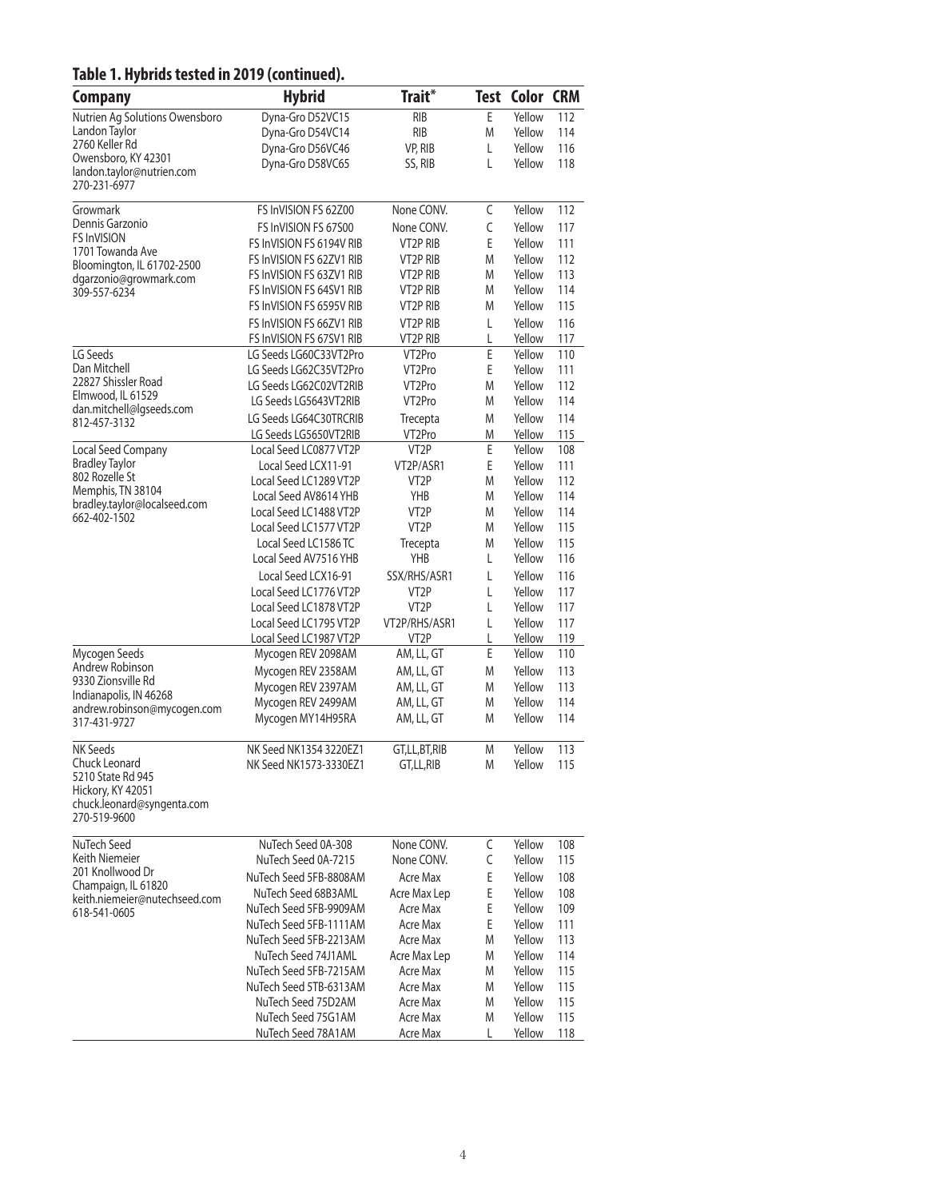## Table 1. Hybrids tested in 2019 (continued).

| Company | Hybrid | Trait* | Test | Color | CRM |
|---|---|---|---|---|---|
| Nutrien Ag Solutions Owensboro<br>Landon Taylor<br>2760 Keller Rd<br>Owensboro, KY 42301<br>landon.taylor@nutrien.com<br>270-231-6977 | Dyna-Gro D52VC15 | RIB | E | Yellow | 112 |
| | Dyna-Gro D54VC14 | RIB | M | Yellow | 114 |
| | Dyna-Gro D56VC46 | VP, RIB | L | Yellow | 116 |
| | Dyna-Gro D58VC65 | SS, RIB | L | Yellow | 118 |
| Growmark<br>Dennis Garzonio<br>FS InVISION<br>1701 Towanda Ave<br>Bloomington, IL 61702-2500<br>dgarzonio@growmark.com<br>309-557-6234 | FS InVISION FS 62Z00 | None CONV. | C | Yellow | 112 |
| | FS InVISION FS 67S00 | None CONV. | C | Yellow | 117 |
| | FS InVISION FS 6194V RIB | VT2P RIB | E | Yellow | 111 |
| | FS InVISION FS 62ZV1 RIB | VT2P RIB | M | Yellow | 112 |
| | FS InVISION FS 63ZV1 RIB | VT2P RIB | M | Yellow | 113 |
| | FS InVISION FS 64SV1 RIB | VT2P RIB | M | Yellow | 114 |
| | FS InVISION FS 6595V RIB | VT2P RIB | M | Yellow | 115 |
| | FS InVISION FS 66ZV1 RIB | VT2P RIB | L | Yellow | 116 |
| | FS InVISION FS 67SV1 RIB | VT2P RIB | L | Yellow | 117 |
| LG Seeds<br>Dan Mitchell<br>22827 Shissler Road<br>Elmwood, IL 61529<br>dan.mitchell@lgseeds.com<br>812-457-3132 | LG Seeds LG60C33VT2Pro | VT2Pro | E | Yellow | 110 |
| | LG Seeds LG62C35VT2Pro | VT2Pro | E | Yellow | 111 |
| | LG Seeds LG62C02VT2RIB | VT2Pro | M | Yellow | 112 |
| | LG Seeds LG5643VT2RIB | VT2Pro | M | Yellow | 114 |
| | LG Seeds LG64C30TRCRIB | Trecepta | M | Yellow | 114 |
| | LG Seeds LG5650VT2RIB | VT2Pro | M | Yellow | 115 |
| Local Seed Company<br>Bradley Taylor<br>802 Rozelle St<br>Memphis, TN 38104<br>bradley.taylor@localseed.com<br>662-402-1502 | Local Seed LC0877 VT2P | VT2P | E | Yellow | 108 |
| | Local Seed LCX11-91 | VT2P/ASR1 | E | Yellow | 111 |
| | Local Seed LC1289 VT2P | VT2P | M | Yellow | 112 |
| | Local Seed AV8614 YHB | YHB | M | Yellow | 114 |
| | Local Seed LC1488 VT2P | VT2P | M | Yellow | 114 |
| | Local Seed LC1577 VT2P | VT2P | M | Yellow | 115 |
| | Local Seed LC1586 TC | Trecepta | M | Yellow | 115 |
| | Local Seed AV7516 YHB | YHB | L | Yellow | 116 |
| | Local Seed LCX16-91 | SSX/RHS/ASR1 | L | Yellow | 116 |
| | Local Seed LC1776 VT2P | VT2P | L | Yellow | 117 |
| | Local Seed LC1878 VT2P | VT2P | L | Yellow | 117 |
| | Local Seed LC1795 VT2P | VT2P/RHS/ASR1 | L | Yellow | 117 |
| | Local Seed LC1987 VT2P | VT2P | L | Yellow | 119 |
| Mycogen Seeds<br>Andrew Robinson<br>9330 Zionsville Rd<br>Indianapolis, IN 46268<br>andrew.robinson@mycogen.com<br>317-431-9727 | Mycogen REV 2098AM | AM, LL, GT | E | Yellow | 110 |
| | Mycogen REV 2358AM | AM, LL, GT | M | Yellow | 113 |
| | Mycogen REV 2397AM | AM, LL, GT | M | Yellow | 113 |
| | Mycogen REV 2499AM | AM, LL, GT | M | Yellow | 114 |
| | Mycogen MY14H95RA | AM, LL, GT | M | Yellow | 114 |
| NK Seeds<br>Chuck Leonard<br>5210 State Rd 945<br>Hickory, KY 42051<br>chuck.leonard@syngenta.com<br>270-519-9600 | NK Seed NK1354 3220EZ1 | GT,LL,BT,RIB | M | Yellow | 113 |
| | NK Seed NK1573-3330EZ1 | GT,LL,RIB | M | Yellow | 115 |
| NuTech Seed<br>Keith Niemeier<br>201 Knollwood Dr<br>Champaign, IL 61820<br>keith.niemeier@nutechseed.com<br>618-541-0605 | NuTech Seed 0A-308 | None CONV. | C | Yellow | 108 |
| | NuTech Seed 0A-7215 | None CONV. | C | Yellow | 115 |
| | NuTech Seed 5FB-8808AM | Acre Max | E | Yellow | 108 |
| | NuTech Seed 68B3AML | Acre Max Lep | E | Yellow | 108 |
| | NuTech Seed 5FB-9909AM | Acre Max | E | Yellow | 109 |
| | NuTech Seed 5FB-1111AM | Acre Max | E | Yellow | 111 |
| | NuTech Seed 5FB-2213AM | Acre Max | M | Yellow | 113 |
| | NuTech Seed 74J1AML | Acre Max Lep | M | Yellow | 114 |
| | NuTech Seed 5FB-7215AM | Acre Max | M | Yellow | 115 |
| | NuTech Seed 5TB-6313AM | Acre Max | M | Yellow | 115 |
| | NuTech Seed 75D2AM | Acre Max | M | Yellow | 115 |
| | NuTech Seed 75G1AM | Acre Max | M | Yellow | 115 |
| | NuTech Seed 78A1AM | Acre Max | L | Yellow | 118 |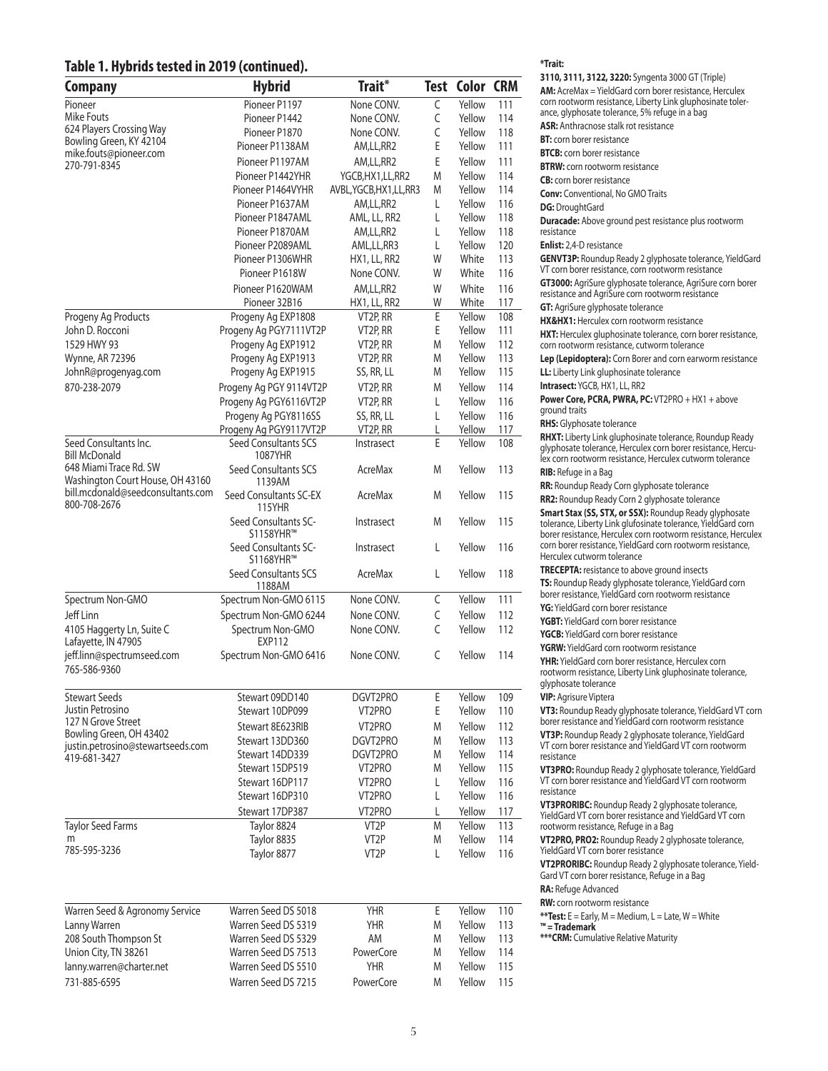## Table 1. Hybrids tested in 2019 (continued).

| Company | Hybrid | Trait* | Test | Color | CRM |
|---|---|---|---|---|---|
| Pioneer | Pioneer P1197 | None CONV. | C | Yellow | 111 |
| Mike Fouts | Pioneer P1442 | None CONV. | C | Yellow | 114 |
| 624 Players Crossing Way | Pioneer P1870 | None CONV. | C | Yellow | 118 |
| Bowling Green, KY 42104 | Pioneer P1138AM | AM,LL,RR2 | E | Yellow | 111 |
| mike.fouts@pioneer.com | Pioneer P1197AM | AM,LL,RR2 | E | Yellow | 111 |
| 270-791-8345 | Pioneer P1442YHR | YGCB,HX1,LL,RR2 | M | Yellow | 114 |
| | Pioneer P1464VYHR | AVBL,YGCB,HX1,LL,RR2 | M | Yellow | 114 |
| | Pioneer P1637AM | AM,LL,RR2 | L | Yellow | 116 |
| | Pioneer P1847AML | AML, LL, RR2 | L | Yellow | 118 |
| | Pioneer P1870AM | AM,LL,RR2 | L | Yellow | 118 |
| | Pioneer P2089AML | AML,LL,RR3 | L | Yellow | 120 |
| | Pioneer P1306WHR | HX1, LL, RR2 | W | White | 113 |
| | Pioneer P1618W | None CONV. | W | White | 116 |
| | Pioneer P1620WAM | AM,LL,RR2 | W | White | 116 |
| | Pioneer 32B16 | HX1, LL, RR2 | W | White | 117 |
| Progeny Ag Products | Progeny Ag EXP1808 | VT2P, RR | E | Yellow | 108 |
| John D. Rocconi | Progeny Ag PGY7111VT2P | VT2P, RR | E | Yellow | 111 |
| 1529 HWY 93 | Progeny Ag EXP1912 | VT2P, RR | M | Yellow | 112 |
| Wynne, AR 72396 | Progeny Ag EXP1913 | VT2P, RR | M | Yellow | 113 |
| JohnR@progenyag.com | Progeny Ag EXP1915 | SS, RR, LL | M | Yellow | 115 |
| 870-238-2079 | Progeny Ag PGY 9114VT2P | VT2P, RR | M | Yellow | 114 |
| | Progeny Ag PGY6116VT2P | VT2P, RR | L | Yellow | 116 |
| | Progeny Ag PGY8116SS | SS, RR, LL | L | Yellow | 116 |
| | Progeny Ag PGY9117VT2P | VT2P, RR | L | Yellow | 117 |
| Seed Consultants Inc. | Seed Consultants SCS 1087YHR | Instrasect | E | Yellow | 108 |
| Bill McDonald | Seed Consultants SCS 1139AM | AcreMax | M | Yellow | 113 |
| 648 Miami Trace Rd. SW | Seed Consultants SC-EX 115YHR | AcreMax | M | Yellow | 115 |
| Washington Court House, OH 43160 | Seed Consultants SC-S1158YHR™ | Instrasect | M | Yellow | 115 |
| bill.mcdonald@seedconsultants.com | Seed Consultants SC-S1168YHR™ | Instrasect | L | Yellow | 116 |
| 800-708-2676 | Seed Consultants SCS 1188AM | AcreMax | L | Yellow | 118 |
| Spectrum Non-GMO | Spectrum Non-GMO 6115 | None CONV. | C | Yellow | 111 |
| Jeff Linn | Spectrum Non-GMO 6244 | None CONV. | C | Yellow | 112 |
| 4105 Haggerty Ln, Suite C | Spectrum Non-GMO EXP112 | None CONV. | C | Yellow | 112 |
| Lafayette, IN 47905 | Spectrum Non-GMO 6416 | None CONV. | C | Yellow | 114 |
| jeff.linn@spectrumseed.com | | | | | |
| 765-586-9360 | | | | | |
| Stewart Seeds | Stewart 09DD140 | DGVT2PRO | E | Yellow | 109 |
| Justin Petrosino | Stewart 10DP099 | VT2PRO | E | Yellow | 110 |
| 127 N Grove Street | Stewart 8E623RIB | VT2PRO | M | Yellow | 112 |
| Bowling Green, OH 43402 | Stewart 13DD360 | DGVT2PRO | M | Yellow | 113 |
| justin.petrosino@stewartseeds.com | Stewart 14DD339 | DGVT2PRO | M | Yellow | 114 |
| 419-681-3427 | Stewart 15DP519 | VT2PRO | M | Yellow | 115 |
| | Stewart 16DP117 | VT2PRO | L | Yellow | 116 |
| | Stewart 16DP310 | VT2PRO | L | Yellow | 116 |
| | Stewart 17DP387 | VT2PRO | L | Yellow | 117 |
| Taylor Seed Farms | Taylor 8824 | VT2P | M | Yellow | 113 |
| m | Taylor 8835 | VT2P | M | Yellow | 114 |
| 785-595-3236 | Taylor 8877 | VT2P | L | Yellow | 116 |
| Warren Seed & Agronomy Service | Warren Seed DS 5018 | YHR | E | Yellow | 110 |
| Lanny Warren | Warren Seed DS 5319 | YHR | M | Yellow | 113 |
| 208 South Thompson St | Warren Seed DS 5329 | AM | M | Yellow | 113 |
| Union City, TN 38261 | Warren Seed DS 7513 | PowerCore | M | Yellow | 114 |
| lanny.warren@charter.net | Warren Seed DS 5510 | YHR | M | Yellow | 115 |
| 731-885-6595 | Warren Seed DS 7215 | PowerCore | M | Yellow | 115 |

**\*Trait:**

**3110, 3111, 3122, 3220:** Syngenta 3000 GT (Triple)
**AM:** AcreMax = YieldGard corn borer resistance, Herculex corn rootworm resistance, Liberty Link gluphosinate tolerance, glyphosate tolerance, 5% refuge in a bag
**ASR:** Anthracnose stalk rot resistance
**BT:** corn borer resistance
**BTCB:** corn borer resistance
**BTRW:** corn rootworm resistance
**CB:** corn borer resistance
**Conv:** Conventional, No GMO Traits
**DG:** DroughtGard
**Duracade:** Above ground pest resistance plus rootworm resistance
**Enlist:** 2,4-D resistance
**GENVT3P:** Roundup Ready 2 glyphosate tolerance, YieldGard VT corn borer resistance, corn rootworm resistance
**GT3000:** AgriSure glyphosate tolerance, AgriSure corn borer resistance and AgriSure corn rootworm resistance
**GT:** AgriSure glyphosate tolerance
**HX&HX1:** Herculex corn rootworm resistance
**HXT:** Herculex gluphosinate tolerance, corn borer resistance, corn rootworm resistance, cutworm tolerance
**Lep (Lepidoptera):** Corn Borer and corn earworm resistance
**LL:** Liberty Link gluphosinate tolerance
**Intrasect:** YGCB, HX1, LL, RR2
**Power Core, PCRA, PWRA, PC:** VT2PRO + HX1 + above ground traits
**RHS:** Glyphosate tolerance
**RHXT:** Liberty Link gluphosinate tolerance, Roundup Ready glyphosate tolerance, Herculex corn borer resistance, Herculex corn rootworm resistance, Herculex cutworm tolerance
**RIB:** Refuge in a Bag
**RR:** Roundup Ready Corn glyphosate tolerance
**RR2:** Roundup Ready Corn 2 glyphosate tolerance
**Smart Stax (SS, STX, or SSX):** Roundup Ready glyphosate tolerance, Liberty Link glufosinate tolerance, YieldGard corn borer resistance, Herculex corn rootworm resistance, Herculex corn borer resistance, YieldGard corn rootworm resistance, Herculex cutworm tolerance
**TRECEPTA:** resistance to above ground insects
**TS:** Roundup Ready glyphosate tolerance, YieldGard corn borer resistance, YieldGard corn rootworm resistance
**YG:** YieldGard corn borer resistance
**YGBT:** YieldGard corn borer resistance
**YGCB:** YieldGard corn borer resistance
**YGRW:** YieldGard corn rootworm resistance
**YHR:** YieldGard corn borer resistance, Herculex corn rootworm resistance, Liberty Link gluphosinate tolerance, glyphosate tolerance
**VIP:** Agrisure Viptera
**VT3:** Roundup Ready glyphosate tolerance, YieldGard VT corn borer resistance and YieldGard corn rootworm resistance
**VT3P:** Roundup Ready 2 glyphosate tolerance, YieldGard VT corn borer resistance and YieldGard VT corn rootworm resistance
**VT3PRO:** Roundup Ready 2 glyphosate tolerance, YieldGard VT corn borer resistance and YieldGard VT corn rootworm resistance
**VT3PRORIBC:** Roundup Ready 2 glyphosate tolerance, YieldGard VT corn borer resistance and YieldGard VT corn rootworm resistance, Refuge in a Bag
**VT2PRO, PRO2:** Roundup Ready 2 glyphosate tolerance, YieldGard VT corn borer resistance
**VT2PRORIBC:** Roundup Ready 2 glyphosate tolerance, YieldGard VT corn borer resistance, Refuge in a Bag
**RA:** Refuge Advanced
**RW:** corn rootworm resistance
**\*\*Test:** E = Early, M = Medium, L = Late, W = White
**™ = Trademark**
**\*\*\*CRM:** Cumulative Relative Maturity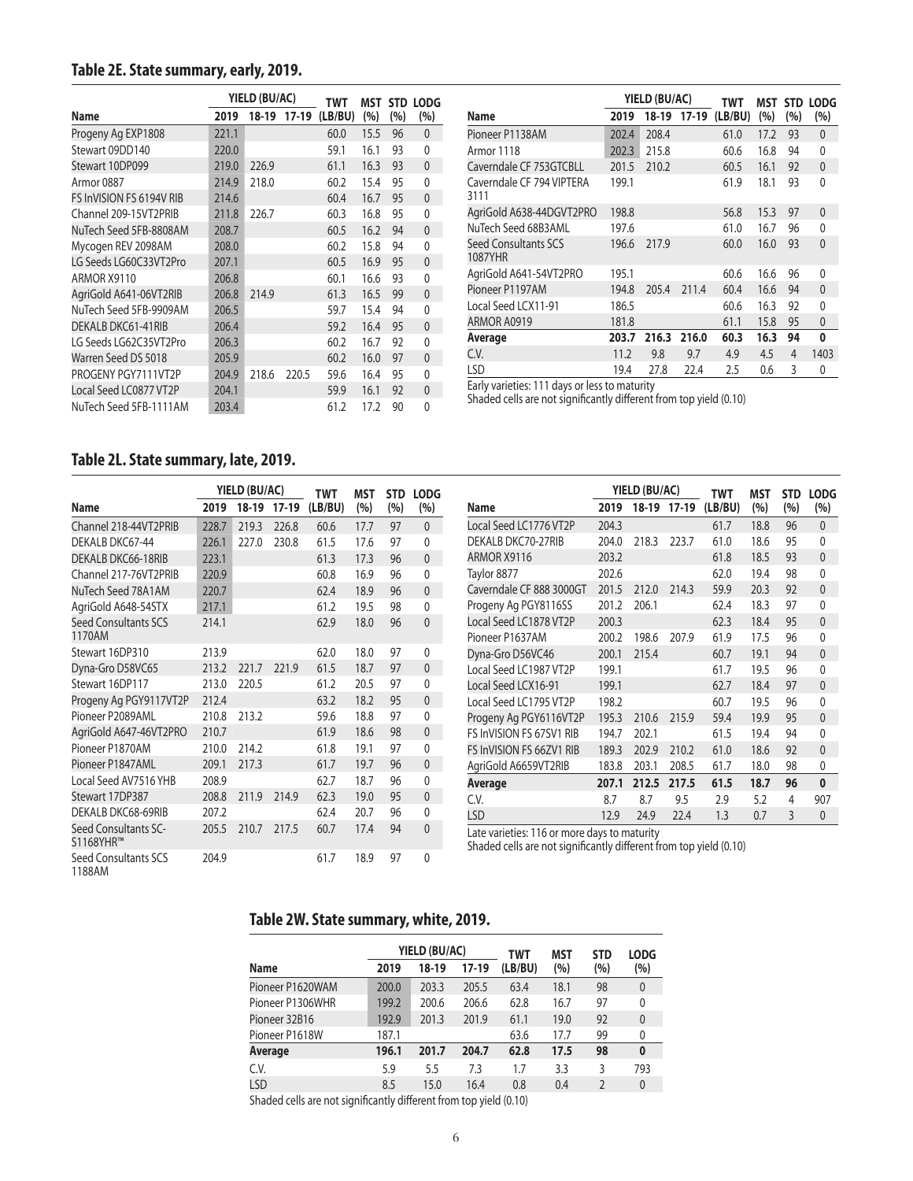## Table 2E. State summary, early, 2019.

| Name | YIELD (BU/AC) 2019 | 18-19 | 17-19 | TWT (LB/BU) | MST (%) | STD (%) | LODG (%) |
|---|---|---|---|---|---|---|---|
| Progeny Ag EXP1808 | 221.1 | | | 60.0 | 15.5 | 96 | 0 |
| Stewart 09DD140 | 220.0 | | | 59.1 | 16.1 | 93 | 0 |
| Stewart 10DP099 | 219.0 | 226.9 | | 61.1 | 16.3 | 93 | 0 |
| Armor 0887 | 214.9 | 218.0 | | 60.2 | 15.4 | 95 | 0 |
| FS InVISION FS 6194V RIB | 214.6 | | | 60.4 | 16.7 | 95 | 0 |
| Channel 209-15VT2PRIB | 211.8 | 226.7 | | 60.3 | 16.8 | 95 | 0 |
| NuTech Seed 5FB-8808AM | 208.7 | | | 60.5 | 16.2 | 94 | 0 |
| Mycogen REV 2098AM | 208.0 | | | 60.2 | 15.8 | 94 | 0 |
| LG Seeds LG60C33VT2Pro | 207.1 | | | 60.5 | 16.9 | 95 | 0 |
| ARMOR X9110 | 206.8 | | | 60.1 | 16.6 | 93 | 0 |
| AgriGold A641-06VT2RIB | 206.8 | 214.9 | | 61.3 | 16.5 | 99 | 0 |
| NuTech Seed 5FB-9909AM | 206.5 | | | 59.7 | 15.4 | 94 | 0 |
| DEKALB DKC61-41RIB | 206.4 | | | 59.2 | 16.4 | 95 | 0 |
| LG Seeds LG62C35VT2Pro | 206.3 | | | 60.2 | 16.7 | 92 | 0 |
| Warren Seed DS 5018 | 205.9 | | | 60.2 | 16.0 | 97 | 0 |
| PROGENY PGY7111VT2P | 204.9 | 218.6 | 220.5 | 59.6 | 16.4 | 95 | 0 |
| Local Seed LC0877 VT2P | 204.1 | | | 59.9 | 16.1 | 92 | 0 |
| NuTech Seed 5FB-1111AM | 203.4 | | | 61.2 | 17.2 | 90 | 0 |
| Pioneer P1138AM | 202.4 | 208.4 | | 61.0 | 17.2 | 93 | 0 |
| Armor 1118 | 202.3 | 215.8 | | 60.6 | 16.8 | 94 | 0 |
| Caverndale CF 753GTCBLL | 201.5 | 210.2 | | 60.5 | 16.1 | 92 | 0 |
| Caverndale CF 794 VIPTERA 3111 | 199.1 | | | 61.9 | 18.1 | 93 | 0 |
| AgriGold A638-44DGVT2PRO | 198.8 | | | 56.8 | 15.3 | 97 | 0 |
| NuTech Seed 68B3AML | 197.6 | | | 61.0 | 16.7 | 96 | 0 |
| Seed Consultants SCS 1087YHR | 196.6 | 217.9 | | 60.0 | 16.0 | 93 | 0 |
| AgriGold A641-54VT2PRO | 195.1 | | | 60.6 | 16.6 | 96 | 0 |
| Pioneer P1197AM | 194.8 | 205.4 | 211.4 | 60.4 | 16.6 | 94 | 0 |
| Local Seed LCX11-91 | 186.5 | | | 60.6 | 16.3 | 92 | 0 |
| ARMOR A0919 | 181.8 | | | 61.1 | 15.8 | 95 | 0 |
| **Average** | **203.7** | **216.3** | **216.0** | **60.3** | **16.3** | **94** | **0** |
| C.V. | 11.2 | 9.8 | 9.7 | 4.9 | 4.5 | 4 | 1403 |
| LSD | 19.4 | 27.8 | 22.4 | 2.5 | 0.6 | 3 | 0 |

Early varieties: 111 days or less to maturity
Shaded cells are not significantly different from top yield (0.10)

## Table 2L. State summary, late, 2019.

| Name | YIELD (BU/AC) 2019 | 18-19 | 17-19 | TWT (LB/BU) | MST (%) | STD (%) | LODG (%) |
|---|---|---|---|---|---|---|---|
| Channel 218-44VT2PRIB | 228.7 | 219.3 | 226.8 | 60.6 | 17.7 | 97 | 0 |
| DEKALB DKC67-44 | 226.1 | 227.0 | 230.8 | 61.5 | 17.6 | 97 | 0 |
| DEKALB DKC66-18RIB | 223.1 | | | 61.3 | 17.3 | 96 | 0 |
| Channel 217-76VT2PRIB | 220.9 | | | 60.8 | 16.9 | 96 | 0 |
| NuTech Seed 78A1AM | 220.7 | | | 62.4 | 18.9 | 96 | 0 |
| AgriGold A648-54STX | 217.1 | | | 61.2 | 19.5 | 98 | 0 |
| Seed Consultants SCS 1170AM | 214.1 | | | 62.9 | 18.0 | 96 | 0 |
| Stewart 16DP310 | 213.9 | | | 62.0 | 18.0 | 97 | 0 |
| Dyna-Gro D58VC65 | 213.2 | 221.7 | 221.9 | 61.5 | 18.7 | 97 | 0 |
| Stewart 16DP117 | 213.0 | 220.5 | | 61.2 | 20.5 | 97 | 0 |
| Progeny Ag PGY9117VT2P | 212.4 | | | 63.2 | 18.2 | 95 | 0 |
| Pioneer P2089AML | 210.8 | 213.2 | | 59.6 | 18.8 | 97 | 0 |
| AgriGold A647-46VT2PRO | 210.7 | | | 61.9 | 18.6 | 98 | 0 |
| Pioneer P1870AM | 210.0 | 214.2 | | 61.8 | 19.1 | 97 | 0 |
| Pioneer P1847AML | 209.1 | 217.3 | | 61.7 | 19.7 | 96 | 0 |
| Local Seed AV7516 YHB | 208.9 | | | 62.7 | 18.7 | 96 | 0 |
| Stewart 17DP387 | 208.8 | 211.9 | 214.9 | 62.3 | 19.0 | 95 | 0 |
| DEKALB DKC68-69RIB | 207.2 | | | 62.4 | 20.7 | 96 | 0 |
| Seed Consultants SC-S1168YHR™ | 205.5 | 210.7 | 217.5 | 60.7 | 17.4 | 94 | 0 |
| Seed Consultants SCS 1188AM | 204.9 | | | 61.7 | 18.9 | 97 | 0 |
| Local Seed LC1776 VT2P | 204.3 | | | 61.7 | 18.8 | 96 | 0 |
| DEKALB DKC70-27RIB | 204.0 | 218.3 | 223.7 | 61.0 | 18.6 | 95 | 0 |
| ARMOR X9116 | 203.2 | | | 61.8 | 18.5 | 93 | 0 |
| Taylor 8877 | 202.6 | | | 62.0 | 19.4 | 98 | 0 |
| Caverndale CF 888 3000GT | 201.5 | 212.0 | 214.3 | 59.9 | 20.3 | 92 | 0 |
| Progeny Ag PGY8116SS | 201.2 | 206.1 | | 62.4 | 18.3 | 97 | 0 |
| Local Seed LC1878 VT2P | 200.3 | | | 62.3 | 18.4 | 95 | 0 |
| Pioneer P1637AM | 200.2 | 198.6 | 207.9 | 61.9 | 17.5 | 96 | 0 |
| Dyna-Gro D56VC46 | 200.1 | 215.4 | | 60.7 | 19.1 | 94 | 0 |
| Local Seed LC1987 VT2P | 199.1 | | | 61.7 | 19.5 | 96 | 0 |
| Local Seed LCX16-91 | 199.1 | | | 62.7 | 18.4 | 97 | 0 |
| Local Seed LC1795 VT2P | 198.2 | | | 60.7 | 19.5 | 96 | 0 |
| Progeny Ag PGY6116VT2P | 195.3 | 210.6 | 215.9 | 59.4 | 19.9 | 95 | 0 |
| FS InVISION FS 67SV1 RIB | 194.7 | 202.1 | | 61.5 | 19.4 | 94 | 0 |
| FS InVISION FS 66ZV1 RIB | 189.3 | 202.9 | 210.2 | 61.0 | 18.6 | 92 | 0 |
| AgriGold A6659VT2RIB | 183.8 | 203.1 | 208.5 | 61.7 | 18.0 | 98 | 0 |
| **Average** | **207.1** | **212.5** | **217.5** | **61.5** | **18.7** | **96** | **0** |
| C.V. | 8.7 | 8.7 | 9.5 | 2.9 | 5.2 | 4 | 907 |
| LSD | 12.9 | 24.9 | 22.4 | 1.3 | 0.7 | 3 | 0 |

Late varieties: 116 or more days to maturity
Shaded cells are not significantly different from top yield (0.10)

## Table 2W. State summary, white, 2019.

| Name | YIELD (BU/AC) 2019 | 18-19 | 17-19 | TWT (LB/BU) | MST (%) | STD (%) | LODG (%) |
|---|---|---|---|---|---|---|---|
| Pioneer P1620WAM | 200.0 | 203.3 | 205.5 | 63.4 | 18.1 | 98 | 0 |
| Pioneer P1306WHR | 199.2 | 200.6 | 206.6 | 62.8 | 16.7 | 97 | 0 |
| Pioneer 32B16 | 192.9 | 201.3 | 201.9 | 61.1 | 19.0 | 92 | 0 |
| Pioneer P1618W | 187.1 | | | 63.6 | 17.7 | 99 | 0 |
| **Average** | **196.1** | **201.7** | **204.7** | **62.8** | **17.5** | **98** | **0** |
| C.V. | 5.9 | 5.5 | 7.3 | 1.7 | 3.3 | 3 | 793 |
| LSD | 8.5 | 15.0 | 16.4 | 0.8 | 0.4 | 2 | 0 |

Shaded cells are not significantly different from top yield (0.10)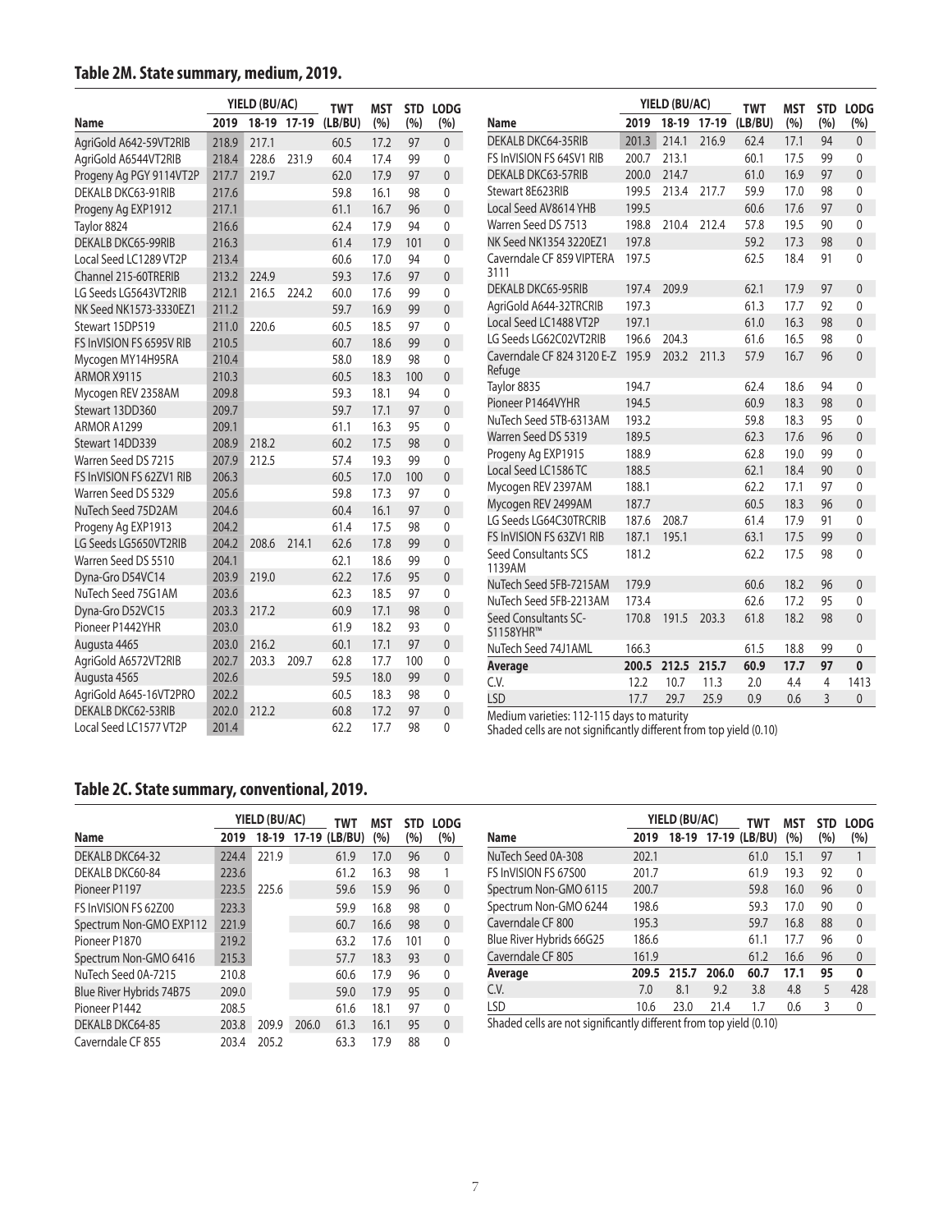## Table 2M. State summary, medium, 2019.

| Name | YIELD (BU/AC) 2019 | 18-19 | 17-19 | TWT (LB/BU) | MST (%) | STD (%) | LODG (%) |
|---|---|---|---|---|---|---|---|
| AgriGold A642-59VT2RIB | 218.9 | 217.1 | | 60.5 | 17.2 | 97 | 0 |
| AgriGold A6544VT2RIB | 218.4 | 228.6 | 231.9 | 60.4 | 17.4 | 99 | 0 |
| Progeny Ag PGY 9114VT2P | 217.7 | 219.7 | | 62.0 | 17.9 | 97 | 0 |
| DEKALB DKC63-91RIB | 217.6 | | | 59.8 | 16.1 | 98 | 0 |
| Progeny Ag EXP1912 | 217.1 | | | 61.1 | 16.7 | 96 | 0 |
| Taylor 8824 | 216.6 | | | 62.4 | 17.9 | 94 | 0 |
| DEKALB DKC65-99RIB | 216.3 | | | 61.4 | 17.9 | 101 | 0 |
| Local Seed LC1289 VT2P | 213.4 | | | 60.6 | 17.0 | 94 | 0 |
| Channel 215-60TRERIB | 213.2 | 224.9 | | 59.3 | 17.6 | 97 | 0 |
| LG Seeds LG5643VT2RIB | 212.1 | 216.5 | 224.2 | 60.0 | 17.6 | 99 | 0 |
| NK Seed NK1573-3330EZ1 | 211.2 | | | 59.7 | 16.9 | 99 | 0 |
| Stewart 15DP519 | 211.0 | 220.6 | | 60.5 | 18.5 | 97 | 0 |
| FS InVISION FS 6595V RIB | 210.5 | | | 60.7 | 18.6 | 99 | 0 |
| Mycogen MY14H95RA | 210.4 | | | 58.0 | 18.9 | 98 | 0 |
| ARMOR X9115 | 210.3 | | | 60.5 | 18.3 | 100 | 0 |
| Mycogen REV 2358AM | 209.8 | | | 59.3 | 18.1 | 94 | 0 |
| Stewart 13DD360 | 209.7 | | | 59.7 | 17.1 | 97 | 0 |
| ARMOR A1299 | 209.1 | | | 61.1 | 16.3 | 95 | 0 |
| Stewart 14DD339 | 208.9 | 218.2 | | 60.2 | 17.5 | 98 | 0 |
| Warren Seed DS 7215 | 207.9 | 212.5 | | 57.4 | 19.3 | 99 | 0 |
| FS InVISION FS 62ZV1 RIB | 206.3 | | | 60.5 | 17.0 | 100 | 0 |
| Warren Seed DS 5329 | 205.6 | | | 59.8 | 17.3 | 97 | 0 |
| NuTech Seed 75D2AM | 204.6 | | | 60.4 | 16.1 | 97 | 0 |
| Progeny Ag EXP1913 | 204.2 | | | 61.4 | 17.5 | 98 | 0 |
| LG Seeds LG5650VT2RIB | 204.2 | 208.6 | 214.1 | 62.6 | 17.8 | 99 | 0 |
| Warren Seed DS 5510 | 204.1 | | | 62.1 | 18.6 | 99 | 0 |
| Dyna-Gro D54VC14 | 203.9 | 219.0 | | 62.2 | 17.6 | 95 | 0 |
| NuTech Seed 75G1AM | 203.6 | | | 62.3 | 18.5 | 97 | 0 |
| Dyna-Gro D52VC15 | 203.3 | 217.2 | | 60.9 | 17.1 | 98 | 0 |
| Pioneer P1442YHR | 203.0 | | | 61.9 | 18.2 | 93 | 0 |
| Augusta 4465 | 203.0 | 216.2 | | 60.1 | 17.1 | 97 | 0 |
| AgriGold A6572VT2RIB | 202.7 | 203.3 | 209.7 | 62.8 | 17.7 | 100 | 0 |
| Augusta 4565 | 202.6 | | | 59.5 | 18.0 | 99 | 0 |
| AgriGold A645-16VT2PRO | 202.2 | | | 60.5 | 18.3 | 98 | 0 |
| DEKALB DKC62-53RIB | 202.0 | 212.2 | | 60.8 | 17.2 | 97 | 0 |
| Local Seed LC1577 VT2P | 201.4 | | | 62.2 | 17.7 | 98 | 0 |
| DEKALB DKC64-35RIB | 201.3 | 214.1 | 216.9 | 62.4 | 17.1 | 94 | 0 |
| FS InVISION FS 64SV1 RIB | 200.7 | 213.1 | | 60.1 | 17.5 | 99 | 0 |
| DEKALB DKC63-57RIB | 200.0 | 214.7 | | 61.0 | 16.9 | 97 | 0 |
| Stewart 8E623RIB | 199.5 | 213.4 | 217.7 | 59.9 | 17.0 | 98 | 0 |
| Local Seed AV8614 YHB | 199.5 | | | 60.6 | 17.6 | 97 | 0 |
| Warren Seed DS 7513 | 198.8 | 210.4 | 212.4 | 57.8 | 19.5 | 90 | 0 |
| NK Seed NK1354 3220EZ1 | 197.8 | | | 59.2 | 17.3 | 98 | 0 |
| Caverndale CF 859 VIPTERA 3111 | 197.5 | | | 62.5 | 18.4 | 91 | 0 |
| DEKALB DKC65-95RIB | 197.4 | 209.9 | | 62.1 | 17.9 | 97 | 0 |
| AgriGold A644-32TRCRIB | 197.3 | | | 61.3 | 17.7 | 92 | 0 |
| Local Seed LC1488 VT2P | 197.1 | | | 61.0 | 16.3 | 98 | 0 |
| LG Seeds LG62C02VT2RIB | 196.6 | 204.3 | | 61.6 | 16.5 | 98 | 0 |
| Caverndale CF 824 3120 E-Z Refuge | 195.9 | 203.2 | 211.3 | 57.9 | 16.7 | 96 | 0 |
| Taylor 8835 | 194.7 | | | 62.4 | 18.6 | 94 | 0 |
| Pioneer P1464VYHR | 194.5 | | | 60.9 | 18.3 | 98 | 0 |
| NuTech Seed 5TB-6313AM | 193.2 | | | 59.8 | 18.3 | 95 | 0 |
| Warren Seed DS 5319 | 189.5 | | | 62.3 | 17.6 | 96 | 0 |
| Progeny Ag EXP1915 | 188.9 | | | 62.8 | 19.0 | 99 | 0 |
| Local Seed LC1586 TC | 188.5 | | | 62.1 | 18.4 | 90 | 0 |
| Mycogen REV 2397AM | 188.1 | | | 62.2 | 17.1 | 97 | 0 |
| Mycogen REV 2499AM | 187.7 | | | 60.5 | 18.3 | 96 | 0 |
| LG Seeds LG64C30TRCRIB | 187.6 | 208.7 | | 61.4 | 17.9 | 91 | 0 |
| FS InVISION FS 63ZV1 RIB | 187.1 | 195.1 | | 63.1 | 17.5 | 99 | 0 |
| Seed Consultants SCS 1139AM | 181.2 | | | 62.2 | 17.5 | 98 | 0 |
| NuTech Seed 5FB-7215AM | 179.9 | | | 60.6 | 18.2 | 96 | 0 |
| NuTech Seed 5FB-2213AM | 173.4 | | | 62.6 | 17.2 | 95 | 0 |
| Seed Consultants SC-S1158YHR™ | 170.8 | 191.5 | 203.3 | 61.8 | 18.2 | 98 | 0 |
| NuTech Seed 74J1AML | 166.3 | | | 61.5 | 18.8 | 99 | 0 |
| **Average** | **200.5** | **212.5** | **215.7** | **60.9** | **17.7** | **97** | **0** |
| C.V. | 12.2 | 10.7 | 11.3 | 2.0 | 4.4 | 4 | 1413 |
| LSD | 17.7 | 29.7 | 25.9 | 0.9 | 0.6 | 3 | 0 |

Medium varieties: 112-115 days to maturity

Shaded cells are not significantly different from top yield (0.10)

## Table 2C. State summary, conventional, 2019.

| Name | YIELD (BU/AC) 2019 | 18-19 | 17-19 | TWT (LB/BU) | MST (%) | STD (%) | LODG (%) |
|---|---|---|---|---|---|---|---|
| DEKALB DKC64-32 | 224.4 | 221.9 | | 61.9 | 17.0 | 96 | 0 |
| DEKALB DKC60-84 | 223.6 | | | 61.2 | 16.3 | 98 | 1 |
| Pioneer P1197 | 223.5 | 225.6 | | 59.6 | 15.9 | 96 | 0 |
| FS InVISION FS 62Z00 | 223.3 | | | 59.9 | 16.8 | 98 | 0 |
| Spectrum Non-GMO EXP112 | 221.9 | | | 60.7 | 16.6 | 98 | 0 |
| Pioneer P1870 | 219.2 | | | 63.2 | 17.6 | 101 | 0 |
| Spectrum Non-GMO 6416 | 215.3 | | | 57.7 | 18.3 | 93 | 0 |
| NuTech Seed 0A-7215 | 210.8 | | | 60.6 | 17.9 | 96 | 0 |
| Blue River Hybrids 74B75 | 209.0 | | | 59.0 | 17.9 | 95 | 0 |
| Pioneer P1442 | 208.5 | | | 61.6 | 18.1 | 97 | 0 |
| DEKALB DKC64-85 | 203.8 | 209.9 | 206.0 | 61.3 | 16.1 | 95 | 0 |
| Caverndale CF 855 | 203.4 | 205.2 | | 63.3 | 17.9 | 88 | 0 |
| NuTech Seed 0A-308 | 202.1 | | | 61.0 | 15.1 | 97 | 1 |
| FS InVISION FS 67S00 | 201.7 | | | 61.9 | 19.3 | 92 | 0 |
| Spectrum Non-GMO 6115 | 200.7 | | | 59.8 | 16.0 | 96 | 0 |
| Spectrum Non-GMO 6244 | 198.6 | | | 59.3 | 17.0 | 90 | 0 |
| Caverndale CF 800 | 195.3 | | | 59.7 | 16.8 | 88 | 0 |
| Blue River Hybrids 66G25 | 186.6 | | | 61.1 | 17.7 | 96 | 0 |
| Caverndale CF 805 | 161.9 | | | 61.2 | 16.6 | 96 | 0 |
| **Average** | **209.5** | **215.7** | **206.0** | **60.7** | **17.1** | **95** | **0** |
| C.V. | 7.0 | 8.1 | 9.2 | 3.8 | 4.8 | 5 | 428 |
| LSD | 10.6 | 23.0 | 21.4 | 1.7 | 0.6 | 3 | 0 |

Shaded cells are not significantly different from top yield (0.10)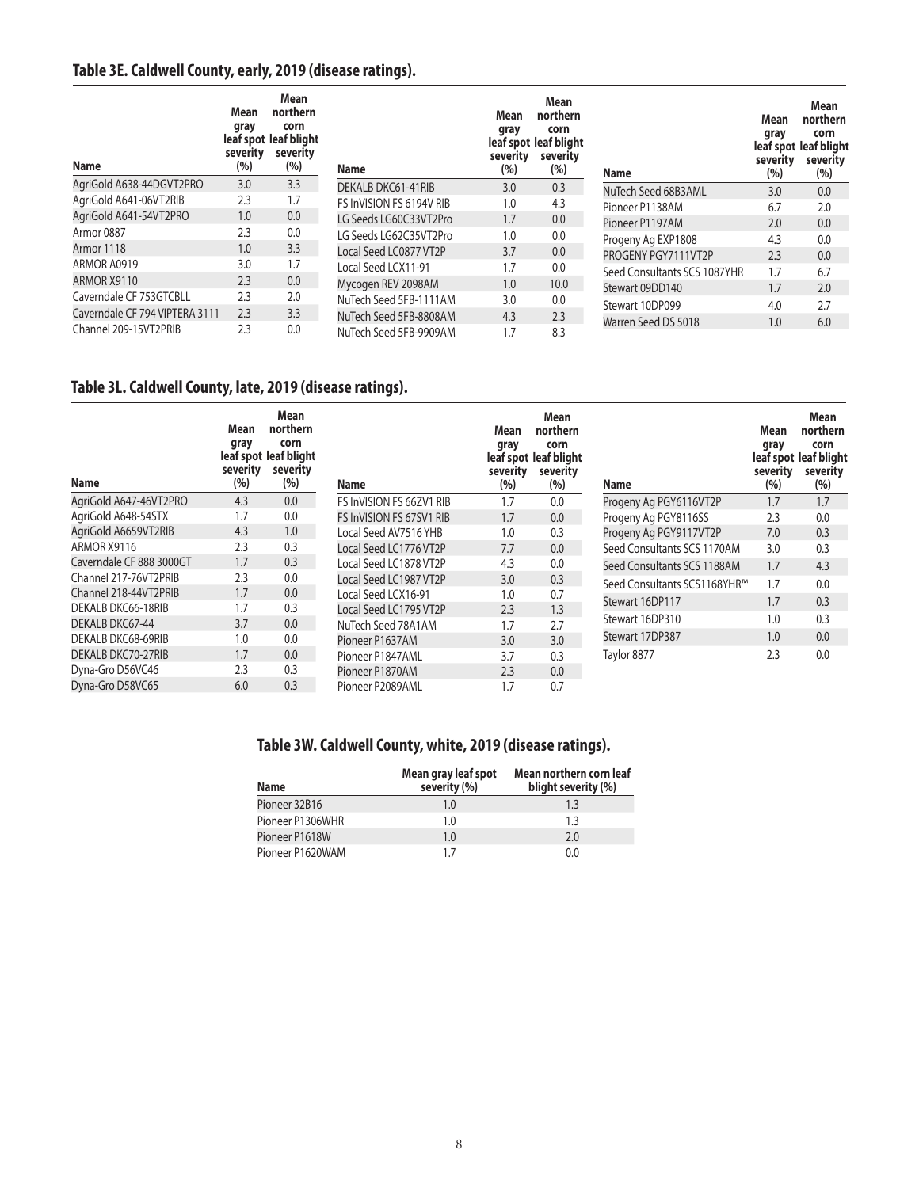## Table 3E. Caldwell County, early, 2019 (disease ratings).

| Name | Mean gray leaf spot severity (%) | Mean northern corn leaf blight severity (%) |
|---|---|---|
| AgriGold A638-44DGVT2PRO | 3.0 | 3.3 |
| AgriGold A641-06VT2RIB | 2.3 | 1.7 |
| AgriGold A641-54VT2PRO | 1.0 | 0.0 |
| Armor 0887 | 2.3 | 0.0 |
| Armor 1118 | 1.0 | 3.3 |
| ARMOR A0919 | 3.0 | 1.7 |
| ARMOR X9110 | 2.3 | 0.0 |
| Caverndale CF 753GTCBLL | 2.3 | 2.0 |
| Caverndale CF 794 VIPTERA 3111 | 2.3 | 3.3 |
| Channel 209-15VT2PRIB | 2.3 | 0.0 |
| DEKALB DKC61-41RIB | 3.0 | 0.3 |
| FS InVISION FS 6194V RIB | 1.0 | 4.3 |
| LG Seeds LG60C33VT2Pro | 1.7 | 0.0 |
| LG Seeds LG62C35VT2Pro | 1.0 | 0.0 |
| Local Seed LC0877 VT2P | 3.7 | 0.0 |
| Local Seed LCX11-91 | 1.7 | 0.0 |
| Mycogen REV 2098AM | 1.0 | 10.0 |
| NuTech Seed 5FB-1111AM | 3.0 | 0.0 |
| NuTech Seed 5FB-8808AM | 4.3 | 2.3 |
| NuTech Seed 5FB-9909AM | 1.7 | 8.3 |
| NuTech Seed 68B3AML | 3.0 | 0.0 |
| Pioneer P1138AM | 6.7 | 2.0 |
| Pioneer P1197AM | 2.0 | 0.0 |
| Progeny Ag EXP1808 | 4.3 | 0.0 |
| PROGENY PGY7111VT2P | 2.3 | 0.0 |
| Seed Consultants SCS 1087YHR | 1.7 | 6.7 |
| Stewart 09DD140 | 1.7 | 2.0 |
| Stewart 10DP099 | 4.0 | 2.7 |
| Warren Seed DS 5018 | 1.0 | 6.0 |

## Table 3L. Caldwell County, late, 2019 (disease ratings).

| Name | Mean gray leaf spot severity (%) | Mean northern corn leaf blight severity (%) |
|---|---|---|
| AgriGold A647-46VT2PRO | 4.3 | 0.0 |
| AgriGold A648-54STX | 1.7 | 0.0 |
| AgriGold A6659VT2RIB | 4.3 | 1.0 |
| ARMOR X9116 | 2.3 | 0.3 |
| Caverndale CF 888 3000GT | 1.7 | 0.3 |
| Channel 217-76VT2PRIB | 2.3 | 0.0 |
| Channel 218-44VT2PRIB | 1.7 | 0.0 |
| DEKALB DKC66-18RIB | 1.7 | 0.3 |
| DEKALB DKC67-44 | 3.7 | 0.0 |
| DEKALB DKC68-69RIB | 1.0 | 0.0 |
| DEKALB DKC70-27RIB | 1.7 | 0.0 |
| Dyna-Gro D56VC46 | 2.3 | 0.3 |
| Dyna-Gro D58VC65 | 6.0 | 0.3 |
| FS InVISION FS 66ZV1 RIB | 1.7 | 0.0 |
| FS InVISION FS 67SV1 RIB | 1.7 | 0.0 |
| Local Seed AV7516 YHB | 1.0 | 0.3 |
| Local Seed LC1776 VT2P | 7.7 | 0.0 |
| Local Seed LC1878 VT2P | 4.3 | 0.0 |
| Local Seed LC1987 VT2P | 3.0 | 0.3 |
| Local Seed LCX16-91 | 1.0 | 0.7 |
| Local Seed LC1795 VT2P | 2.3 | 1.3 |
| NuTech Seed 78A1AM | 1.7 | 2.7 |
| Pioneer P1637AM | 3.0 | 3.0 |
| Pioneer P1847AML | 3.7 | 0.3 |
| Pioneer P1870AM | 2.3 | 0.0 |
| Pioneer P2089AML | 1.7 | 0.7 |
| Progeny Ag PGY6116VT2P | 1.7 | 1.7 |
| Progeny Ag PGY8116SS | 2.3 | 0.0 |
| Progeny Ag PGY9117VT2P | 7.0 | 0.3 |
| Seed Consultants SCS 1170AM | 3.0 | 0.3 |
| Seed Consultants SCS 1188AM | 1.7 | 4.3 |
| Seed Consultants SCS1168YHR™ | 1.7 | 0.0 |
| Stewart 16DP117 | 1.7 | 0.3 |
| Stewart 16DP310 | 1.0 | 0.3 |
| Stewart 17DP387 | 1.0 | 0.0 |
| Taylor 8877 | 2.3 | 0.0 |

## Table 3W. Caldwell County, white, 2019 (disease ratings).

| Name | Mean gray leaf spot severity (%) | Mean northern corn leaf blight severity (%) |
|---|---|---|
| Pioneer 32B16 | 1.0 | 1.3 |
| Pioneer P1306WHR | 1.0 | 1.3 |
| Pioneer P1618W | 1.0 | 2.0 |
| Pioneer P1620WAM | 1.7 | 0.0 |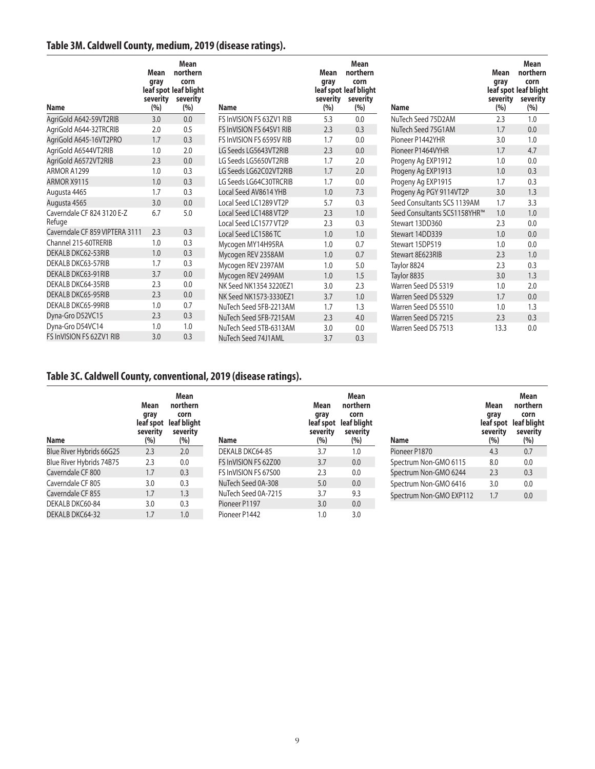## Table 3M. Caldwell County, medium, 2019 (disease ratings).

| Name | Mean gray leaf spot severity (%) | Mean northern corn leaf blight severity (%) |
|---|---|---|
| AgriGold A642-59VT2RIB | 3.0 | 0.0 |
| AgriGold A644-32TRCRIB | 2.0 | 0.5 |
| AgriGold A645-16VT2PRO | 1.7 | 0.3 |
| AgriGold A6544VT2RIB | 1.0 | 2.0 |
| AgriGold A6572VT2RIB | 2.3 | 0.0 |
| ARMOR A1299 | 1.0 | 0.3 |
| ARMOR X9115 | 1.0 | 0.3 |
| Augusta 4465 | 1.7 | 0.3 |
| Augusta 4565 | 3.0 | 0.0 |
| Caverndale CF 824 3120 E-Z Refuge | 6.7 | 5.0 |
| Caverndale CF 859 VIPTERA 3111 | 2.3 | 0.3 |
| Channel 215-60TRERIB | 1.0 | 0.3 |
| DEKALB DKC62-53RIB | 1.0 | 0.3 |
| DEKALB DKC63-57RIB | 1.7 | 0.3 |
| DEKALB DKC63-91RIB | 3.7 | 0.0 |
| DEKALB DKC64-35RIB | 2.3 | 0.0 |
| DEKALB DKC65-95RIB | 2.3 | 0.0 |
| DEKALB DKC65-99RIB | 1.0 | 0.7 |
| Dyna-Gro D52VC15 | 2.3 | 0.3 |
| Dyna-Gro D54VC14 | 1.0 | 1.0 |
| FS InVISION FS 62ZV1 RIB | 3.0 | 0.3 |
| FS InVISION FS 63ZV1 RIB | 5.3 | 0.0 |
| FS InVISION FS 64SV1 RIB | 2.3 | 0.3 |
| FS InVISION FS 6595V RIB | 1.7 | 0.0 |
| LG Seeds LG5643VT2RIB | 2.3 | 0.0 |
| LG Seeds LG5650VT2RIB | 1.7 | 2.0 |
| LG Seeds LG62C02VT2RIB | 1.7 | 2.0 |
| LG Seeds LG64C30TRCRIB | 1.7 | 0.0 |
| Local Seed AV8614 YHB | 1.0 | 7.3 |
| Local Seed LC1289 VT2P | 5.7 | 0.3 |
| Local Seed LC1488 VT2P | 2.3 | 1.0 |
| Local Seed LC1577 VT2P | 2.3 | 0.3 |
| Local Seed LC1586 TC | 1.0 | 1.0 |
| Mycogen MY14H95RA | 1.0 | 0.7 |
| Mycogen REV 2358AM | 1.0 | 0.7 |
| Mycogen REV 2397AM | 1.0 | 5.0 |
| Mycogen REV 2499AM | 1.0 | 1.5 |
| NK Seed NK1354 3220EZ1 | 3.0 | 2.3 |
| NK Seed NK1573-3330EZ1 | 3.7 | 1.0 |
| NuTech Seed 5FB-2213AM | 1.7 | 1.3 |
| NuTech Seed 5FB-7215AM | 2.3 | 4.0 |
| NuTech Seed 5TB-6313AM | 3.0 | 0.0 |
| NuTech Seed 74J1AML | 3.7 | 0.3 |
| NuTech Seed 75D2AM | 2.3 | 1.0 |
| NuTech Seed 75G1AM | 1.7 | 0.0 |
| Pioneer P1442YHR | 3.0 | 1.0 |
| Pioneer P1464VYHR | 1.7 | 4.7 |
| Progeny Ag EXP1912 | 1.0 | 0.0 |
| Progeny Ag EXP1913 | 1.0 | 0.3 |
| Progeny Ag EXP1915 | 1.7 | 0.3 |
| Progeny Ag PGY 9114VT2P | 3.0 | 1.3 |
| Seed Consultants SCS 1139AM | 1.7 | 3.3 |
| Seed Consultants SCS1158YHR™ | 1.0 | 1.0 |
| Stewart 13DD360 | 2.3 | 0.0 |
| Stewart 14DD339 | 1.0 | 0.0 |
| Stewart 15DP519 | 1.0 | 0.0 |
| Stewart 8E623RIB | 2.3 | 1.0 |
| Taylor 8824 | 2.3 | 0.3 |
| Taylor 8835 | 3.0 | 1.3 |
| Warren Seed DS 5319 | 1.0 | 2.0 |
| Warren Seed DS 5329 | 1.7 | 0.0 |
| Warren Seed DS 5510 | 1.0 | 1.3 |
| Warren Seed DS 7215 | 2.3 | 0.3 |
| Warren Seed DS 7513 | 13.3 | 0.0 |

## Table 3C. Caldwell County, conventional, 2019 (disease ratings).

| Name | Mean gray leaf spot severity (%) | Mean northern corn leaf blight severity (%) |
|---|---|---|
| Blue River Hybrids 66G25 | 2.3 | 2.0 |
| Blue River Hybrids 74B75 | 2.3 | 0.0 |
| Caverndale CF 800 | 1.7 | 0.3 |
| Caverndale CF 805 | 3.0 | 0.3 |
| Caverndale CF 855 | 1.7 | 1.3 |
| DEKALB DKC60-84 | 3.0 | 0.3 |
| DEKALB DKC64-32 | 1.7 | 1.0 |
| DEKALB DKC64-85 | 3.7 | 1.0 |
| FS InVISION FS 62Z00 | 3.7 | 0.0 |
| FS InVISION FS 67S00 | 2.3 | 0.0 |
| NuTech Seed 0A-308 | 5.0 | 0.0 |
| NuTech Seed 0A-7215 | 3.7 | 9.3 |
| Pioneer P1197 | 3.0 | 0.0 |
| Pioneer P1442 | 1.0 | 3.0 |
| Pioneer P1870 | 4.3 | 0.7 |
| Spectrum Non-GMO 6115 | 8.0 | 0.0 |
| Spectrum Non-GMO 6244 | 2.3 | 0.3 |
| Spectrum Non-GMO 6416 | 3.0 | 0.0 |
| Spectrum Non-GMO EXP112 | 1.7 | 0.0 |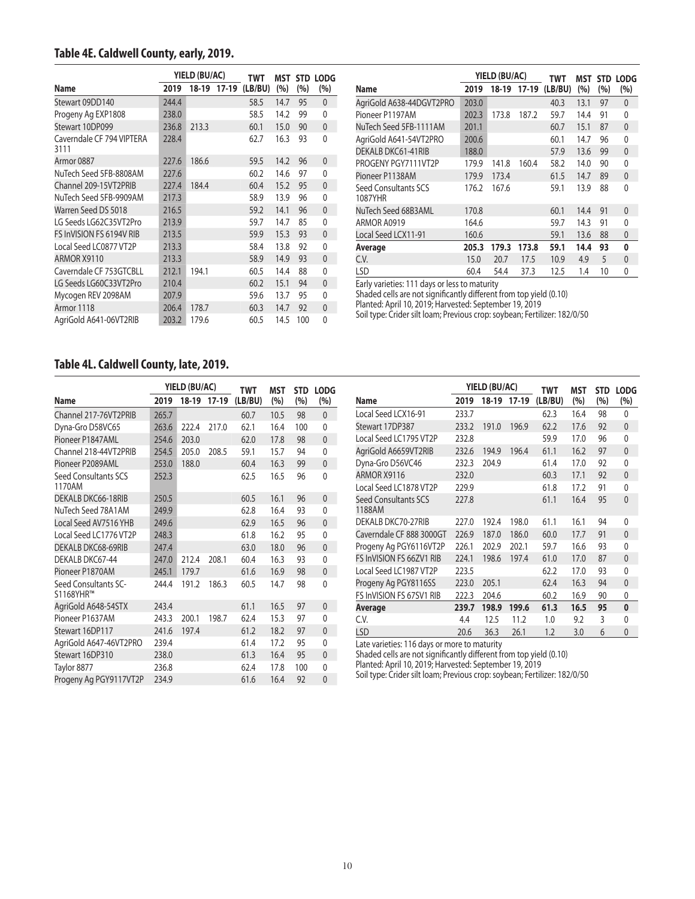## Table 4E. Caldwell County, early, 2019.

| Name | YIELD (BU/AC) 2019 | 18-19 | 17-19 | TWT (LB/BU) | MST (%) | STD (%) | LODG (%) |
|---|---|---|---|---|---|---|---|
| Stewart 09DD140 | 244.4 | | | 58.5 | 14.7 | 95 | 0 |
| Progeny Ag EXP1808 | 238.0 | | | 58.5 | 14.2 | 99 | 0 |
| Stewart 10DP099 | 236.8 | 213.3 | | 60.1 | 15.0 | 90 | 0 |
| Caverndale CF 794 VIPTERA 3111 | 228.4 | | | 62.7 | 16.3 | 93 | 0 |
| Armor 0887 | 227.6 | 186.6 | | 59.5 | 14.2 | 96 | 0 |
| NuTech Seed 5FB-8808AM | 227.6 | | | 60.2 | 14.6 | 97 | 0 |
| Channel 209-15VT2PRIB | 227.4 | 184.4 | | 60.4 | 15.2 | 95 | 0 |
| NuTech Seed 5FB-9909AM | 217.3 | | | 58.9 | 13.9 | 96 | 0 |
| Warren Seed DS 5018 | 216.5 | | | 59.2 | 14.1 | 96 | 0 |
| LG Seeds LG62C35VT2Pro | 213.9 | | | 59.7 | 14.7 | 85 | 0 |
| FS InVISION FS 6194V RIB | 213.5 | | | 59.9 | 15.3 | 93 | 0 |
| Local Seed LC0877 VT2P | 213.3 | | | 58.4 | 13.8 | 92 | 0 |
| ARMOR X9110 | 213.3 | | | 58.9 | 14.9 | 93 | 0 |
| Caverndale CF 753GTCBLL | 212.1 | 194.1 | | 60.5 | 14.4 | 88 | 0 |
| LG Seeds LG60C33VT2Pro | 210.4 | | | 60.2 | 15.1 | 94 | 0 |
| Mycogen REV 2098AM | 207.9 | | | 59.6 | 13.7 | 95 | 0 |
| Armor 1118 | 206.4 | 178.7 | | 60.3 | 14.7 | 92 | 0 |
| AgriGold A641-06VT2RIB | 203.2 | 179.6 | | 60.5 | 14.5 | 100 | 0 |
| AgriGold A638-44DGVT2PRO | 203.0 | | | 40.3 | 13.1 | 97 | 0 |
| Pioneer P1197AM | 202.3 | 173.8 | 187.2 | 59.7 | 14.4 | 91 | 0 |
| NuTech Seed 5FB-1111AM | 201.1 | | | 60.7 | 15.1 | 87 | 0 |
| AgriGold A641-54VT2PRO | 200.6 | | | 60.1 | 14.7 | 96 | 0 |
| DEKALB DKC61-41RIB | 188.0 | | | 57.9 | 13.6 | 99 | 0 |
| PROGENY PGY7111VT2P | 179.9 | 141.8 | 160.4 | 58.2 | 14.0 | 90 | 0 |
| Pioneer P1138AM | 179.9 | 173.4 | | 61.5 | 14.7 | 89 | 0 |
| Seed Consultants SCS 1087YHR | 176.2 | 167.6 | | 59.1 | 13.9 | 88 | 0 |
| NuTech Seed 68B3AML | 170.8 | | | 60.1 | 14.4 | 91 | 0 |
| ARMOR A0919 | 164.6 | | | 59.7 | 14.3 | 91 | 0 |
| Local Seed LCX11-91 | 160.6 | | | 59.1 | 13.6 | 88 | 0 |
| **Average** | **205.3** | **179.3** | **173.8** | **59.1** | **14.4** | **93** | **0** |
| C.V. | 15.0 | 20.7 | 17.5 | 10.9 | 4.9 | 5 | 0 |
| LSD | 60.4 | 54.4 | 37.3 | 12.5 | 1.4 | 10 | 0 |

Early varieties: 111 days or less to maturity
Shaded cells are not significantly different from top yield (0.10)
Planted: April 10, 2019; Harvested: September 19, 2019
Soil type: Crider silt loam; Previous crop: soybean; Fertilizer: 182/0/50

## Table 4L. Caldwell County, late, 2019.

| Name | YIELD (BU/AC) 2019 | 18-19 | 17-19 | TWT (LB/BU) | MST (%) | STD (%) | LODG (%) |
|---|---|---|---|---|---|---|---|
| Channel 217-76VT2PRIB | 265.7 | | | 60.7 | 10.5 | 98 | 0 |
| Dyna-Gro D58VC65 | 263.6 | 222.4 | 217.0 | 62.1 | 16.4 | 100 | 0 |
| Pioneer P1847AML | 254.6 | 203.0 | | 62.0 | 17.8 | 98 | 0 |
| Channel 218-44VT2PRIB | 254.5 | 205.0 | 208.5 | 59.1 | 15.7 | 94 | 0 |
| Pioneer P2089AML | 253.0 | 188.0 | | 60.4 | 16.3 | 99 | 0 |
| Seed Consultants SCS 1170AM | 252.3 | | | 62.5 | 16.5 | 96 | 0 |
| DEKALB DKC66-18RIB | 250.5 | | | 60.5 | 16.1 | 96 | 0 |
| NuTech Seed 78A1AM | 249.9 | | | 62.8 | 16.4 | 93 | 0 |
| Local Seed AV7516 YHB | 249.6 | | | 62.9 | 16.5 | 96 | 0 |
| Local Seed LC1776 VT2P | 248.3 | | | 61.8 | 16.2 | 95 | 0 |
| DEKALB DKC68-69RIB | 247.4 | | | 63.0 | 18.0 | 96 | 0 |
| DEKALB DKC67-44 | 247.0 | 212.4 | 208.1 | 60.4 | 16.3 | 93 | 0 |
| Pioneer P1870AM | 245.1 | 179.7 | | 61.6 | 16.9 | 98 | 0 |
| Seed Consultants SC-S1168YHR™ | 244.4 | 191.2 | 186.3 | 60.5 | 14.7 | 98 | 0 |
| AgriGold A648-54STX | 243.4 | | | 61.1 | 16.5 | 97 | 0 |
| Pioneer P1637AM | 243.3 | 200.1 | 198.7 | 62.4 | 15.3 | 97 | 0 |
| Stewart 16DP117 | 241.6 | 197.4 | | 61.2 | 18.2 | 97 | 0 |
| AgriGold A647-46VT2PRO | 239.4 | | | 61.4 | 17.2 | 95 | 0 |
| Stewart 16DP310 | 238.0 | | | 61.3 | 16.4 | 95 | 0 |
| Taylor 8877 | 236.8 | | | 62.4 | 17.8 | 100 | 0 |
| Progeny Ag PGY9117VT2P | 234.9 | | | 61.6 | 16.4 | 92 | 0 |
| Local Seed LCX16-91 | 233.7 | | | 62.3 | 16.4 | 98 | 0 |
| Stewart 17DP387 | 233.2 | 191.0 | 196.9 | 62.2 | 17.6 | 92 | 0 |
| Local Seed LC1795 VT2P | 232.8 | | | 59.9 | 17.0 | 96 | 0 |
| AgriGold A6659VT2RIB | 232.6 | 194.9 | 196.4 | 61.1 | 16.2 | 97 | 0 |
| Dyna-Gro D56VC46 | 232.3 | 204.9 | | 61.4 | 17.0 | 92 | 0 |
| ARMOR X9116 | 232.0 | | | 60.3 | 17.1 | 92 | 0 |
| Local Seed LC1878 VT2P | 229.9 | | | 61.8 | 17.2 | 91 | 0 |
| Seed Consultants SCS 1188AM | 227.8 | | | 61.1 | 16.4 | 95 | 0 |
| DEKALB DKC70-27RIB | 227.0 | 192.4 | 198.0 | 61.1 | 16.1 | 94 | 0 |
| Caverndale CF 888 3000GT | 226.9 | 187.0 | 186.0 | 60.0 | 17.7 | 91 | 0 |
| Progeny Ag PGY6116VT2P | 226.1 | 202.9 | 202.1 | 59.7 | 16.6 | 93 | 0 |
| FS InVISION FS 66ZV1 RIB | 224.1 | 198.6 | 197.4 | 61.0 | 17.0 | 87 | 0 |
| Local Seed LC1987 VT2P | 223.5 | | | 62.2 | 17.0 | 93 | 0 |
| Progeny Ag PGY8116SS | 223.0 | 205.1 | | 62.4 | 16.3 | 94 | 0 |
| FS InVISION FS 67SV1 RIB | 222.3 | 204.6 | | 60.2 | 16.9 | 90 | 0 |
| **Average** | **239.7** | **198.9** | **199.6** | **61.3** | **16.5** | **95** | **0** |
| C.V. | 4.4 | 12.5 | 11.2 | 1.0 | 9.2 | 3 | 0 |
| LSD | 20.6 | 36.3 | 26.1 | 1.2 | 3.0 | 6 | 0 |

Late varieties: 116 days or more to maturity
Shaded cells are not significantly different from top yield (0.10)
Planted: April 10, 2019; Harvested: September 19, 2019
Soil type: Crider silt loam; Previous crop: soybean; Fertilizer: 182/0/50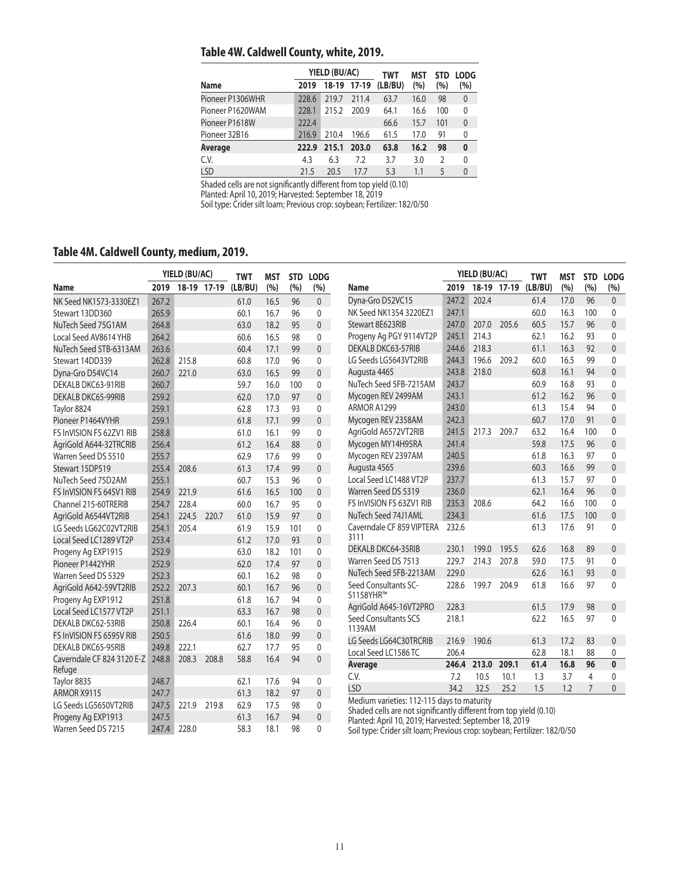## Table 4W. Caldwell County, white, 2019.

| Name | YIELD (BU/AC) 2019 | 18-19 | 17-19 | TWT (LB/BU) | MST (%) | STD (%) | LODG (%) |
|---|---|---|---|---|---|---|---|
| Pioneer P1306WHR | 228.6 | 219.7 | 211.4 | 63.7 | 16.0 | 98 | 0 |
| Pioneer P1620WAM | 228.1 | 215.2 | 200.9 | 64.1 | 16.6 | 100 | 0 |
| Pioneer P1618W | 222.4 | | | 66.6 | 15.7 | 101 | 0 |
| Pioneer 32B16 | 216.9 | 210.4 | 196.6 | 61.5 | 17.0 | 91 | 0 |
| **Average** | **222.9** | **215.1** | **203.0** | **63.8** | **16.2** | **98** | **0** |
| C.V. | 4.3 | 6.3 | 7.2 | 3.7 | 3.0 | 2 | 0 |
| LSD | 21.5 | 20.5 | 17.7 | 5.3 | 1.1 | 5 | 0 |

Shaded cells are not significantly different from top yield (0.10)
Planted: April 10, 2019; Harvested: September 18, 2019
Soil type: Crider silt loam; Previous crop: soybean; Fertilizer: 182/0/50

## Table 4M. Caldwell County, medium, 2019.

| Name | YIELD (BU/AC) 2019 | 18-19 | 17-19 | TWT (LB/BU) | MST (%) | STD (%) | LODG (%) |
|---|---|---|---|---|---|---|---|
| NK Seed NK1573-3330EZ1 | 267.2 | | | 61.0 | 16.5 | 96 | 0 |
| Stewart 13DD360 | 265.9 | | | 60.1 | 16.7 | 96 | 0 |
| NuTech Seed 75G1AM | 264.8 | | | 63.0 | 18.2 | 95 | 0 |
| Local Seed AV8614 YHB | 264.2 | | | 60.6 | 16.5 | 98 | 0 |
| NuTech Seed 5TB-6313AM | 263.6 | | | 60.4 | 17.1 | 99 | 0 |
| Stewart 14DD339 | 262.8 | 215.8 | | 60.8 | 17.0 | 96 | 0 |
| Dyna-Gro D54VC14 | 260.7 | 221.0 | | 63.0 | 16.5 | 99 | 0 |
| DEKALB DKC63-91RIB | 260.7 | | | 59.7 | 16.0 | 100 | 0 |
| DEKALB DKC65-99RIB | 259.2 | | | 62.0 | 17.0 | 97 | 0 |
| Taylor 8824 | 259.1 | | | 62.8 | 17.3 | 93 | 0 |
| Pioneer P1464VYHR | 259.1 | | | 61.8 | 17.1 | 99 | 0 |
| FS InVISION FS 62ZV1 RIB | 258.8 | | | 61.0 | 16.1 | 99 | 0 |
| AgriGold A644-32TRCRIB | 256.4 | | | 61.2 | 16.4 | 88 | 0 |
| Warren Seed DS 5510 | 255.7 | | | 62.9 | 17.6 | 99 | 0 |
| Stewart 15DP519 | 255.4 | 208.6 | | 61.3 | 17.4 | 99 | 0 |
| NuTech Seed 75D2AM | 255.1 | | | 60.7 | 15.3 | 96 | 0 |
| FS InVISION FS 64SV1 RIB | 254.9 | 221.9 | | 61.6 | 16.5 | 100 | 0 |
| Channel 215-60TRERIB | 254.7 | 228.4 | | 60.0 | 16.7 | 95 | 0 |
| AgriGold A6544VT2RIB | 254.1 | 224.5 | 220.7 | 61.0 | 15.9 | 97 | 0 |
| LG Seeds LG62C02VT2RIB | 254.1 | 205.4 | | 61.9 | 15.9 | 101 | 0 |
| Local Seed LC1289 VT2P | 253.4 | | | 61.2 | 17.0 | 93 | 0 |
| Progeny Ag EXP1915 | 252.9 | | | 63.0 | 18.2 | 101 | 0 |
| Pioneer P1442YHR | 252.9 | | | 62.0 | 17.4 | 97 | 0 |
| Warren Seed DS 5329 | 252.3 | | | 60.1 | 16.2 | 98 | 0 |
| AgriGold A642-59VT2RIB | 252.2 | 207.3 | | 60.1 | 16.7 | 96 | 0 |
| Progeny Ag EXP1912 | 251.8 | | | 61.8 | 16.7 | 94 | 0 |
| Local Seed LC1577 VT2P | 251.1 | | | 63.3 | 16.7 | 98 | 0 |
| DEKALB DKC62-53RIB | 250.8 | 226.4 | | 60.1 | 16.4 | 96 | 0 |
| FS InVISION FS 6595V RIB | 250.5 | | | 61.6 | 18.0 | 99 | 0 |
| DEKALB DKC65-95RIB | 249.8 | 222.1 | | 62.7 | 17.7 | 95 | 0 |
| Caverndale CF 824 3120 E-Z Refuge | 248.8 | 208.3 | 208.8 | 58.8 | 16.4 | 94 | 0 |
| Taylor 8835 | 248.7 | | | 62.1 | 17.6 | 94 | 0 |
| ARMOR X9115 | 247.7 | | | 61.3 | 18.2 | 97 | 0 |
| LG Seeds LG5650VT2RIB | 247.5 | 221.9 | 219.8 | 62.9 | 17.5 | 98 | 0 |
| Progeny Ag EXP1913 | 247.5 | | | 61.3 | 16.7 | 94 | 0 |
| Warren Seed DS 7215 | 247.4 | 228.0 | | 58.3 | 18.1 | 98 | 0 |
| Dyna-Gro D52VC15 | 247.2 | 202.4 | | 61.4 | 17.0 | 96 | 0 |
| NK Seed NK1354 3220EZ1 | 247.1 | | | 60.0 | 16.3 | 100 | 0 |
| Stewart 8E623RIB | 247.0 | 207.0 | 205.6 | 60.5 | 15.7 | 96 | 0 |
| Progeny Ag PGY 9114VT2P | 245.1 | 214.3 | | 62.1 | 16.2 | 93 | 0 |
| DEKALB DKC63-57RIB | 244.6 | 218.3 | | 61.1 | 16.3 | 92 | 0 |
| LG Seeds LG5643VT2RIB | 244.3 | 196.6 | 209.2 | 60.0 | 16.5 | 99 | 0 |
| Augusta 4465 | 243.8 | 218.0 | | 60.8 | 16.1 | 94 | 0 |
| NuTech Seed 5FB-7215AM | 243.7 | | | 60.9 | 16.8 | 93 | 0 |
| Mycogen REV 2499AM | 243.1 | | | 61.2 | 16.2 | 96 | 0 |
| ARMOR A1299 | 243.0 | | | 61.3 | 15.4 | 94 | 0 |
| Mycogen REV 2358AM | 242.3 | | | 60.7 | 17.0 | 91 | 0 |
| AgriGold A6572VT2RIB | 241.5 | 217.3 | 209.7 | 63.2 | 16.4 | 100 | 0 |
| Mycogen MY14H95RA | 241.4 | | | 59.8 | 17.5 | 96 | 0 |
| Mycogen REV 2397AM | 240.5 | | | 61.8 | 16.3 | 97 | 0 |
| Augusta 4565 | 239.6 | | | 60.3 | 16.6 | 99 | 0 |
| Local Seed LC1488 VT2P | 237.7 | | | 61.3 | 15.7 | 97 | 0 |
| Warren Seed DS 5319 | 236.0 | | | 62.1 | 16.4 | 96 | 0 |
| FS InVISION FS 63ZV1 RIB | 235.3 | 208.6 | | 64.2 | 16.6 | 100 | 0 |
| NuTech Seed 74J1AML | 234.3 | | | 61.6 | 17.5 | 100 | 0 |
| Caverndale CF 859 VIPTERA 3111 | 232.6 | | | 61.3 | 17.6 | 91 | 0 |
| DEKALB DKC64-35RIB | 230.1 | 199.0 | 195.5 | 62.6 | 16.8 | 89 | 0 |
| Warren Seed DS 7513 | 229.7 | 214.3 | 207.8 | 59.0 | 17.5 | 91 | 0 |
| NuTech Seed 5FB-2213AM | 229.0 | | | 62.6 | 16.1 | 93 | 0 |
| Seed Consultants SC-S1158YHR™ | 228.6 | 199.7 | 204.9 | 61.8 | 16.6 | 97 | 0 |
| AgriGold A645-16VT2PRO | 228.3 | | | 61.5 | 17.9 | 98 | 0 |
| Seed Consultants SCS 1139AM | 218.1 | | | 62.2 | 16.5 | 97 | 0 |
| LG Seeds LG64C30TRCRIB | 216.9 | 190.6 | | 61.3 | 17.2 | 83 | 0 |
| Local Seed LC1586 TC | 206.4 | | | 62.8 | 18.1 | 88 | 0 |
| **Average** | **246.4** | **213.0** | **209.1** | **61.4** | **16.8** | **96** | **0** |
| C.V. | 7.2 | 10.5 | 10.1 | 1.3 | 3.7 | 4 | 0 |
| LSD | 34.2 | 32.5 | 25.2 | 1.5 | 1.2 | 7 | 0 |

Medium varieties: 112-115 days to maturity
Shaded cells are not significantly different from top yield (0.10)
Planted: April 10, 2019; Harvested: September 18, 2019
Soil type: Crider silt loam; Previous crop: soybean; Fertilizer: 182/0/50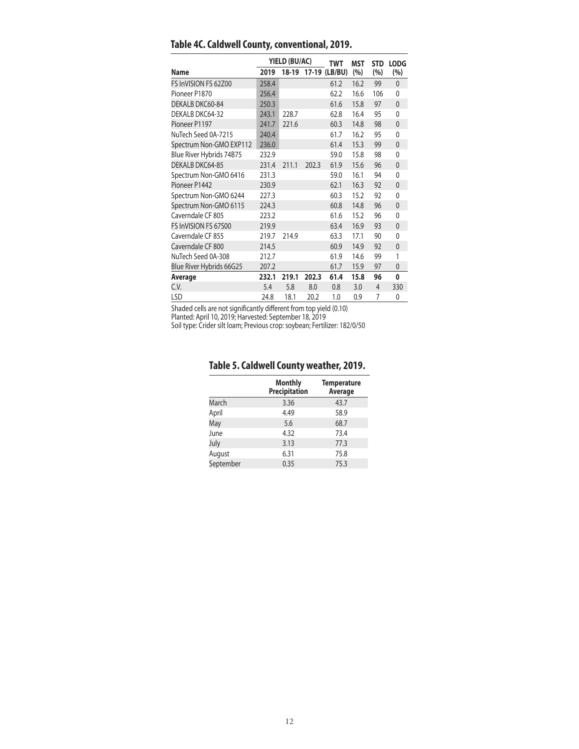## Table 4C. Caldwell County, conventional, 2019.

| Name | YIELD (BU/AC) 2019 | 18-19 | 17-19 | TWT (LB/BU) | MST (%) | STD (%) | LODG (%) |
|---|---|---|---|---|---|---|---|
| FS InVISION FS 62Z00 | 258.4 | | | 61.2 | 16.2 | 99 | 0 |
| Pioneer P1870 | 256.4 | | | 62.2 | 16.6 | 106 | 0 |
| DEKALB DKC60-84 | 250.3 | | | 61.6 | 15.8 | 97 | 0 |
| DEKALB DKC64-32 | 243.1 | 228.7 | | 62.8 | 16.4 | 95 | 0 |
| Pioneer P1197 | 241.7 | 221.6 | | 60.3 | 14.8 | 98 | 0 |
| NuTech Seed 0A-7215 | 240.4 | | | 61.7 | 16.2 | 95 | 0 |
| Spectrum Non-GMO EXP112 | 236.0 | | | 61.4 | 15.3 | 99 | 0 |
| Blue River Hybrids 74B75 | 232.9 | | | 59.0 | 15.8 | 98 | 0 |
| DEKALB DKC64-85 | 231.4 | 211.1 | 202.3 | 61.9 | 15.6 | 96 | 0 |
| Spectrum Non-GMO 6416 | 231.3 | | | 59.0 | 16.1 | 94 | 0 |
| Pioneer P1442 | 230.9 | | | 62.1 | 16.3 | 92 | 0 |
| Spectrum Non-GMO 6244 | 227.3 | | | 60.3 | 15.2 | 92 | 0 |
| Spectrum Non-GMO 6115 | 224.3 | | | 60.8 | 14.8 | 96 | 0 |
| Caverndale CF 805 | 223.2 | | | 61.6 | 15.2 | 96 | 0 |
| FS InVISION FS 67S00 | 219.9 | | | 63.4 | 16.9 | 93 | 0 |
| Caverndale CF 855 | 219.7 | 214.9 | | 63.3 | 17.1 | 90 | 0 |
| Caverndale CF 800 | 214.5 | | | 60.9 | 14.9 | 92 | 0 |
| NuTech Seed 0A-308 | 212.7 | | | 61.9 | 14.6 | 99 | 1 |
| Blue River Hybrids 66G25 | 207.2 | | | 61.7 | 15.9 | 97 | 0 |
| **Average** | **232.1** | **219.1** | **202.3** | **61.4** | **15.8** | **96** | **0** |
| C.V. | 5.4 | 5.8 | 8.0 | 0.8 | 3.0 | 4 | 330 |
| LSD | 24.8 | 18.1 | 20.2 | 1.0 | 0.9 | 7 | 0 |

Shaded cells are not significantly different from top yield (0.10)
Planted: April 10, 2019; Harvested: September 18, 2019
Soil type: Crider silt loam; Previous crop: soybean; Fertilizer: 182/0/50

## Table 5. Caldwell County weather, 2019.

| | Monthly Precipitation | Temperature Average |
|---|---|---|
| March | 3.36 | 43.7 |
| April | 4.49 | 58.9 |
| May | 5.6 | 68.7 |
| June | 4.32 | 73.4 |
| July | 3.13 | 77.3 |
| August | 6.31 | 75.8 |
| September | 0.35 | 75.3 |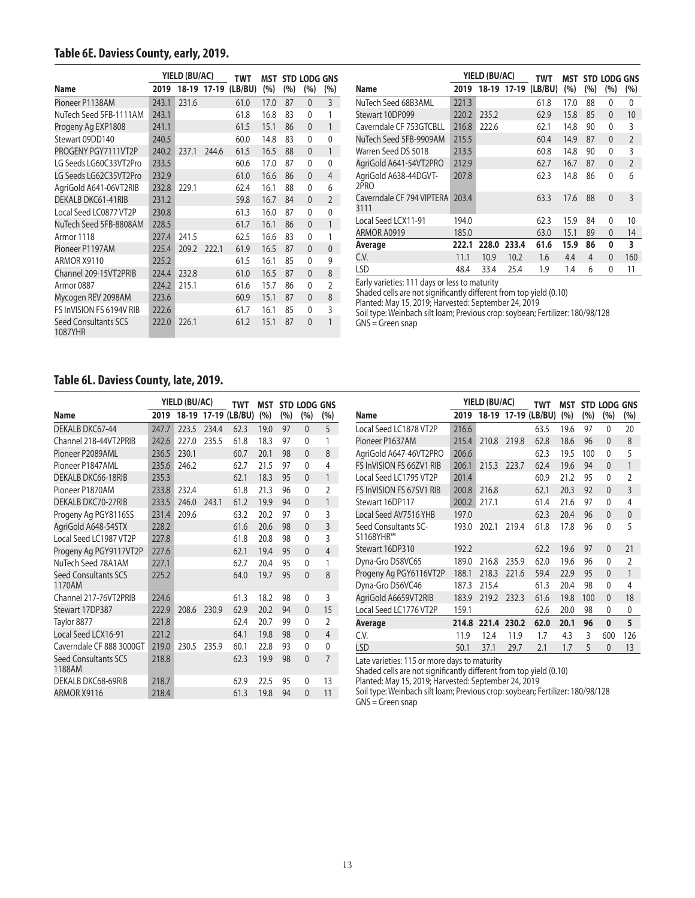## Table 6E. Daviess County, early, 2019.

| Name | YIELD (BU/AC) | | | TWT | MST | STD | LODG | GNS |
|---|---|---|---|---|---|---|---|---|
| | 2019 | 18-19 | 17-19 | (LB/BU) | (%) | (%) | (%) | (%) |
| Pioneer P1138AM | 243.1 | 231.6 | | 61.0 | 17.0 | 87 | 0 | 3 |
| NuTech Seed 5FB-1111AM | 243.1 | | | 61.8 | 16.8 | 83 | 0 | 1 |
| Progeny Ag EXP1808 | 241.1 | | | 61.5 | 15.1 | 86 | 0 | 1 |
| Stewart 09DD140 | 240.5 | | | 60.0 | 14.8 | 83 | 0 | 0 |
| PROGENY PGY7111VT2P | 240.2 | 237.1 | 244.6 | 61.5 | 16.5 | 88 | 0 | 1 |
| LG Seeds LG60C33VT2Pro | 233.5 | | | 60.6 | 17.0 | 87 | 0 | 0 |
| LG Seeds LG62C35VT2Pro | 232.9 | | | 61.0 | 16.6 | 86 | 0 | 4 |
| AgriGold A641-06VT2RIB | 232.8 | 229.1 | | 62.4 | 16.1 | 88 | 0 | 6 |
| DEKALB DKC61-41RIB | 231.2 | | | 59.8 | 16.7 | 84 | 0 | 2 |
| Local Seed LC0877 VT2P | 230.8 | | | 61.3 | 16.0 | 87 | 0 | 0 |
| NuTech Seed 5FB-8808AM | 228.5 | | | 61.7 | 16.1 | 86 | 0 | 1 |
| Armor 1118 | 227.4 | 241.5 | | 62.5 | 16.6 | 83 | 0 | 1 |
| Pioneer P1197AM | 225.4 | 209.2 | 222.1 | 61.9 | 16.5 | 87 | 0 | 0 |
| ARMOR X9110 | 225.2 | | | 61.5 | 16.1 | 85 | 0 | 9 |
| Channel 209-15VT2PRIB | 224.4 | 232.8 | | 61.0 | 16.5 | 87 | 0 | 8 |
| Armor 0887 | 224.2 | 215.1 | | 61.6 | 15.7 | 86 | 0 | 2 |
| Mycogen REV 2098AM | 223.6 | | | 60.9 | 15.1 | 87 | 0 | 8 |
| FS InVISION FS 6194V RIB | 222.6 | | | 61.7 | 16.1 | 85 | 0 | 3 |
| Seed Consultants SCS 1087YHR | 222.0 | 226.1 | | 61.2 | 15.1 | 87 | 0 | 1 |
| NuTech Seed 68B3AML | 221.3 | | | 61.8 | 17.0 | 88 | 0 | 0 |
| Stewart 10DP099 | 220.2 | 235.2 | | 62.9 | 15.8 | 85 | 0 | 10 |
| Caverndale CF 753GTCBLL | 216.8 | 222.6 | | 62.1 | 14.8 | 90 | 0 | 3 |
| NuTech Seed 5FB-9909AM | 215.5 | | | 60.4 | 14.9 | 87 | 0 | 2 |
| Warren Seed DS 5018 | 213.5 | | | 60.8 | 14.8 | 90 | 0 | 3 |
| AgriGold A641-54VT2PRO | 212.9 | | | 62.7 | 16.7 | 87 | 0 | 2 |
| AgriGold A638-44DGVT-2PRO | 207.8 | | | 62.3 | 14.8 | 86 | 0 | 6 |
| Caverndale CF 794 VIPTERA 3111 | 203.4 | | | 63.3 | 17.6 | 88 | 0 | 3 |
| Local Seed LCX11-91 | 194.0 | | | 62.3 | 15.9 | 84 | 0 | 10 |
| ARMOR A0919 | 185.0 | | | 63.0 | 15.1 | 89 | 0 | 14 |
| **Average** | **222.1** | **228.0** | **233.4** | **61.6** | **15.9** | **86** | **0** | **3** |
| C.V. | 11.1 | 10.9 | 10.2 | 1.6 | 4.4 | 4 | 0 | 160 |
| LSD | 48.4 | 33.4 | 25.4 | 1.9 | 1.4 | 6 | 0 | 11 |

Early varieties: 111 days or less to maturity
Shaded cells are not significantly different from top yield (0.10)
Planted: May 15, 2019; Harvested: September 24, 2019
Soil type: Weinbach silt loam; Previous crop: soybean; Fertilizer: 180/98/128
GNS = Green snap

## Table 6L. Daviess County, late, 2019.

| Name | YIELD (BU/AC) | | | TWT | MST | STD | LODG | GNS |
|---|---|---|---|---|---|---|---|---|
| | 2019 | 18-19 | 17-19 | (LB/BU) | (%) | (%) | (%) | (%) |
| DEKALB DKC67-44 | 247.7 | 223.5 | 234.4 | 62.3 | 19.0 | 97 | 0 | 5 |
| Channel 218-44VT2PRIB | 242.6 | 227.0 | 235.5 | 61.8 | 18.3 | 97 | 0 | 1 |
| Pioneer P2089AML | 236.5 | 230.1 | | 60.7 | 20.1 | 98 | 0 | 8 |
| Pioneer P1847AML | 235.6 | 246.2 | | 62.7 | 21.5 | 97 | 0 | 4 |
| DEKALB DKC66-18RIB | 235.3 | | | 62.1 | 18.3 | 95 | 0 | 1 |
| Pioneer P1870AM | 233.8 | 232.4 | | 61.8 | 21.3 | 96 | 0 | 2 |
| DEKALB DKC70-27RIB | 233.5 | 246.0 | 243.1 | 61.2 | 19.9 | 94 | 0 | 1 |
| Progeny Ag PGY8116SS | 231.4 | 209.6 | | 63.2 | 20.2 | 97 | 0 | 3 |
| AgriGold A648-54STX | 228.2 | | | 61.6 | 20.6 | 98 | 0 | 3 |
| Local Seed LC1987 VT2P | 227.8 | | | 61.8 | 20.8 | 98 | 0 | 3 |
| Progeny Ag PGY9117VT2P | 227.6 | | | 62.1 | 19.4 | 95 | 0 | 4 |
| NuTech Seed 78A1AM | 227.1 | | | 62.7 | 20.4 | 95 | 0 | 1 |
| Seed Consultants SCS 1170AM | 225.2 | | | 64.0 | 19.7 | 95 | 0 | 8 |
| Channel 217-76VT2PRIB | 224.6 | | | 61.3 | 18.2 | 98 | 0 | 3 |
| Stewart 17DP387 | 222.9 | 208.6 | 230.9 | 62.9 | 20.2 | 94 | 0 | 15 |
| Taylor 8877 | 221.8 | | | 62.4 | 20.7 | 99 | 0 | 2 |
| Local Seed LCX16-91 | 221.2 | | | 64.1 | 19.8 | 98 | 0 | 4 |
| Caverndale CF 888 3000GT | 219.0 | 230.5 | 235.9 | 60.1 | 22.8 | 93 | 0 | 0 |
| Seed Consultants SCS 1188AM | 218.8 | | | 62.3 | 19.9 | 98 | 0 | 7 |
| DEKALB DKC68-69RIB | 218.7 | | | 62.9 | 22.5 | 95 | 0 | 13 |
| ARMOR X9116 | 218.4 | | | 61.3 | 19.8 | 94 | 0 | 11 |
| Local Seed LC1878 VT2P | 216.6 | | | 63.5 | 19.6 | 97 | 0 | 20 |
| Pioneer P1637AM | 215.4 | 210.8 | 219.8 | 62.8 | 18.6 | 96 | 0 | 8 |
| AgriGold A647-46VT2PRO | 206.6 | | | 62.3 | 19.5 | 100 | 0 | 5 |
| FS InVISION FS 66ZV1 RIB | 206.1 | 215.3 | 223.7 | 62.4 | 19.6 | 94 | 0 | 1 |
| Local Seed LC1795 VT2P | 201.4 | | | 60.9 | 21.2 | 95 | 0 | 2 |
| FS InVISION FS 67SV1 RIB | 200.8 | 216.8 | | 62.1 | 20.3 | 92 | 0 | 3 |
| Stewart 16DP117 | 200.2 | 217.1 | | 61.4 | 21.6 | 97 | 0 | 4 |
| Local Seed AV7516 YHB | 197.0 | | | 62.3 | 20.4 | 96 | 0 | 0 |
| Seed Consultants SC-S1168YHR™ | 193.0 | 202.1 | 219.4 | 61.8 | 17.8 | 96 | 0 | 5 |
| Stewart 16DP310 | 192.2 | | | 62.2 | 19.6 | 97 | 0 | 21 |
| Dyna-Gro D58VC65 | 189.0 | 216.8 | 235.9 | 62.0 | 19.6 | 96 | 0 | 2 |
| Progeny Ag PGY6116VT2P | 188.1 | 218.3 | 221.6 | 59.4 | 22.9 | 95 | 0 | 1 |
| Dyna-Gro D56VC46 | 187.3 | 215.4 | | 61.3 | 20.4 | 98 | 0 | 4 |
| AgriGold A6659VT2RIB | 183.9 | 219.2 | 232.3 | 61.6 | 19.8 | 100 | 0 | 18 |
| Local Seed LC1776 VT2P | 159.1 | | | 62.6 | 20.0 | 98 | 0 | 0 |
| **Average** | **214.8** | **221.4** | **230.2** | **62.0** | **20.1** | **96** | **0** | **5** |
| C.V. | 11.9 | 12.4 | 11.9 | 1.7 | 4.3 | 3 | 600 | 126 |
| LSD | 50.1 | 37.1 | 29.7 | 2.1 | 1.7 | 5 | 0 | 13 |

Late varieties: 115 or more days to maturity
Shaded cells are not significantly different from top yield (0.10)
Planted: May 15, 2019; Harvested: September 24, 2019
Soil type: Weinbach silt loam; Previous crop: soybean; Fertilizer: 180/98/128
GNS = Green snap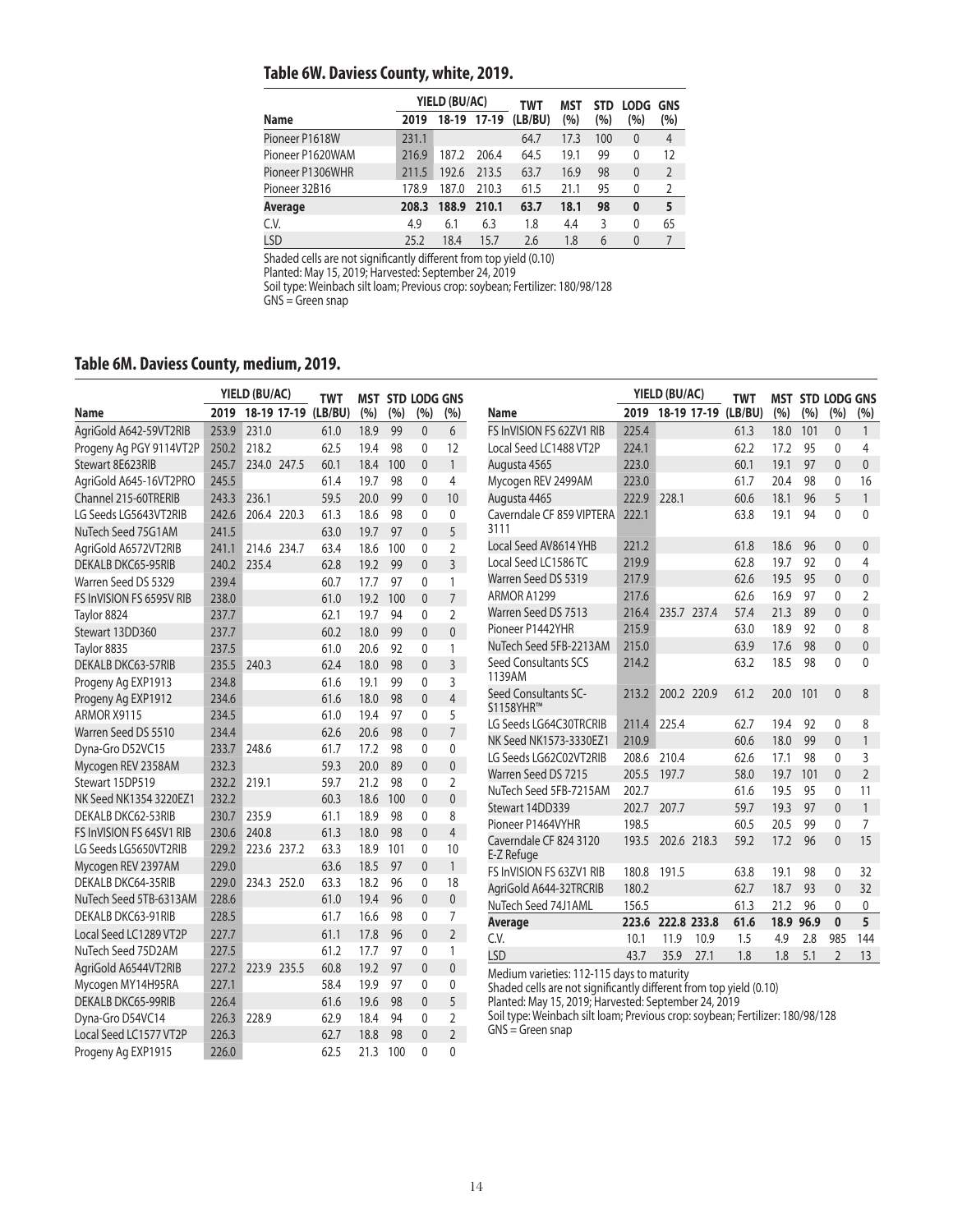## Table 6W. Daviess County, white, 2019.

| Name | YIELD (BU/AC) 2019 | 18-19 | 17-19 | TWT (LB/BU) | MST (%) | STD (%) | LODG (%) | GNS (%) |
|---|---|---|---|---|---|---|---|---|
| Pioneer P1618W | 231.1 | | | 64.7 | 17.3 | 100 | 0 | 4 |
| Pioneer P1620WAM | 216.9 | 187.2 | 206.4 | 64.5 | 19.1 | 99 | 0 | 12 |
| Pioneer P1306WHR | 211.5 | 192.6 | 213.5 | 63.7 | 16.9 | 98 | 0 | 2 |
| Pioneer 32B16 | 178.9 | 187.0 | 210.3 | 61.5 | 21.1 | 95 | 0 | 2 |
| **Average** | **208.3** | **188.9** | **210.1** | **63.7** | **18.1** | **98** | **0** | **5** |
| C.V. | 4.9 | 6.1 | 6.3 | 1.8 | 4.4 | 3 | 0 | 65 |
| LSD | 25.2 | 18.4 | 15.7 | 2.6 | 1.8 | 6 | 0 | 7 |

Shaded cells are not significantly different from top yield (0.10)
Planted: May 15, 2019; Harvested: September 24, 2019
Soil type: Weinbach silt loam; Previous crop: soybean; Fertilizer: 180/98/128
GNS = Green snap

## Table 6M. Daviess County, medium, 2019.

| Name | YIELD (BU/AC) 2019 | 18-19 | 17-19 | TWT (LB/BU) | MST (%) | STD (%) | LODG (%) | GNS (%) |
|---|---|---|---|---|---|---|---|---|
| AgriGold A642-59VT2RIB | 253.9 | 231.0 | | 61.0 | 18.9 | 99 | 0 | 6 |
| Progeny Ag PGY 9114VT2P | 250.2 | 218.2 | | 62.5 | 19.4 | 98 | 0 | 12 |
| Stewart 8E623RIB | 245.7 | 234.0 | 247.5 | 60.1 | 18.4 | 100 | 0 | 1 |
| AgriGold A645-16VT2PRO | 245.5 | | | 61.4 | 19.7 | 98 | 0 | 4 |
| Channel 215-60TRERIB | 243.3 | 236.1 | | 59.5 | 20.0 | 99 | 0 | 10 |
| LG Seeds LG5643VT2RIB | 242.6 | 206.4 | 220.3 | 61.3 | 18.6 | 98 | 0 | 0 |
| NuTech Seed 75G1AM | 241.5 | | | 63.0 | 19.7 | 97 | 0 | 5 |
| AgriGold A6572VT2RIB | 241.1 | 214.6 | 234.7 | 63.4 | 18.6 | 100 | 0 | 2 |
| DEKALB DKC65-95RIB | 240.2 | 235.4 | | 62.8 | 19.2 | 99 | 0 | 3 |
| Warren Seed DS 5329 | 239.4 | | | 60.7 | 17.7 | 97 | 0 | 1 |
| FS InVISION FS 6595V RIB | 238.0 | | | 61.0 | 19.2 | 100 | 0 | 7 |
| Taylor 8824 | 237.7 | | | 62.1 | 19.7 | 94 | 0 | 2 |
| Stewart 13DD360 | 237.7 | | | 60.2 | 18.0 | 99 | 0 | 0 |
| Taylor 8835 | 237.5 | | | 61.0 | 20.6 | 92 | 0 | 1 |
| DEKALB DKC63-57RIB | 235.5 | 240.3 | | 62.4 | 18.0 | 98 | 0 | 3 |
| Progeny Ag EXP1913 | 234.8 | | | 61.6 | 19.1 | 99 | 0 | 3 |
| Progeny Ag EXP1912 | 234.6 | | | 61.6 | 18.0 | 98 | 0 | 4 |
| ARMOR X9115 | 234.5 | | | 61.0 | 19.4 | 97 | 0 | 5 |
| Warren Seed DS 5510 | 234.4 | | | 62.6 | 20.6 | 98 | 0 | 7 |
| Dyna-Gro D52VC15 | 233.7 | 248.6 | | 61.7 | 17.2 | 98 | 0 | 0 |
| Mycogen REV 2358AM | 232.3 | | | 59.3 | 20.0 | 89 | 0 | 0 |
| Stewart 15DP519 | 232.2 | 219.1 | | 59.7 | 21.2 | 98 | 0 | 0 |
| NK Seed NK1354 3220EZ1 | 232.2 | | | 60.3 | 18.6 | 100 | 0 | 0 |
| DEKALB DKC62-53RIB | 230.7 | 235.9 | | 61.1 | 18.9 | 98 | 0 | 8 |
| FS InVISION FS 64SV1 RIB | 230.6 | 240.8 | | 61.3 | 18.0 | 98 | 0 | 4 |
| LG Seeds LG5650VT2RIB | 229.2 | 223.6 | 237.2 | 63.3 | 18.9 | 101 | 0 | 10 |
| Mycogen REV 2397AM | 229.0 | | | 63.6 | 18.5 | 97 | 0 | 1 |
| DEKALB DKC64-35RIB | 229.0 | 234.3 | 252.0 | 63.3 | 18.2 | 96 | 0 | 18 |
| NuTech Seed 5TB-6313AM | 228.6 | | | 61.0 | 19.4 | 96 | 0 | 0 |
| DEKALB DKC63-91RIB | 228.5 | | | 61.7 | 16.6 | 98 | 0 | 7 |
| Local Seed LC1289 VT2P | 227.7 | | | 61.1 | 17.8 | 96 | 0 | 2 |
| NuTech Seed 75D2AM | 227.5 | | | 61.2 | 17.7 | 97 | 0 | 1 |
| AgriGold A6544VT2RIB | 227.2 | 223.9 | 235.5 | 60.8 | 19.2 | 97 | 0 | 0 |
| Mycogen MY14H95RA | 227.1 | | | 58.4 | 19.9 | 97 | 0 | 0 |
| DEKALB DKC65-99RIB | 226.4 | | | 61.6 | 19.6 | 98 | 0 | 5 |
| Dyna-Gro D54VC14 | 226.3 | 228.9 | | 62.9 | 18.4 | 94 | 0 | 2 |
| Local Seed LC1577 VT2P | 226.3 | | | 62.7 | 18.8 | 98 | 0 | 2 |
| Progeny Ag EXP1915 | 226.0 | | | 62.5 | 21.3 | 100 | 0 | 0 |
| FS InVISION FS 62ZV1 RIB | 225.4 | | | 61.3 | 18.0 | 101 | 0 | 1 |
| Local Seed LC1488 VT2P | 224.1 | | | 62.2 | 17.2 | 95 | 0 | 4 |
| Augusta 4565 | 223.0 | | | 60.1 | 19.1 | 97 | 0 | 0 |
| Mycogen REV 2499AM | 223.0 | | | 61.7 | 20.4 | 98 | 0 | 16 |
| Augusta 4465 | 222.9 | 228.1 | | 60.6 | 18.1 | 96 | 5 | 1 |
| Caverndale CF 859 VIPTERA 3111 | 222.1 | | | 63.8 | 19.1 | 94 | 0 | 0 |
| Local Seed AV8614 YHB | 221.2 | | | 61.8 | 18.6 | 96 | 0 | 0 |
| Local Seed LC1586 TC | 219.9 | | | 62.8 | 19.7 | 92 | 0 | 4 |
| Warren Seed DS 5319 | 217.9 | | | 62.6 | 19.5 | 95 | 0 | 0 |
| ARMOR A1299 | 217.6 | | | 62.6 | 16.9 | 97 | 0 | 2 |
| Warren Seed DS 7513 | 216.4 | 235.7 | 237.4 | 57.4 | 21.3 | 89 | 0 | 0 |
| Pioneer P1442YHR | 215.9 | | | 63.0 | 18.9 | 92 | 0 | 8 |
| NuTech Seed 5FB-2213AM | 215.0 | | | 63.9 | 17.6 | 98 | 0 | 0 |
| Seed Consultants SCS 1139AM | 214.2 | | | 63.2 | 18.5 | 98 | 0 | 0 |
| Seed Consultants SC-S1158YHR™ | 213.2 | 200.2 | 220.9 | 61.2 | 20.0 | 101 | 0 | 8 |
| LG Seeds LG64C30TRCRIB | 211.4 | 225.4 | | 62.7 | 19.4 | 92 | 0 | 8 |
| NK Seed NK1573-3330EZ1 | 210.9 | | | 60.6 | 18.0 | 99 | 0 | 1 |
| LG Seeds LG62C02VT2RIB | 208.6 | 210.4 | | 62.6 | 17.1 | 98 | 0 | 3 |
| Warren Seed DS 7215 | 205.5 | 197.7 | | 58.0 | 19.7 | 101 | 0 | 2 |
| NuTech Seed 5FB-7215AM | 202.7 | | | 61.6 | 19.5 | 95 | 0 | 11 |
| Stewart 14DD339 | 202.7 | 207.7 | | 59.7 | 19.3 | 97 | 0 | 1 |
| Pioneer P1464VYHR | 198.5 | | | 60.5 | 20.5 | 99 | 0 | 7 |
| Caverndale CF 824 3120 E-Z Refuge | 193.5 | 202.6 | 218.3 | 59.2 | 17.2 | 96 | 0 | 15 |
| FS InVISION FS 63ZV1 RIB | 180.8 | 191.5 | | 63.8 | 19.1 | 98 | 0 | 32 |
| AgriGold A644-32TRCRIB | 180.2 | | | 62.7 | 18.7 | 93 | 0 | 32 |
| NuTech Seed 74J1AML | 156.5 | | | 61.3 | 21.2 | 96 | 0 | 0 |
| **Average** | **223.6** | **222.8** | **233.8** | **61.6** | **18.9** | **96.9** | **0** | **5** |
| C.V. | 10.1 | 11.9 | 10.9 | 1.5 | 4.9 | 2.8 | 985 | 144 |
| LSD | 43.7 | 35.9 | 27.1 | 1.8 | 1.8 | 5.1 | 2 | 13 |

Medium varieties: 112-115 days to maturity
Shaded cells are not significantly different from top yield (0.10)
Planted: May 15, 2019; Harvested: September 24, 2019
Soil type: Weinbach silt loam; Previous crop: soybean; Fertilizer: 180/98/128
GNS = Green snap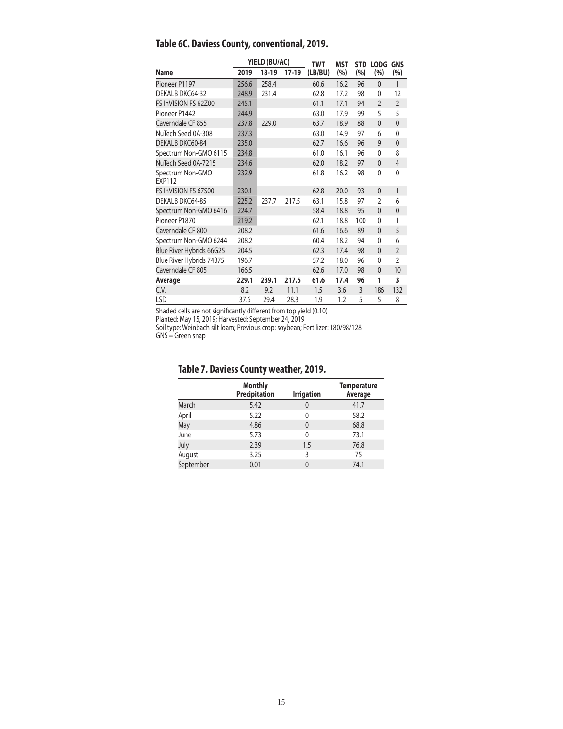## Table 6C. Daviess County, conventional, 2019.

| Name | YIELD (BU/AC) 2019 | 18-19 | 17-19 | TWT (LB/BU) | MST (%) | STD (%) | LODG (%) | GNS (%) |
|---|---|---|---|---|---|---|---|---|
| Pioneer P1197 | 256.6 | 258.4 | | 60.6 | 16.2 | 96 | 0 | 1 |
| DEKALB DKC64-32 | 248.9 | 231.4 | | 62.8 | 17.2 | 98 | 0 | 12 |
| FS InVISION FS 62Z00 | 245.1 | | | 61.1 | 17.1 | 94 | 2 | 2 |
| Pioneer P1442 | 244.9 | | | 63.0 | 17.9 | 99 | 5 | 5 |
| Caverndale CF 855 | 237.8 | 229.0 | | 63.7 | 18.9 | 88 | 0 | 0 |
| NuTech Seed 0A-308 | 237.3 | | | 63.0 | 14.9 | 97 | 6 | 0 |
| DEKALB DKC60-84 | 235.0 | | | 62.7 | 16.6 | 96 | 9 | 0 |
| Spectrum Non-GMO 6115 | 234.8 | | | 61.0 | 16.1 | 96 | 0 | 8 |
| NuTech Seed 0A-7215 | 234.6 | | | 62.0 | 18.2 | 97 | 0 | 4 |
| Spectrum Non-GMO EXP112 | 232.9 | | | 61.8 | 16.2 | 98 | 0 | 0 |
| FS InVISION FS 67S00 | 230.1 | | | 62.8 | 20.0 | 93 | 0 | 1 |
| DEKALB DKC64-85 | 225.2 | 237.7 | 217.5 | 63.1 | 15.8 | 97 | 2 | 6 |
| Spectrum Non-GMO 6416 | 224.7 | | | 58.4 | 18.8 | 95 | 0 | 0 |
| Pioneer P1870 | 219.2 | | | 62.1 | 18.8 | 100 | 0 | 1 |
| Caverndale CF 800 | 208.2 | | | 61.6 | 16.6 | 89 | 0 | 5 |
| Spectrum Non-GMO 6244 | 208.2 | | | 60.4 | 18.2 | 94 | 0 | 6 |
| Blue River Hybrids 66G25 | 204.5 | | | 62.3 | 17.4 | 98 | 0 | 2 |
| Blue River Hybrids 74B75 | 196.7 | | | 57.2 | 18.0 | 96 | 0 | 2 |
| Caverndale CF 805 | 166.5 | | | 62.6 | 17.0 | 98 | 0 | 10 |
| **Average** | **229.1** | **239.1** | **217.5** | **61.6** | **17.4** | **96** | **1** | **3** |
| C.V. | 8.2 | 9.2 | 11.1 | 1.5 | 3.6 | 3 | 186 | 132 |
| LSD | 37.6 | 29.4 | 28.3 | 1.9 | 1.2 | 5 | 5 | 8 |

Shaded cells are not significantly different from top yield (0.10)
Planted: May 15, 2019; Harvested: September 24, 2019
Soil type: Weinbach silt loam; Previous crop: soybean; Fertilizer: 180/98/128
GNS = Green snap

## Table 7. Daviess County weather, 2019.

| | Monthly Precipitation | Irrigation | Temperature Average |
|---|---|---|---|
| March | 5.42 | 0 | 41.7 |
| April | 5.22 | 0 | 58.2 |
| May | 4.86 | 0 | 68.8 |
| June | 5.73 | 0 | 73.1 |
| July | 2.39 | 1.5 | 76.8 |
| August | 3.25 | 3 | 75 |
| September | 0.01 | 0 | 74.1 |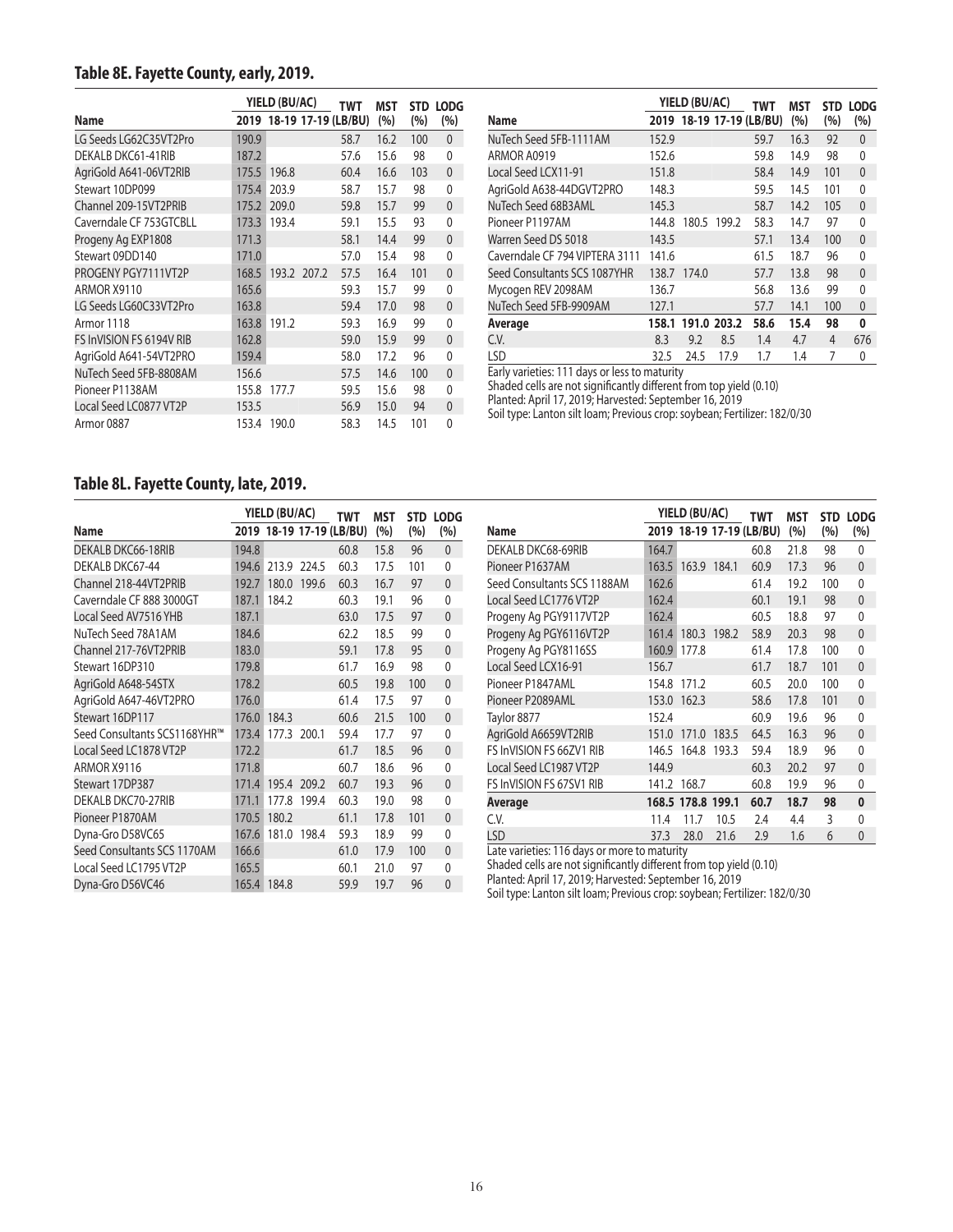### Table 8E. Fayette County, early, 2019.

| Name | YIELD (BU/AC) 2019 | 18-19 | 17-19 | TWT (LB/BU) | MST (%) | STD (%) | LODG (%) |
|---|---|---|---|---|---|---|---|
| LG Seeds LG62C35VT2Pro | 190.9 | | | 58.7 | 16.2 | 100 | 0 |
| DEKALB DKC61-41RIB | 187.2 | | | 57.6 | 15.6 | 98 | 0 |
| AgriGold A641-06VT2RIB | 175.5 | 196.8 | | 60.4 | 16.6 | 103 | 0 |
| Stewart 10DP099 | 175.4 | 203.9 | | 58.7 | 15.7 | 98 | 0 |
| Channel 209-15VT2PRIB | 175.2 | 209.0 | | 59.8 | 15.7 | 99 | 0 |
| Caverndale CF 753GTCBLL | 173.3 | 193.4 | | 59.1 | 15.5 | 93 | 0 |
| Progeny Ag EXP1808 | 171.3 | | | 58.1 | 14.4 | 99 | 0 |
| Stewart 09DD140 | 171.0 | | | 57.0 | 15.4 | 98 | 0 |
| PROGENY PGY7111VT2P | 168.5 | 193.2 | 207.2 | 57.5 | 16.4 | 101 | 0 |
| ARMOR X9110 | 165.6 | | | 59.3 | 15.7 | 99 | 0 |
| LG Seeds LG60C33VT2Pro | 163.8 | | | 59.4 | 17.0 | 98 | 0 |
| Armor 1118 | 163.8 | 191.2 | | 59.3 | 16.9 | 99 | 0 |
| FS InVISION FS 6194V RIB | 162.8 | | | 59.0 | 15.9 | 99 | 0 |
| AgriGold A641-54VT2PRO | 159.4 | | | 58.0 | 17.2 | 96 | 0 |
| NuTech Seed 5FB-8808AM | 156.6 | | | 57.5 | 14.6 | 100 | 0 |
| Pioneer P1138AM | 155.8 | 177.7 | | 59.5 | 15.6 | 98 | 0 |
| Local Seed LC0877 VT2P | 153.5 | | | 56.9 | 15.0 | 94 | 0 |
| Armor 0887 | 153.4 | 190.0 | | 58.3 | 14.5 | 101 | 0 |
| NuTech Seed 5FB-1111AM | 152.9 | | | 59.7 | 16.3 | 92 | 0 |
| ARMOR A0919 | 152.6 | | | 59.8 | 14.9 | 98 | 0 |
| Local Seed LCX11-91 | 151.8 | | | 58.4 | 14.9 | 101 | 0 |
| AgriGold A638-44DGVT2PRO | 148.3 | | | 59.5 | 14.5 | 101 | 0 |
| NuTech Seed 68B3AML | 145.3 | | | 58.7 | 14.2 | 105 | 0 |
| Pioneer P1197AM | 144.8 | 180.5 | 199.2 | 58.3 | 14.7 | 97 | 0 |
| Warren Seed DS 5018 | 143.5 | | | 57.1 | 13.4 | 100 | 0 |
| Caverndale CF 794 VIPTERA 3111 | 141.6 | | | 61.5 | 18.7 | 96 | 0 |
| Seed Consultants SCS 1087YHR | 138.7 | 174.0 | | 57.7 | 13.8 | 98 | 0 |
| Mycogen REV 2098AM | 136.7 | | | 56.8 | 13.6 | 99 | 0 |
| NuTech Seed 5FB-9909AM | 127.1 | | | 57.7 | 14.1 | 100 | 0 |
| **Average** | **158.1** | **191.0** | **203.2** | **58.6** | **15.4** | **98** | **0** |
| C.V. | 8.3 | 9.2 | 8.5 | 1.4 | 4.7 | 4 | 676 |
| LSD | 32.5 | 24.5 | 17.9 | 1.7 | 1.4 | 7 | 0 |

Early varieties: 111 days or less to maturity
Shaded cells are not significantly different from top yield (0.10)
Planted: April 17, 2019; Harvested: September 16, 2019
Soil type: Lanton silt loam; Previous crop: soybean; Fertilizer: 182/0/30

### Table 8L. Fayette County, late, 2019.

| Name | YIELD (BU/AC) 2019 | 18-19 | 17-19 | TWT (LB/BU) | MST (%) | STD (%) | LODG (%) |
|---|---|---|---|---|---|---|---|
| DEKALB DKC66-18RIB | 194.8 | | | 60.8 | 15.8 | 96 | 0 |
| DEKALB DKC67-44 | 194.6 | 213.9 | 224.5 | 60.3 | 17.5 | 101 | 0 |
| Channel 218-44VT2PRIB | 192.7 | 180.0 | 199.6 | 60.3 | 16.7 | 97 | 0 |
| Caverndale CF 888 3000GT | 187.1 | 184.2 | | 60.3 | 19.1 | 96 | 0 |
| Local Seed AV7516 YHB | 187.1 | | | 63.0 | 17.5 | 97 | 0 |
| NuTech Seed 78A1AM | 184.6 | | | 62.2 | 18.5 | 99 | 0 |
| Channel 217-76VT2PRIB | 183.0 | | | 59.1 | 17.8 | 95 | 0 |
| Stewart 16DP310 | 179.8 | | | 61.7 | 16.9 | 98 | 0 |
| AgriGold A648-54STX | 178.2 | | | 60.5 | 19.8 | 100 | 0 |
| AgriGold A647-46VT2PRO | 176.0 | | | 61.4 | 17.5 | 97 | 0 |
| Stewart 16DP117 | 176.0 | 184.3 | | 60.6 | 21.5 | 100 | 0 |
| Seed Consultants SCS1168YHR™ | 173.4 | 177.3 | 200.1 | 59.4 | 17.7 | 97 | 0 |
| Local Seed LC1878 VT2P | 172.2 | | | 61.7 | 18.5 | 96 | 0 |
| ARMOR X9116 | 171.8 | | | 60.7 | 18.6 | 96 | 0 |
| Stewart 17DP387 | 171.4 | 195.4 | 209.2 | 60.7 | 19.3 | 96 | 0 |
| DEKALB DKC70-27RIB | 171.1 | 177.8 | 199.4 | 60.3 | 19.0 | 98 | 0 |
| Pioneer P1870AM | 170.5 | 180.2 | | 61.1 | 17.8 | 101 | 0 |
| Dyna-Gro D58VC65 | 167.6 | 181.0 | 198.4 | 59.3 | 18.9 | 99 | 0 |
| Seed Consultants SCS 1170AM | 166.6 | | | 61.0 | 17.9 | 100 | 0 |
| Local Seed LC1795 VT2P | 165.5 | | | 60.1 | 21.0 | 97 | 0 |
| Dyna-Gro D56VC46 | 165.4 | 184.8 | | 59.9 | 19.7 | 96 | 0 |
| DEKALB DKC68-69RIB | 164.7 | | | 60.8 | 21.8 | 98 | 0 |
| Pioneer P1637AM | 163.5 | 163.9 | 184.1 | 60.9 | 17.3 | 96 | 0 |
| Seed Consultants SCS 1188AM | 162.6 | | | 61.4 | 19.2 | 100 | 0 |
| Local Seed LC1776 VT2P | 162.4 | | | 60.1 | 19.1 | 98 | 0 |
| Progeny Ag PGY9117VT2P | 162.4 | | | 60.5 | 18.8 | 97 | 0 |
| Progeny Ag PGY6116VT2P | 161.4 | 180.3 | 198.2 | 58.9 | 20.3 | 98 | 0 |
| Progeny Ag PGY8116SS | 160.9 | 177.8 | | 61.4 | 17.8 | 100 | 0 |
| Local Seed LCX16-91 | 156.7 | | | 61.7 | 18.7 | 101 | 0 |
| Pioneer P1847AML | 154.8 | 171.2 | | 60.5 | 20.0 | 100 | 0 |
| Pioneer P2089AML | 153.0 | 162.3 | | 58.6 | 17.8 | 101 | 0 |
| Taylor 8877 | 152.4 | | | 60.9 | 19.6 | 96 | 0 |
| AgriGold A6659VT2RIB | 151.0 | 171.0 | 183.5 | 64.5 | 16.3 | 96 | 0 |
| FS InVISION FS 66ZV1 RIB | 146.5 | 164.8 | 193.3 | 59.4 | 18.9 | 96 | 0 |
| Local Seed LC1987 VT2P | 144.9 | | | 60.3 | 20.2 | 97 | 0 |
| FS InVISION FS 67SV1 RIB | 141.2 | 168.7 | | 60.8 | 19.9 | 96 | 0 |
| **Average** | **168.5** | **178.8** | **199.1** | **60.7** | **18.7** | **98** | **0** |
| C.V. | 11.4 | 11.7 | 10.5 | 2.4 | 4.4 | 3 | 0 |
| LSD | 37.3 | 28.0 | 21.6 | 2.9 | 1.6 | 6 | 0 |

Late varieties: 116 days or more to maturity
Shaded cells are not significantly different from top yield (0.10)
Planted: April 17, 2019; Harvested: September 16, 2019
Soil type: Lanton silt loam; Previous crop: soybean; Fertilizer: 182/0/30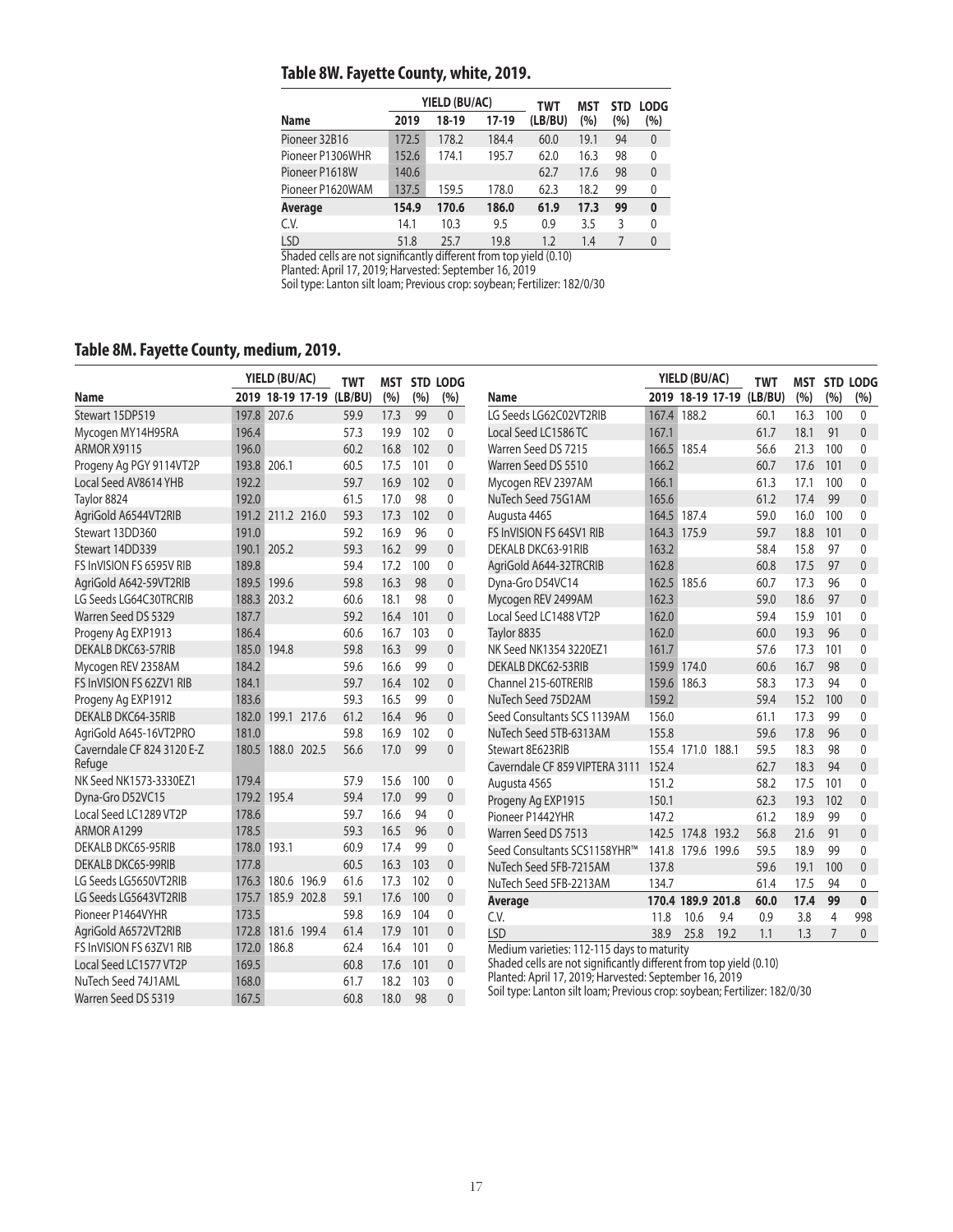## Table 8W. Fayette County, white, 2019.

| Name | YIELD (BU/AC) 2019 | 18-19 | 17-19 | TWT (LB/BU) | MST (%) | STD (%) | LODG (%) |
|---|---|---|---|---|---|---|---|
| Pioneer 32B16 | 172.5 | 178.2 | 184.4 | 60.0 | 19.1 | 94 | 0 |
| Pioneer P1306WHR | 152.6 | 174.1 | 195.7 | 62.0 | 16.3 | 98 | 0 |
| Pioneer P1618W | 140.6 | | | 62.7 | 17.6 | 98 | 0 |
| Pioneer P1620WAM | 137.5 | 159.5 | 178.0 | 62.3 | 18.2 | 99 | 0 |
| **Average** | **154.9** | **170.6** | **186.0** | **61.9** | **17.3** | **99** | **0** |
| C.V. | 14.1 | 10.3 | 9.5 | 0.9 | 3.5 | 3 | 0 |
| LSD | 51.8 | 25.7 | 19.8 | 1.2 | 1.4 | 7 | 0 |

Shaded cells are not significantly different from top yield (0.10)
Planted: April 17, 2019; Harvested: September 16, 2019
Soil type: Lanton silt loam; Previous crop: soybean; Fertilizer: 182/0/30

## Table 8M. Fayette County, medium, 2019.

| Name | YIELD (BU/AC) 2019 | 18-19 | 17-19 | TWT (LB/BU) | MST (%) | STD (%) | LODG (%) |
|---|---|---|---|---|---|---|---|
| Stewart 15DP519 | 197.8 | 207.6 | | 59.9 | 17.3 | 99 | 0 |
| Mycogen MY14H95RA | 196.4 | | | 57.3 | 19.9 | 102 | 0 |
| ARMOR X9115 | 196.0 | | | 60.2 | 16.8 | 102 | 0 |
| Progeny Ag PGY 9114VT2P | 193.8 | 206.1 | | 60.5 | 17.5 | 101 | 0 |
| Local Seed AV8614 YHB | 192.2 | | | 59.7 | 16.9 | 102 | 0 |
| Taylor 8824 | 192.0 | | | 61.5 | 17.0 | 98 | 0 |
| AgriGold A6544VT2RIB | 191.2 | 211.2 | 216.0 | 59.3 | 17.3 | 102 | 0 |
| Stewart 13DD360 | 191.0 | | | 59.2 | 16.9 | 96 | 0 |
| Stewart 14DD339 | 190.1 | 205.2 | | 59.3 | 16.2 | 99 | 0 |
| FS InVISION FS 6595V RIB | 189.8 | | | 59.4 | 17.2 | 100 | 0 |
| AgriGold A642-59VT2RIB | 189.5 | 199.6 | | 59.8 | 16.3 | 98 | 0 |
| LG Seeds LG64C30TRCRIB | 188.3 | 203.2 | | 60.6 | 18.1 | 98 | 0 |
| Warren Seed DS 5329 | 187.7 | | | 59.2 | 16.4 | 101 | 0 |
| Progeny Ag EXP1913 | 186.4 | | | 60.6 | 16.7 | 103 | 0 |
| DEKALB DKC63-57RIB | 185.0 | 194.8 | | 59.8 | 16.3 | 99 | 0 |
| Mycogen REV 2358AM | 184.2 | | | 59.6 | 16.6 | 99 | 0 |
| FS InVISION FS 62ZV1 RIB | 184.1 | | | 59.7 | 16.4 | 102 | 0 |
| Progeny Ag EXP1912 | 183.6 | | | 59.3 | 16.5 | 99 | 0 |
| DEKALB DKC64-35RIB | 182.0 | 199.1 | 217.6 | 61.2 | 16.4 | 96 | 0 |
| AgriGold A645-16VT2PRO | 181.0 | | | 59.8 | 16.9 | 102 | 0 |
| Caverndale CF 824 3120 E-Z Refuge | 180.5 | 188.0 | 202.5 | 56.6 | 17.0 | 99 | 0 |
| NK Seed NK1573-3330EZ1 | 179.4 | | | 57.9 | 15.6 | 100 | 0 |
| Dyna-Gro D52VC15 | 179.2 | 195.4 | | 59.4 | 17.0 | 99 | 0 |
| Local Seed LC1289 VT2P | 178.6 | | | 59.7 | 16.6 | 94 | 0 |
| ARMOR A1299 | 178.5 | | | 59.3 | 16.5 | 96 | 0 |
| DEKALB DKC65-95RIB | 178.0 | 193.1 | | 60.9 | 17.4 | 99 | 0 |
| DEKALB DKC65-99RIB | 177.8 | | | 60.5 | 16.3 | 103 | 0 |
| LG Seeds LG5650VT2RIB | 176.3 | 180.6 | 196.9 | 61.6 | 17.3 | 102 | 0 |
| LG Seeds LG5643VT2RIB | 175.7 | 185.9 | 202.8 | 59.1 | 17.6 | 100 | 0 |
| Pioneer P1464VYHR | 173.5 | | | 59.8 | 16.9 | 104 | 0 |
| AgriGold A6572VT2RIB | 172.8 | 181.6 | 199.4 | 61.4 | 17.9 | 101 | 0 |
| FS InVISION FS 63ZV1 RIB | 172.0 | 186.8 | | 62.4 | 16.4 | 101 | 0 |
| Local Seed LC1577 VT2P | 169.5 | | | 60.8 | 17.6 | 101 | 0 |
| NuTech Seed 74J1AML | 168.0 | | | 61.7 | 18.2 | 103 | 0 |
| Warren Seed DS 5319 | 167.5 | | | 60.8 | 18.0 | 98 | 0 |
| LG Seeds LG62C02VT2RIB | 167.4 | 188.2 | | 60.1 | 16.3 | 100 | 0 |
| Local Seed LC1586 TC | 167.1 | | | 61.7 | 18.1 | 91 | 0 |
| Warren Seed DS 7215 | 166.5 | 185.4 | | 56.6 | 21.3 | 100 | 0 |
| Warren Seed DS 5510 | 166.2 | | | 60.7 | 17.6 | 101 | 0 |
| Mycogen REV 2397AM | 166.1 | | | 61.3 | 17.1 | 100 | 0 |
| NuTech Seed 75G1AM | 165.6 | | | 61.2 | 17.4 | 99 | 0 |
| Augusta 4465 | 164.5 | 187.4 | | 59.0 | 16.0 | 100 | 0 |
| FS InVISION FS 64SV1 RIB | 164.3 | 175.9 | | 59.7 | 18.8 | 101 | 0 |
| DEKALB DKC63-91RIB | 163.2 | | | 58.4 | 15.8 | 97 | 0 |
| AgriGold A644-32TRCRIB | 162.8 | | | 60.8 | 17.5 | 97 | 0 |
| Dyna-Gro D54VC14 | 162.5 | 185.6 | | 60.7 | 17.3 | 96 | 0 |
| Mycogen REV 2499AM | 162.3 | | | 59.0 | 18.6 | 97 | 0 |
| Local Seed LC1488 VT2P | 162.0 | | | 59.4 | 15.9 | 101 | 0 |
| Taylor 8835 | 162.0 | | | 60.0 | 19.3 | 96 | 0 |
| NK Seed NK1354 3220EZ1 | 161.7 | | | 57.6 | 17.3 | 101 | 0 |
| DEKALB DKC62-53RIB | 159.9 | 174.0 | | 60.6 | 16.7 | 98 | 0 |
| Channel 215-60TRERIB | 159.6 | 186.3 | | 58.3 | 17.3 | 94 | 0 |
| NuTech Seed 75D2AM | 159.2 | | | 59.4 | 15.2 | 100 | 0 |
| Seed Consultants SCS 1139AM | 156.0 | | | 61.1 | 17.3 | 99 | 0 |
| NuTech Seed 5TB-6313AM | 155.8 | | | 59.6 | 17.8 | 96 | 0 |
| Stewart 8E623RIB | 155.4 | 171.0 | 188.1 | 59.5 | 18.3 | 98 | 0 |
| Caverndale CF 859 VIPTERA 3111 | 152.4 | | | 62.7 | 18.3 | 94 | 0 |
| Augusta 4565 | 151.2 | | | 58.2 | 17.5 | 101 | 0 |
| Progeny Ag EXP1915 | 150.1 | | | 62.3 | 19.3 | 102 | 0 |
| Pioneer P1442YHR | 147.2 | | | 61.2 | 18.9 | 99 | 0 |
| Warren Seed DS 7513 | 142.5 | 174.8 | 193.2 | 56.8 | 21.6 | 91 | 0 |
| Seed Consultants SCS1158YHR™ | 141.8 | 179.6 | 199.6 | 59.5 | 18.9 | 99 | 0 |
| NuTech Seed 5FB-7215AM | 137.8 | | | 59.6 | 19.1 | 100 | 0 |
| NuTech Seed 5FB-2213AM | 134.7 | | | 61.4 | 17.5 | 94 | 0 |
| **Average** | **170.4** | **189.9** | **201.8** | **60.0** | **17.4** | **99** | **0** |
| C.V. | 11.8 | 10.6 | 9.4 | 0.9 | 3.8 | 4 | 998 |
| LSD | 38.9 | 25.8 | 19.2 | 1.1 | 1.3 | 7 | 0 |

Medium varieties: 112-115 days to maturity
Shaded cells are not significantly different from top yield (0.10)
Planted: April 17, 2019; Harvested: September 16, 2019
Soil type: Lanton silt loam; Previous crop: soybean; Fertilizer: 182/0/30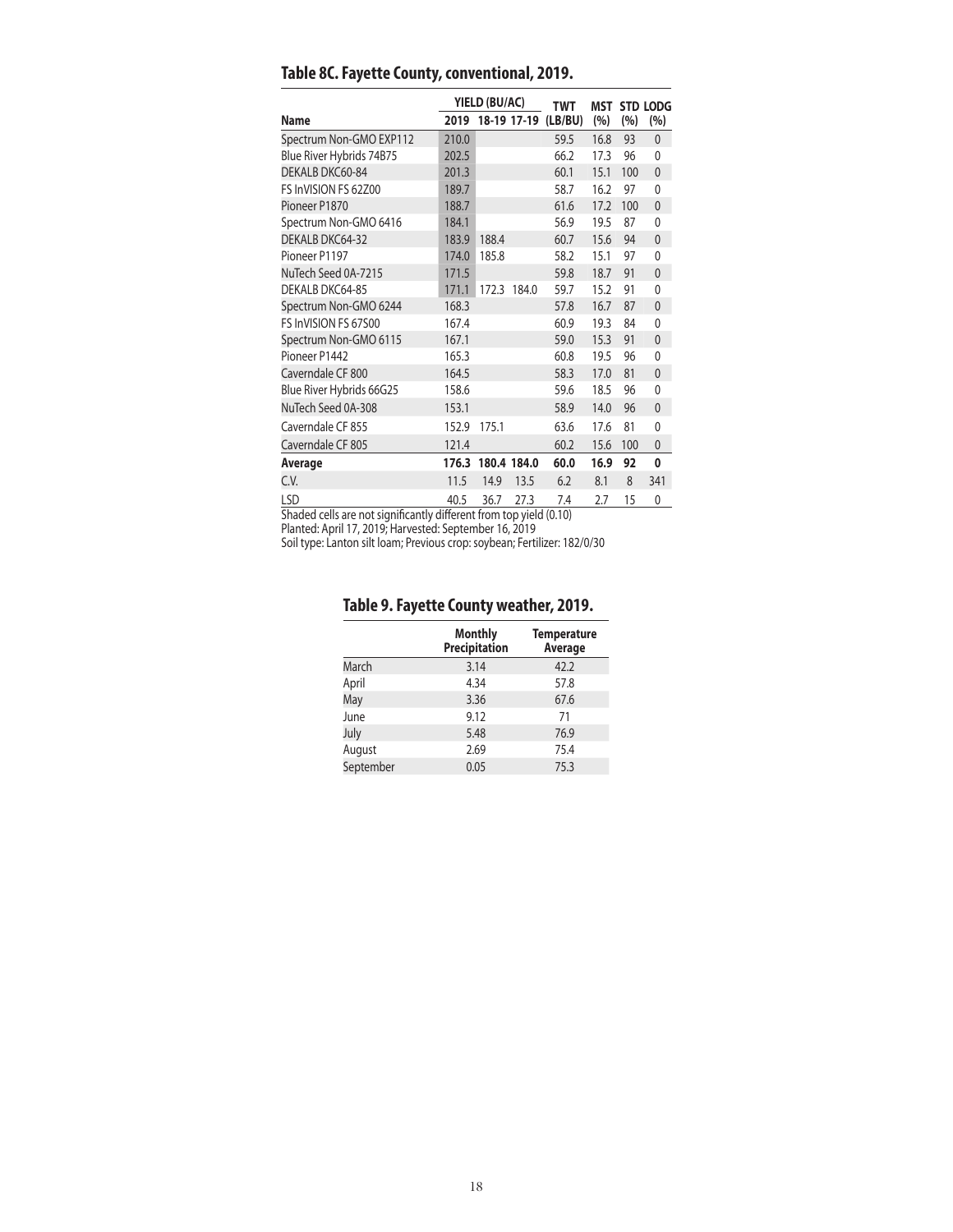## Table 8C. Fayette County, conventional, 2019.

| Name | YIELD (BU/AC) 2019 | 18-19 | 17-19 | TWT (LB/BU) | MST (%) | STD (%) | LODG (%) |
|---|---|---|---|---|---|---|---|
| Spectrum Non-GMO EXP112 | 210.0 | | | 59.5 | 16.8 | 93 | 0 |
| Blue River Hybrids 74B75 | 202.5 | | | 66.2 | 17.3 | 96 | 0 |
| DEKALB DKC60-84 | 201.3 | | | 60.1 | 15.1 | 100 | 0 |
| FS InVISION FS 62Z00 | 189.7 | | | 58.7 | 16.2 | 97 | 0 |
| Pioneer P1870 | 188.7 | | | 61.6 | 17.2 | 100 | 0 |
| Spectrum Non-GMO 6416 | 184.1 | | | 56.9 | 19.5 | 87 | 0 |
| DEKALB DKC64-32 | 183.9 | 188.4 | | 60.7 | 15.6 | 94 | 0 |
| Pioneer P1197 | 174.0 | 185.8 | | 58.2 | 15.1 | 97 | 0 |
| NuTech Seed 0A-7215 | 171.5 | | | 59.8 | 18.7 | 91 | 0 |
| DEKALB DKC64-85 | 171.1 | 172.3 | 184.0 | 59.7 | 15.2 | 91 | 0 |
| Spectrum Non-GMO 6244 | 168.3 | | | 57.8 | 16.7 | 87 | 0 |
| FS InVISION FS 67S00 | 167.4 | | | 60.9 | 19.3 | 84 | 0 |
| Spectrum Non-GMO 6115 | 167.1 | | | 59.0 | 15.3 | 91 | 0 |
| Pioneer P1442 | 165.3 | | | 60.8 | 19.5 | 96 | 0 |
| Caverndale CF 800 | 164.5 | | | 58.3 | 17.0 | 81 | 0 |
| Blue River Hybrids 66G25 | 158.6 | | | 59.6 | 18.5 | 96 | 0 |
| NuTech Seed 0A-308 | 153.1 | | | 58.9 | 14.0 | 96 | 0 |
| Caverndale CF 855 | 152.9 | 175.1 | | 63.6 | 17.6 | 81 | 0 |
| Caverndale CF 805 | 121.4 | | | 60.2 | 15.6 | 100 | 0 |
| **Average** | **176.3** | **180.4** | **184.0** | **60.0** | **16.9** | **92** | **0** |
| C.V. | 11.5 | 14.9 | 13.5 | 6.2 | 8.1 | 8 | 341 |
| LSD | 40.5 | 36.7 | 27.3 | 7.4 | 2.7 | 15 | 0 |

Shaded cells are not significantly different from top yield (0.10)
Planted: April 17, 2019; Harvested: September 16, 2019
Soil type: Lanton silt loam; Previous crop: soybean; Fertilizer: 182/0/30

## Table 9. Fayette County weather, 2019.

| | Monthly Precipitation | Temperature Average |
|---|---|---|
| March | 3.14 | 42.2 |
| April | 4.34 | 57.8 |
| May | 3.36 | 67.6 |
| June | 9.12 | 71 |
| July | 5.48 | 76.9 |
| August | 2.69 | 75.4 |
| September | 0.05 | 75.3 |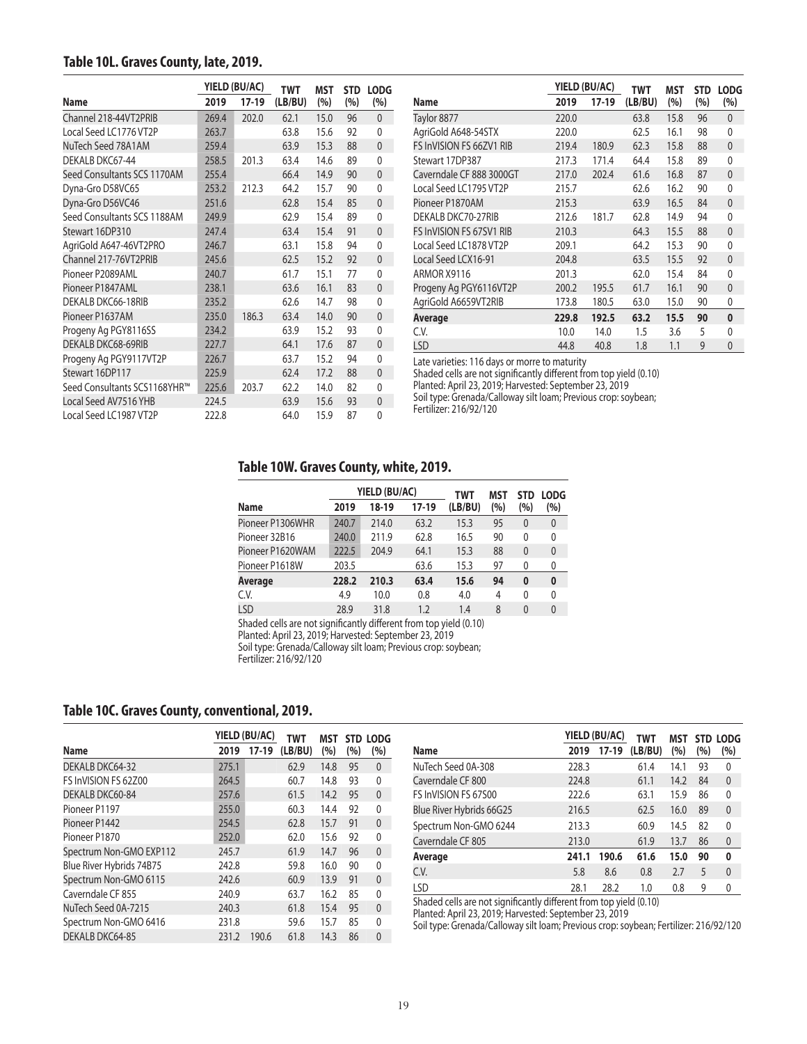## Table 10L. Graves County, late, 2019.

| Name | YIELD (BU/AC) 2019 | 17-19 | TWT (LB/BU) | MST (%) | STD (%) | LODG (%) |
|---|---|---|---|---|---|---|
| Channel 218-44VT2PRIB | 269.4 | 202.0 | 62.1 | 15.0 | 96 | 0 |
| Local Seed LC1776 VT2P | 263.7 | | 63.8 | 15.6 | 92 | 0 |
| NuTech Seed 78A1AM | 259.4 | | 63.9 | 15.3 | 88 | 0 |
| DEKALB DKC67-44 | 258.5 | 201.3 | 63.4 | 14.6 | 89 | 0 |
| Seed Consultants SCS 1170AM | 255.4 | | 66.4 | 14.9 | 90 | 0 |
| Dyna-Gro D58VC65 | 253.2 | 212.3 | 64.2 | 15.7 | 90 | 0 |
| Dyna-Gro D56VC46 | 251.6 | | 62.8 | 15.4 | 85 | 0 |
| Seed Consultants SCS 1188AM | 249.9 | | 62.9 | 15.4 | 89 | 0 |
| Stewart 16DP310 | 247.4 | | 63.4 | 15.4 | 91 | 0 |
| AgriGold A647-46VT2PRO | 246.7 | | 63.1 | 15.8 | 94 | 0 |
| Channel 217-76VT2PRIB | 245.6 | | 62.5 | 15.2 | 92 | 0 |
| Pioneer P2089AML | 240.7 | | 61.7 | 15.1 | 77 | 0 |
| Pioneer P1847AML | 238.1 | | 63.6 | 16.1 | 83 | 0 |
| DEKALB DKC66-18RIB | 235.2 | | 62.6 | 14.7 | 98 | 0 |
| Pioneer P1637AM | 235.0 | 186.3 | 63.4 | 14.0 | 90 | 0 |
| Progeny Ag PGY8116SS | 234.2 | | 63.9 | 15.2 | 93 | 0 |
| DEKALB DKC68-69RIB | 227.7 | | 64.1 | 17.6 | 87 | 0 |
| Progeny Ag PGY9117VT2P | 226.7 | | 63.7 | 15.2 | 94 | 0 |
| Stewart 16DP117 | 225.9 | | 62.4 | 17.2 | 88 | 0 |
| Seed Consultants SCS1168YHR™ | 225.6 | 203.7 | 62.2 | 14.0 | 82 | 0 |
| Local Seed AV7516 YHB | 224.5 | | 63.9 | 15.6 | 93 | 0 |
| Local Seed LC1987 VT2P | 222.8 | | 64.0 | 15.9 | 87 | 0 |
| Taylor 8877 | 220.0 | | 63.8 | 15.8 | 96 | 0 |
| AgriGold A648-54STX | 220.0 | | 62.5 | 16.1 | 98 | 0 |
| FS InVISION FS 66ZV1 RIB | 219.4 | 180.9 | 62.3 | 15.8 | 88 | 0 |
| Stewart 17DP387 | 217.3 | 171.4 | 64.4 | 15.8 | 89 | 0 |
| Caverndale CF 888 3000GT | 217.0 | 202.4 | 61.6 | 16.8 | 87 | 0 |
| Local Seed LC1795 VT2P | 215.7 | | 62.6 | 16.2 | 90 | 0 |
| Pioneer P1870AM | 215.3 | | 63.9 | 16.5 | 84 | 0 |
| DEKALB DKC70-27RIB | 212.6 | 181.7 | 62.8 | 14.9 | 94 | 0 |
| FS InVISION FS 67SV1 RIB | 210.3 | | 64.3 | 15.5 | 88 | 0 |
| Local Seed LC1878 VT2P | 209.1 | | 64.2 | 15.3 | 90 | 0 |
| Local Seed LCX16-91 | 204.8 | | 63.5 | 15.5 | 92 | 0 |
| ARMOR X9116 | 201.3 | | 62.0 | 15.4 | 84 | 0 |
| Progeny Ag PGY6116VT2P | 200.2 | 195.5 | 61.7 | 16.1 | 90 | 0 |
| AgriGold A6659VT2RIB | 173.8 | 180.5 | 63.0 | 15.0 | 90 | 0 |
| **Average** | **229.8** | **192.5** | **63.2** | **15.5** | **90** | **0** |
| C.V. | 10.0 | 14.0 | 1.5 | 3.6 | 5 | 0 |
| LSD | 44.8 | 40.8 | 1.8 | 1.1 | 9 | 0 |

Late varieties: 116 days or morre to maturity
Shaded cells are not significantly different from top yield (0.10)
Planted: April 23, 2019; Harvested: September 23, 2019
Soil type: Grenada/Calloway silt loam; Previous crop: soybean;
Fertilizer: 216/92/120

## Table 10W. Graves County, white, 2019.

| Name | YIELD (BU/AC) 2019 | 18-19 | 17-19 | TWT (LB/BU) | MST (%) | STD (%) | LODG (%) |
|---|---|---|---|---|---|---|---|
| Pioneer P1306WHR | 240.7 | 214.0 | 63.2 | 15.3 | 95 | 0 | 0 |
| Pioneer 32B16 | 240.0 | 211.9 | 62.8 | 16.5 | 90 | 0 | 0 |
| Pioneer P1620WAM | 222.5 | 204.9 | 64.1 | 15.3 | 88 | 0 | 0 |
| Pioneer P1618W | 203.5 | | 63.6 | 15.3 | 97 | 0 | 0 |
| **Average** | **228.2** | **210.3** | **63.4** | **15.6** | **94** | **0** | **0** |
| C.V. | 4.9 | 10.0 | 0.8 | 4.0 | 4 | 0 | 0 |
| LSD | 28.9 | 31.8 | 1.2 | 1.4 | 8 | 0 | 0 |

Shaded cells are not significantly different from top yield (0.10)
Planted: April 23, 2019; Harvested: September 23, 2019
Soil type: Grenada/Calloway silt loam; Previous crop: soybean;
Fertilizer: 216/92/120

## Table 10C. Graves County, conventional, 2019.

| Name | YIELD (BU/AC) 2019 | 17-19 | TWT (LB/BU) | MST (%) | STD (%) | LODG (%) |
|---|---|---|---|---|---|---|
| DEKALB DKC64-32 | 275.1 | | 62.9 | 14.8 | 95 | 0 |
| FS InVISION FS 62Z00 | 264.5 | | 60.7 | 14.8 | 93 | 0 |
| DEKALB DKC60-84 | 257.6 | | 61.5 | 14.2 | 95 | 0 |
| Pioneer P1197 | 255.0 | | 60.3 | 14.4 | 92 | 0 |
| Pioneer P1442 | 254.5 | | 62.8 | 15.7 | 91 | 0 |
| Pioneer P1870 | 252.0 | | 62.0 | 15.6 | 92 | 0 |
| Spectrum Non-GMO EXP112 | 245.7 | | 61.9 | 14.7 | 96 | 0 |
| Blue River Hybrids 74B75 | 242.8 | | 59.8 | 16.0 | 90 | 0 |
| Spectrum Non-GMO 6115 | 242.6 | | 60.9 | 13.9 | 91 | 0 |
| Caverndale CF 855 | 240.9 | | 63.7 | 16.2 | 85 | 0 |
| NuTech Seed 0A-7215 | 240.3 | | 61.8 | 15.4 | 95 | 0 |
| Spectrum Non-GMO 6416 | 231.8 | | 59.6 | 15.7 | 85 | 0 |
| DEKALB DKC64-85 | 231.2 | 190.6 | 61.8 | 14.3 | 86 | 0 |
| NuTech Seed 0A-308 | 228.3 | | 61.4 | 14.1 | 93 | 0 |
| Caverndale CF 800 | 224.8 | | 61.1 | 14.2 | 84 | 0 |
| FS InVISION FS 67S00 | 222.6 | | 63.1 | 15.9 | 86 | 0 |
| Blue River Hybrids 66G25 | 216.5 | | 62.5 | 16.0 | 89 | 0 |
| Spectrum Non-GMO 6244 | 213.3 | | 60.9 | 14.5 | 82 | 0 |
| Caverndale CF 805 | 213.0 | | 61.9 | 13.7 | 86 | 0 |
| **Average** | **241.1** | **190.6** | **61.6** | **15.0** | **90** | **0** |
| C.V. | 5.8 | 8.6 | 0.8 | 2.7 | 5 | 0 |
| LSD | 28.1 | 28.2 | 1.0 | 0.8 | 9 | 0 |

Shaded cells are not significantly different from top yield (0.10)
Planted: April 23, 2019; Harvested: September 23, 2019
Soil type: Grenada/Calloway silt loam; Previous crop: soybean; Fertilizer: 216/92/120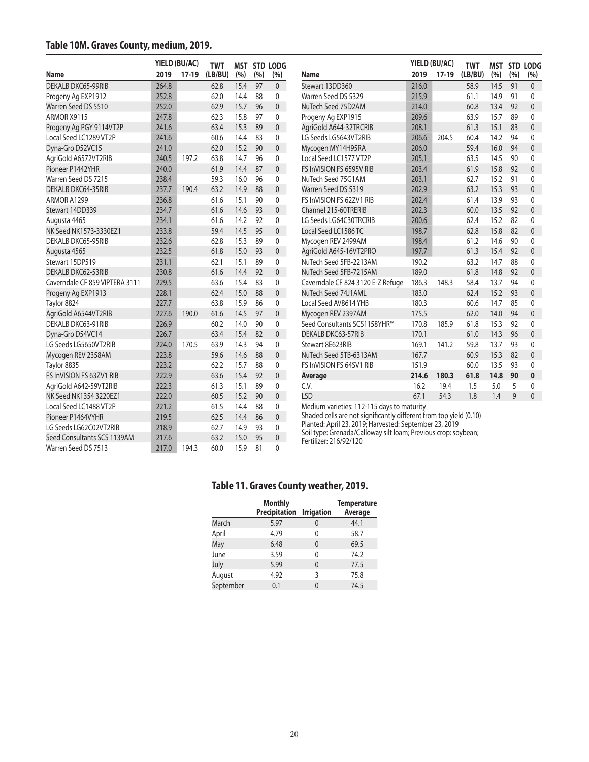## Table 10M. Graves County, medium, 2019.

| Name | YIELD (BU/AC) 2019 | YIELD (BU/AC) 17-19 | TWT (LB/BU) | MST (%) | STD (%) | LODG (%) |
|---|---|---|---|---|---|---|
| DEKALB DKC65-99RIB | 264.8 | | 62.8 | 15.4 | 97 | 0 |
| Progeny Ag EXP1912 | 252.8 | | 62.0 | 14.4 | 88 | 0 |
| Warren Seed DS 5510 | 252.0 | | 62.9 | 15.7 | 96 | 0 |
| ARMOR X9115 | 247.8 | | 62.3 | 15.8 | 97 | 0 |
| Progeny Ag PGY 9114VT2P | 241.6 | | 63.4 | 15.3 | 89 | 0 |
| Local Seed LC1289 VT2P | 241.6 | | 60.6 | 14.4 | 83 | 0 |
| Dyna-Gro D52VC15 | 241.0 | | 62.0 | 15.2 | 90 | 0 |
| AgriGold A6572VT2RIB | 240.5 | 197.2 | 63.8 | 14.7 | 96 | 0 |
| Pioneer P1442YHR | 240.0 | | 61.9 | 14.4 | 87 | 0 |
| Warren Seed DS 7215 | 238.4 | | 59.3 | 16.0 | 96 | 0 |
| DEKALB DKC64-35RIB | 237.7 | 190.4 | 63.2 | 14.9 | 88 | 0 |
| ARMOR A1299 | 236.8 | | 61.6 | 15.1 | 90 | 0 |
| Stewart 14DD339 | 234.7 | | 61.6 | 14.6 | 93 | 0 |
| Augusta 4465 | 234.1 | | 61.6 | 14.2 | 92 | 0 |
| NK Seed NK1573-3330EZ1 | 233.8 | | 59.4 | 14.5 | 95 | 0 |
| DEKALB DKC65-95RIB | 232.6 | | 62.8 | 15.3 | 89 | 0 |
| Augusta 4565 | 232.5 | | 61.8 | 15.0 | 93 | 0 |
| Stewart 15DP519 | 231.1 | | 62.1 | 15.1 | 89 | 0 |
| DEKALB DKC62-53RIB | 230.8 | | 61.6 | 14.4 | 92 | 0 |
| Caverndale CF 859 VIPTERA 3111 | 229.5 | | 63.6 | 15.4 | 83 | 0 |
| Progeny Ag EXP1913 | 228.1 | | 62.4 | 15.0 | 88 | 0 |
| Taylor 8824 | 227.7 | | 63.8 | 15.9 | 86 | 0 |
| AgriGold A6544VT2RIB | 227.6 | 190.0 | 61.6 | 14.5 | 97 | 0 |
| DEKALB DKC63-91RIB | 226.9 | | 60.2 | 14.0 | 90 | 0 |
| Dyna-Gro D54VC14 | 226.7 | | 63.4 | 15.4 | 82 | 0 |
| LG Seeds LG5650VT2RIB | 224.0 | 170.5 | 63.9 | 14.3 | 94 | 0 |
| Mycogen REV 2358AM | 223.8 | | 59.6 | 14.6 | 88 | 0 |
| Taylor 8835 | 223.2 | | 62.2 | 15.7 | 88 | 0 |
| FS InVISION FS 63ZV1 RIB | 222.9 | | 63.6 | 15.4 | 92 | 0 |
| AgriGold A642-59VT2RIB | 222.3 | | 61.3 | 15.1 | 89 | 0 |
| NK Seed NK1354 3220EZ1 | 222.0 | | 60.5 | 15.2 | 90 | 0 |
| Local Seed LC1488 VT2P | 221.2 | | 61.5 | 14.4 | 88 | 0 |
| Pioneer P1464VYHR | 219.5 | | 62.5 | 14.4 | 86 | 0 |
| LG Seeds LG62C02VT2RIB | 218.9 | | 62.7 | 14.9 | 93 | 0 |
| Seed Consultants SCS 1139AM | 217.6 | | 63.2 | 15.0 | 95 | 0 |
| Warren Seed DS 7513 | 217.0 | 194.3 | 60.0 | 15.9 | 81 | 0 |
| Stewart 13DD360 | 216.0 | | 58.9 | 14.5 | 91 | 0 |
| Warren Seed DS 5329 | 215.9 | | 61.1 | 14.9 | 91 | 0 |
| NuTech Seed 75D2AM | 214.0 | | 60.8 | 13.4 | 92 | 0 |
| Progeny Ag EXP1915 | 209.6 | | 63.9 | 15.7 | 89 | 0 |
| AgriGold A644-32TRCRIB | 208.1 | | 61.3 | 15.1 | 83 | 0 |
| LG Seeds LG5643VT2RIB | 206.6 | 204.5 | 60.4 | 14.2 | 94 | 0 |
| Mycogen MY14H95RA | 206.0 | | 59.4 | 16.0 | 94 | 0 |
| Local Seed LC1577 VT2P | 205.1 | | 63.5 | 14.5 | 90 | 0 |
| FS InVISION FS 6595V RIB | 203.4 | | 61.9 | 15.8 | 92 | 0 |
| NuTech Seed 75G1AM | 203.1 | | 62.7 | 15.2 | 91 | 0 |
| Warren Seed DS 5319 | 202.9 | | 63.2 | 15.3 | 93 | 0 |
| FS InVISION FS 62ZV1 RIB | 202.4 | | 61.4 | 13.9 | 93 | 0 |
| Channel 215-60TRERIB | 202.3 | | 60.0 | 13.5 | 92 | 0 |
| LG Seeds LG64C30TRCRIB | 200.6 | | 62.4 | 15.2 | 82 | 0 |
| Local Seed LC1586 TC | 198.7 | | 62.8 | 15.8 | 82 | 0 |
| Mycogen REV 2499AM | 198.4 | | 61.2 | 14.6 | 90 | 0 |
| AgriGold A645-16VT2PRO | 197.7 | | 61.3 | 15.4 | 92 | 0 |
| NuTech Seed 5FB-2213AM | 190.2 | | 63.2 | 14.7 | 88 | 0 |
| NuTech Seed 5FB-7215AM | 189.0 | | 61.8 | 14.8 | 92 | 0 |
| Caverndale CF 824 3120 E-Z Refuge | 186.3 | 148.3 | 58.4 | 13.7 | 94 | 0 |
| NuTech Seed 74J1AML | 183.0 | | 62.4 | 15.2 | 93 | 0 |
| Local Seed AV8614 YHB | 180.3 | | 60.6 | 14.7 | 85 | 0 |
| Mycogen REV 2397AM | 175.5 | | 62.0 | 14.0 | 94 | 0 |
| Seed Consultants SCS1158YHR™ | 170.8 | 185.9 | 61.8 | 15.3 | 92 | 0 |
| DEKALB DKC63-57RIB | 170.1 | | 61.0 | 14.3 | 96 | 0 |
| Stewart 8E623RIB | 169.1 | 141.2 | 59.8 | 13.7 | 93 | 0 |
| NuTech Seed 5TB-6313AM | 167.7 | | 60.9 | 15.3 | 82 | 0 |
| FS InVISION FS 64SV1 RIB | 151.9 | | 60.0 | 13.5 | 93 | 0 |
| **Average** | **214.6** | **180.3** | **61.8** | **14.8** | **90** | **0** |
| C.V. | 16.2 | 19.4 | 1.5 | 5.0 | 5 | 0 |
| LSD | 67.1 | 54.3 | 1.8 | 1.4 | 9 | 0 |

Medium varieties: 112-115 days to maturity
Shaded cells are not significantly different from top yield (0.10)
Planted: April 23, 2019; Harvested: September 23, 2019
Soil type: Grenada/Calloway silt loam; Previous crop: soybean;
Fertilizer: 216/92/120

## Table 11. Graves County weather, 2019.

| | Monthly Precipitation | Irrigation | Temperature Average |
|---|---|---|---|
| March | 5.97 | 0 | 44.1 |
| April | 4.79 | 0 | 58.7 |
| May | 6.48 | 0 | 69.5 |
| June | 3.59 | 0 | 74.2 |
| July | 5.99 | 0 | 77.5 |
| August | 4.92 | 3 | 75.8 |
| September | 0.1 | 0 | 74.5 |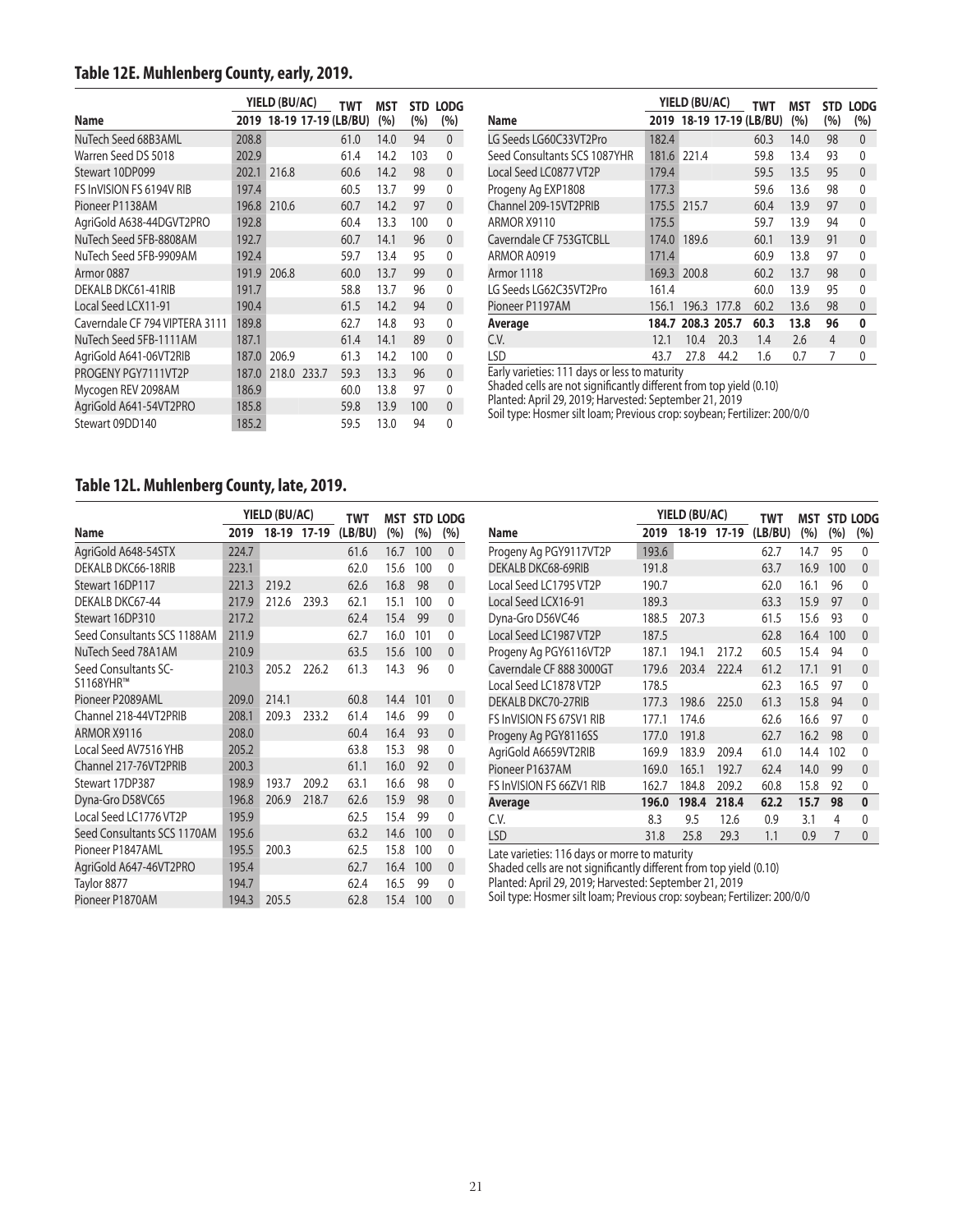## Table 12E. Muhlenberg County, early, 2019.

| Name | YIELD (BU/AC) | | | TWT | MST | STD | LODG |
|---|---|---|---|---|---|---|---|
| | 2019 | 18-19 | 17-19 | (LB/BU) | (%) | (%) | (%) |
| NuTech Seed 68B3AML | 208.8 | | | 61.0 | 14.0 | 94 | 0 |
| Warren Seed DS 5018 | 202.9 | | | 61.4 | 14.2 | 103 | 0 |
| Stewart 10DP099 | 202.1 | 216.8 | | 60.6 | 14.2 | 98 | 0 |
| FS InVISION FS 6194V RIB | 197.4 | | | 60.5 | 13.7 | 99 | 0 |
| Pioneer P1138AM | 196.8 | 210.6 | | 60.7 | 14.2 | 97 | 0 |
| AgriGold A638-44DGVT2PRO | 192.8 | | | 60.4 | 13.3 | 100 | 0 |
| NuTech Seed 5FB-8808AM | 192.7 | | | 60.7 | 14.1 | 96 | 0 |
| NuTech Seed 5FB-9909AM | 192.4 | | | 59.7 | 13.4 | 95 | 0 |
| Armor 0887 | 191.9 | 206.8 | | 60.0 | 13.7 | 99 | 0 |
| DEKALB DKC61-41RIB | 191.7 | | | 58.8 | 13.7 | 96 | 0 |
| Local Seed LCX11-91 | 190.4 | | | 61.5 | 14.2 | 94 | 0 |
| Caverndale CF 794 VIPTERA 3111 | 189.8 | | | 62.7 | 14.8 | 93 | 0 |
| NuTech Seed 5FB-1111AM | 187.1 | | | 61.4 | 14.1 | 89 | 0 |
| AgriGold A641-06VT2RIB | 187.0 | 206.9 | | 61.3 | 14.2 | 100 | 0 |
| PROGENY PGY7111VT2P | 187.0 | 218.0 | 233.7 | 59.3 | 13.3 | 96 | 0 |
| Mycogen REV 2098AM | 186.9 | | | 60.0 | 13.8 | 97 | 0 |
| AgriGold A641-54VT2PRO | 185.8 | | | 59.8 | 13.9 | 100 | 0 |
| Stewart 09DD140 | 185.2 | | | 59.5 | 13.0 | 94 | 0 |
| LG Seeds LG60C33VT2Pro | 182.4 | | | 60.3 | 14.0 | 98 | 0 |
| Seed Consultants SCS 1087YHR | 181.6 | 221.4 | | 59.8 | 13.4 | 93 | 0 |
| Local Seed LC0877 VT2P | 179.4 | | | 59.5 | 13.5 | 95 | 0 |
| Progeny Ag EXP1808 | 177.3 | | | 59.6 | 13.6 | 98 | 0 |
| Channel 209-15VT2PRIB | 175.5 | 215.7 | | 60.4 | 13.9 | 97 | 0 |
| ARMOR X9110 | 175.5 | | | 59.7 | 13.9 | 94 | 0 |
| Caverndale CF 753GTCBLL | 174.0 | 189.6 | | 60.1 | 13.9 | 91 | 0 |
| ARMOR A0919 | 171.4 | | | 60.9 | 13.8 | 97 | 0 |
| Armor 1118 | 169.3 | 200.8 | | 60.2 | 13.7 | 98 | 0 |
| LG Seeds LG62C35VT2Pro | 161.4 | | | 60.0 | 13.9 | 95 | 0 |
| Pioneer P1197AM | 156.1 | 196.3 | 177.8 | 60.2 | 13.6 | 98 | 0 |
| **Average** | **184.7** | **208.3** | **205.7** | **60.3** | **13.8** | **96** | **0** |
| C.V. | 12.1 | 10.4 | 20.3 | 1.4 | 2.6 | 4 | 0 |
| LSD | 43.7 | 27.8 | 44.2 | 1.6 | 0.7 | 7 | 0 |

Early varieties: 111 days or less to maturity
Shaded cells are not significantly different from top yield (0.10)
Planted: April 29, 2019; Harvested: September 21, 2019
Soil type: Hosmer silt loam; Previous crop: soybean; Fertilizer: 200/0/0

## Table 12L. Muhlenberg County, late, 2019.

| Name | YIELD (BU/AC) | | | TWT | MST | STD | LODG |
|---|---|---|---|---|---|---|---|
| | 2019 | 18-19 | 17-19 | (LB/BU) | (%) | (%) | (%) |
| AgriGold A648-54STX | 224.7 | | | 61.6 | 16.7 | 100 | 0 |
| DEKALB DKC66-18RIB | 223.1 | | | 62.0 | 15.6 | 100 | 0 |
| Stewart 16DP117 | 221.3 | 219.2 | | 62.6 | 16.8 | 98 | 0 |
| DEKALB DKC67-44 | 217.9 | 212.6 | 239.3 | 62.1 | 15.1 | 100 | 0 |
| Stewart 16DP310 | 217.2 | | | 62.4 | 15.4 | 99 | 0 |
| Seed Consultants SCS 1188AM | 211.9 | | | 62.7 | 16.0 | 101 | 0 |
| NuTech Seed 78A1AM | 210.9 | | | 63.5 | 15.6 | 100 | 0 |
| Seed Consultants SC-S1168YHR™ | 210.3 | 205.2 | 226.2 | 61.3 | 14.3 | 96 | 0 |
| Pioneer P2089AML | 209.0 | 214.1 | | 60.8 | 14.4 | 101 | 0 |
| Channel 218-44VT2PRIB | 208.1 | 209.3 | 233.2 | 61.4 | 14.6 | 99 | 0 |
| ARMOR X9116 | 208.0 | | | 60.4 | 16.4 | 93 | 0 |
| Local Seed AV7516 YHB | 205.2 | | | 63.8 | 15.3 | 98 | 0 |
| Channel 217-76VT2PRIB | 200.3 | | | 61.1 | 16.0 | 92 | 0 |
| Stewart 17DP387 | 198.9 | 193.7 | 209.2 | 63.1 | 16.6 | 98 | 0 |
| Dyna-Gro D58VC65 | 196.8 | 206.9 | 218.7 | 62.6 | 15.9 | 98 | 0 |
| Local Seed LC1776 VT2P | 195.9 | | | 62.5 | 15.4 | 99 | 0 |
| Seed Consultants SCS 1170AM | 195.6 | | | 63.2 | 14.6 | 100 | 0 |
| Pioneer P1847AML | 195.5 | 200.3 | | 62.5 | 15.8 | 100 | 0 |
| AgriGold A647-46VT2PRO | 195.4 | | | 62.7 | 16.4 | 100 | 0 |
| Taylor 8877 | 194.7 | | | 62.4 | 16.5 | 99 | 0 |
| Pioneer P1870AM | 194.3 | 205.5 | | 62.8 | 15.4 | 100 | 0 |
| Progeny Ag PGY9117VT2P | 193.6 | | | 62.7 | 14.7 | 95 | 0 |
| DEKALB DKC68-69RIB | 191.8 | | | 63.7 | 16.9 | 100 | 0 |
| Local Seed LC1795 VT2P | 190.7 | | | 62.0 | 16.1 | 96 | 0 |
| Local Seed LCX16-91 | 189.3 | | | 63.3 | 15.9 | 97 | 0 |
| Dyna-Gro D56VC46 | 188.5 | 207.3 | | 61.5 | 15.6 | 93 | 0 |
| Local Seed LC1987 VT2P | 187.5 | | | 62.8 | 16.4 | 100 | 0 |
| Progeny Ag PGY6116VT2P | 187.1 | 194.1 | 217.2 | 60.5 | 15.4 | 94 | 0 |
| Caverndale CF 888 3000GT | 179.6 | 203.4 | 222.4 | 61.2 | 17.1 | 91 | 0 |
| Local Seed LC1878 VT2P | 178.5 | | | 62.3 | 16.5 | 97 | 0 |
| DEKALB DKC70-27RIB | 177.3 | 198.6 | 225.0 | 61.3 | 15.8 | 94 | 0 |
| FS InVISION FS 67SV1 RIB | 177.1 | 174.6 | | 62.6 | 16.6 | 97 | 0 |
| Progeny Ag PGY8116SS | 177.0 | 191.8 | | 62.7 | 16.2 | 98 | 0 |
| AgriGold A6659VT2RIB | 169.9 | 183.9 | 209.4 | 61.0 | 14.4 | 102 | 0 |
| Pioneer P1637AM | 169.0 | 165.1 | 192.7 | 62.4 | 14.0 | 99 | 0 |
| FS InVISION FS 66ZV1 RIB | 162.7 | 184.8 | 209.2 | 60.8 | 15.8 | 92 | 0 |
| **Average** | **196.0** | **198.4** | **218.4** | **62.2** | **15.7** | **98** | **0** |
| C.V. | 8.3 | 9.5 | 12.6 | 0.9 | 3.1 | 4 | 0 |
| LSD | 31.8 | 25.8 | 29.3 | 1.1 | 0.9 | 7 | 0 |

Late varieties: 116 days or morre to maturity
Shaded cells are not significantly different from top yield (0.10)
Planted: April 29, 2019; Harvested: September 21, 2019
Soil type: Hosmer silt loam; Previous crop: soybean; Fertilizer: 200/0/0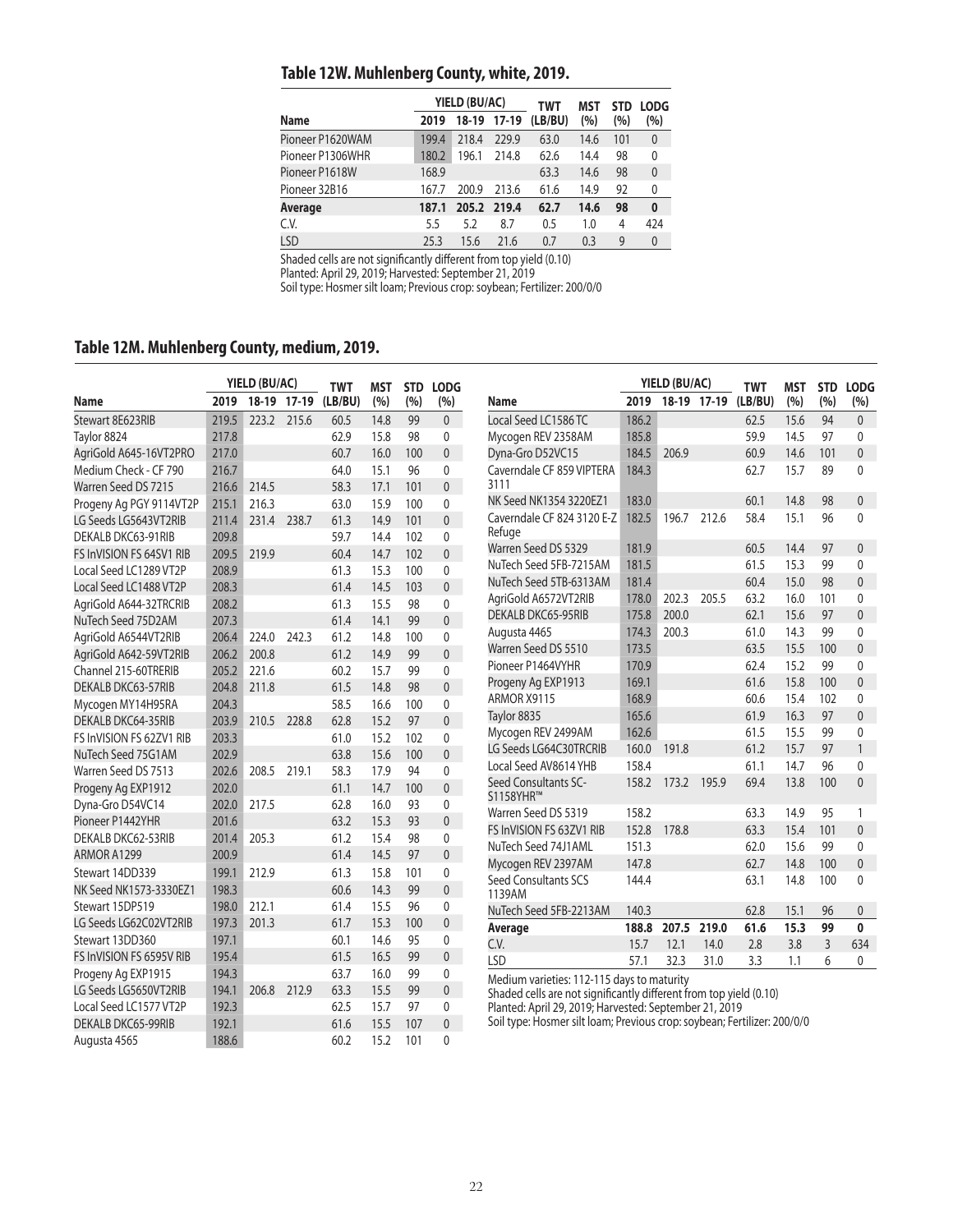## Table 12W. Muhlenberg County, white, 2019.

| Name | YIELD (BU/AC) 2019 | 18-19 | 17-19 | TWT (LB/BU) | MST (%) | STD (%) | LODG (%) |
|---|---|---|---|---|---|---|---|
| Pioneer P1620WAM | 199.4 | 218.4 | 229.9 | 63.0 | 14.6 | 101 | 0 |
| Pioneer P1306WHR | 180.2 | 196.1 | 214.8 | 62.6 | 14.4 | 98 | 0 |
| Pioneer P1618W | 168.9 | | | 63.3 | 14.6 | 98 | 0 |
| Pioneer 32B16 | 167.7 | 200.9 | 213.6 | 61.6 | 14.9 | 92 | 0 |
| **Average** | **187.1** | **205.2** | **219.4** | **62.7** | **14.6** | **98** | **0** |
| C.V. | 5.5 | 5.2 | 8.7 | 0.5 | 1.0 | 4 | 424 |
| LSD | 25.3 | 15.6 | 21.6 | 0.7 | 0.3 | 9 | 0 |

Shaded cells are not significantly different from top yield (0.10)
Planted: April 29, 2019; Harvested: September 21, 2019
Soil type: Hosmer silt loam; Previous crop: soybean; Fertilizer: 200/0/0

## Table 12M. Muhlenberg County, medium, 2019.

| Name | YIELD (BU/AC) 2019 | 18-19 | 17-19 | TWT (LB/BU) | MST (%) | STD (%) | LODG (%) |
|---|---|---|---|---|---|---|---|
| Stewart 8E623RIB | 219.5 | 223.2 | 215.6 | 60.5 | 14.8 | 99 | 0 |
| Taylor 8824 | 217.8 | | | 62.9 | 15.8 | 98 | 0 |
| AgriGold A645-16VT2PRO | 217.0 | | | 60.7 | 16.0 | 100 | 0 |
| Medium Check - CF 790 | 216.7 | | | 64.0 | 15.1 | 96 | 0 |
| Warren Seed DS 7215 | 216.6 | 214.5 | | 58.3 | 17.1 | 101 | 0 |
| Progeny Ag PGY 9114VT2P | 215.1 | 216.3 | | 63.0 | 15.9 | 100 | 0 |
| LG Seeds LG5643VT2RIB | 211.4 | 231.4 | 238.7 | 61.3 | 14.9 | 101 | 0 |
| DEKALB DKC63-91RIB | 209.8 | | | 59.7 | 14.4 | 102 | 0 |
| FS InVISION FS 64SV1 RIB | 209.5 | 219.9 | | 60.4 | 14.7 | 102 | 0 |
| Local Seed LC1289 VT2P | 208.9 | | | 61.3 | 15.3 | 100 | 0 |
| Local Seed LC1488 VT2P | 208.3 | | | 61.4 | 14.5 | 103 | 0 |
| AgriGold A644-32TRCRIB | 208.2 | | | 61.3 | 15.5 | 98 | 0 |
| NuTech Seed 75D2AM | 207.3 | | | 61.4 | 14.1 | 99 | 0 |
| AgriGold A6544VT2RIB | 206.4 | 224.0 | 242.3 | 61.2 | 14.8 | 100 | 0 |
| AgriGold A642-59VT2RIB | 206.2 | 200.8 | | 61.2 | 14.9 | 99 | 0 |
| Channel 215-60TRERIB | 205.2 | 221.6 | | 60.2 | 15.7 | 99 | 0 |
| DEKALB DKC63-57RIB | 204.8 | 211.8 | | 61.5 | 14.8 | 98 | 0 |
| Mycogen MY14H95RA | 204.3 | | | 58.5 | 16.6 | 100 | 0 |
| DEKALB DKC64-35RIB | 203.9 | 210.5 | 228.8 | 62.8 | 15.2 | 97 | 0 |
| FS InVISION FS 62ZV1 RIB | 203.3 | | | 61.0 | 15.2 | 102 | 0 |
| NuTech Seed 75G1AM | 202.9 | | | 63.8 | 15.6 | 100 | 0 |
| Warren Seed DS 7513 | 202.6 | 208.5 | 219.1 | 58.3 | 17.9 | 94 | 0 |
| Progeny Ag EXP1912 | 202.0 | | | 61.1 | 14.7 | 100 | 0 |
| Dyna-Gro D54VC14 | 202.0 | 217.5 | | 62.8 | 16.0 | 93 | 0 |
| Pioneer P1442YHR | 201.6 | | | 63.2 | 15.3 | 93 | 0 |
| DEKALB DKC62-53RIB | 201.4 | 205.3 | | 61.2 | 15.4 | 98 | 0 |
| ARMOR A1299 | 200.9 | | | 61.4 | 14.5 | 97 | 0 |
| Stewart 14DD339 | 199.1 | 212.9 | | 61.3 | 15.8 | 101 | 0 |
| NK Seed NK1573-3330EZ1 | 198.3 | | | 60.6 | 14.3 | 99 | 0 |
| Stewart 15DP519 | 198.0 | 212.1 | | 61.4 | 15.5 | 96 | 0 |
| LG Seeds LG62C02VT2RIB | 197.3 | 201.3 | | 61.7 | 15.3 | 100 | 0 |
| Stewart 13DD360 | 197.1 | | | 60.1 | 14.6 | 95 | 0 |
| FS InVISION FS 6595V RIB | 195.4 | | | 61.5 | 16.5 | 99 | 0 |
| Progeny Ag EXP1915 | 194.3 | | | 63.7 | 16.0 | 99 | 0 |
| LG Seeds LG5650VT2RIB | 194.1 | 206.8 | 212.9 | 63.3 | 15.5 | 99 | 0 |
| Local Seed LC1577 VT2P | 192.3 | | | 62.5 | 15.7 | 97 | 0 |
| DEKALB DKC65-99RIB | 192.1 | | | 61.6 | 15.5 | 107 | 0 |
| Augusta 4565 | 188.6 | | | 60.2 | 15.2 | 101 | 0 |
| Local Seed LC1586 TC | 186.2 | | | 62.5 | 15.6 | 94 | 0 |
| Mycogen REV 2358AM | 185.8 | | | 59.9 | 14.5 | 97 | 0 |
| Dyna-Gro D52VC15 | 184.5 | 206.9 | | 60.9 | 14.6 | 101 | 0 |
| Caverndale CF 859 VIPTERA 3111 | 184.3 | | | 62.7 | 15.7 | 89 | 0 |
| NK Seed NK1354 3220EZ1 | 183.0 | | | 60.1 | 14.8 | 98 | 0 |
| Caverndale CF 824 3120 E-Z Refuge | 182.5 | 196.7 | 212.6 | 58.4 | 15.1 | 96 | 0 |
| Warren Seed DS 5329 | 181.9 | | | 60.5 | 14.4 | 97 | 0 |
| NuTech Seed 5FB-7215AM | 181.5 | | | 61.5 | 15.3 | 99 | 0 |
| NuTech Seed 5TB-6313AM | 181.4 | | | 60.4 | 15.0 | 98 | 0 |
| AgriGold A6572VT2RIB | 178.0 | 202.3 | 205.5 | 63.2 | 16.0 | 101 | 0 |
| DEKALB DKC65-95RIB | 175.8 | 200.0 | | 62.1 | 15.6 | 97 | 0 |
| Augusta 4465 | 174.3 | 200.3 | | 61.0 | 14.3 | 99 | 0 |
| Warren Seed DS 5510 | 173.5 | | | 63.5 | 15.5 | 100 | 0 |
| Pioneer P1464VYHR | 170.9 | | | 62.4 | 15.2 | 99 | 0 |
| Progeny Ag EXP1913 | 169.1 | | | 61.6 | 15.8 | 100 | 0 |
| ARMOR X9115 | 168.9 | | | 60.6 | 15.4 | 102 | 0 |
| Taylor 8835 | 165.6 | | | 61.9 | 16.3 | 97 | 0 |
| Mycogen REV 2499AM | 162.6 | | | 61.5 | 15.5 | 99 | 0 |
| LG Seeds LG64C30TRCRIB | 160.0 | 191.8 | | 61.2 | 15.7 | 97 | 1 |
| Local Seed AV8614 YHB | 158.4 | | | 61.1 | 14.7 | 96 | 0 |
| Seed Consultants SC-S1158YHR™ | 158.2 | 173.2 | 195.9 | 69.4 | 13.8 | 100 | 0 |
| Warren Seed DS 5319 | 158.2 | | | 63.3 | 14.9 | 95 | 1 |
| FS InVISION FS 63ZV1 RIB | 152.8 | 178.8 | | 63.3 | 15.4 | 101 | 0 |
| NuTech Seed 74J1AML | 151.3 | | | 62.0 | 15.6 | 99 | 0 |
| Mycogen REV 2397AM | 147.8 | | | 62.7 | 14.8 | 100 | 0 |
| Seed Consultants SCS 1139AM | 144.4 | | | 63.1 | 14.8 | 100 | 0 |
| NuTech Seed 5FB-2213AM | 140.3 | | | 62.8 | 15.1 | 96 | 0 |
| **Average** | **188.8** | **207.5** | **219.0** | **61.6** | **15.3** | **99** | **0** |
| C.V. | 15.7 | 12.1 | 14.0 | 2.8 | 3.8 | 3 | 634 |
| LSD | 57.1 | 32.3 | 31.0 | 3.3 | 1.1 | 6 | 0 |

Medium varieties: 112-115 days to maturity
Shaded cells are not significantly different from top yield (0.10)
Planted: April 29, 2019; Harvested: September 21, 2019
Soil type: Hosmer silt loam; Previous crop: soybean; Fertilizer: 200/0/0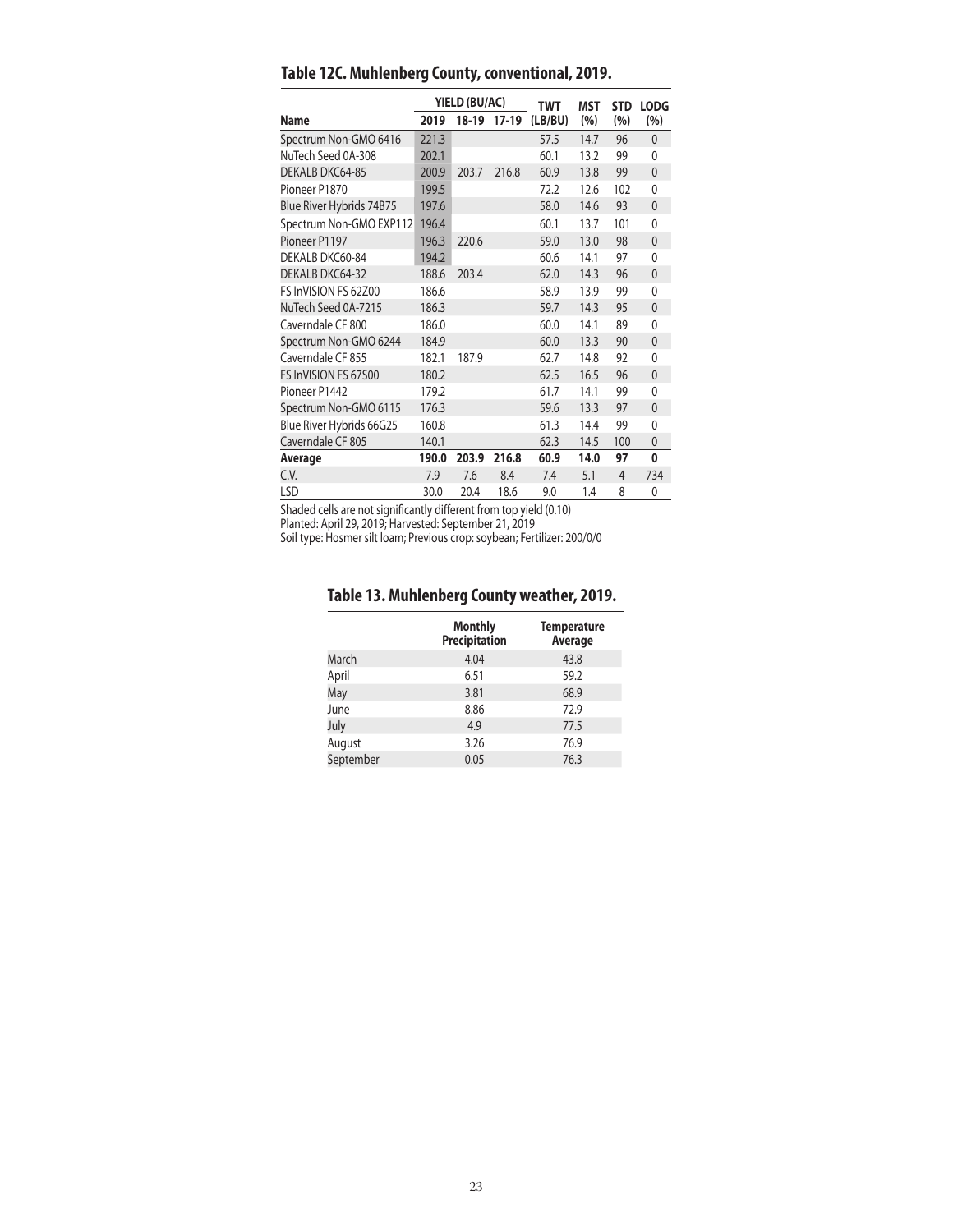## Table 12C. Muhlenberg County, conventional, 2019.

| Name | YIELD (BU/AC) 2019 | 18-19 | 17-19 | TWT (LB/BU) | MST (%) | STD (%) | LODG (%) |
|---|---|---|---|---|---|---|---|
| Spectrum Non-GMO 6416 | 221.3 | | | 57.5 | 14.7 | 96 | 0 |
| NuTech Seed 0A-308 | 202.1 | | | 60.1 | 13.2 | 99 | 0 |
| DEKALB DKC64-85 | 200.9 | 203.7 | 216.8 | 60.9 | 13.8 | 99 | 0 |
| Pioneer P1870 | 199.5 | | | 72.2 | 12.6 | 102 | 0 |
| Blue River Hybrids 74B75 | 197.6 | | | 58.0 | 14.6 | 93 | 0 |
| Spectrum Non-GMO EXP112 | 196.4 | | | 60.1 | 13.7 | 101 | 0 |
| Pioneer P1197 | 196.3 | 220.6 | | 59.0 | 13.0 | 98 | 0 |
| DEKALB DKC60-84 | 194.2 | | | 60.6 | 14.1 | 97 | 0 |
| DEKALB DKC64-32 | 188.6 | 203.4 | | 62.0 | 14.3 | 96 | 0 |
| FS InVISION FS 62Z00 | 186.6 | | | 58.9 | 13.9 | 99 | 0 |
| NuTech Seed 0A-7215 | 186.3 | | | 59.7 | 14.3 | 95 | 0 |
| Caverndale CF 800 | 186.0 | | | 60.0 | 14.1 | 89 | 0 |
| Spectrum Non-GMO 6244 | 184.9 | | | 60.0 | 13.3 | 90 | 0 |
| Caverndale CF 855 | 182.1 | 187.9 | | 62.7 | 14.8 | 92 | 0 |
| FS InVISION FS 67S00 | 180.2 | | | 62.5 | 16.5 | 96 | 0 |
| Pioneer P1442 | 179.2 | | | 61.7 | 14.1 | 99 | 0 |
| Spectrum Non-GMO 6115 | 176.3 | | | 59.6 | 13.3 | 97 | 0 |
| Blue River Hybrids 66G25 | 160.8 | | | 61.3 | 14.4 | 99 | 0 |
| Caverndale CF 805 | 140.1 | | | 62.3 | 14.5 | 100 | 0 |
| **Average** | **190.0** | **203.9** | **216.8** | **60.9** | **14.0** | **97** | **0** |
| C.V. | 7.9 | 7.6 | 8.4 | 7.4 | 5.1 | 4 | 734 |
| LSD | 30.0 | 20.4 | 18.6 | 9.0 | 1.4 | 8 | 0 |

Shaded cells are not significantly different from top yield (0.10)
Planted: April 29, 2019; Harvested: September 21, 2019
Soil type: Hosmer silt loam; Previous crop: soybean; Fertilizer: 200/0/0

## Table 13. Muhlenberg County weather, 2019.

| | Monthly Precipitation | Temperature Average |
|---|---|---|
| March | 4.04 | 43.8 |
| April | 6.51 | 59.2 |
| May | 3.81 | 68.9 |
| June | 8.86 | 72.9 |
| July | 4.9 | 77.5 |
| August | 3.26 | 76.9 |
| September | 0.05 | 76.3 |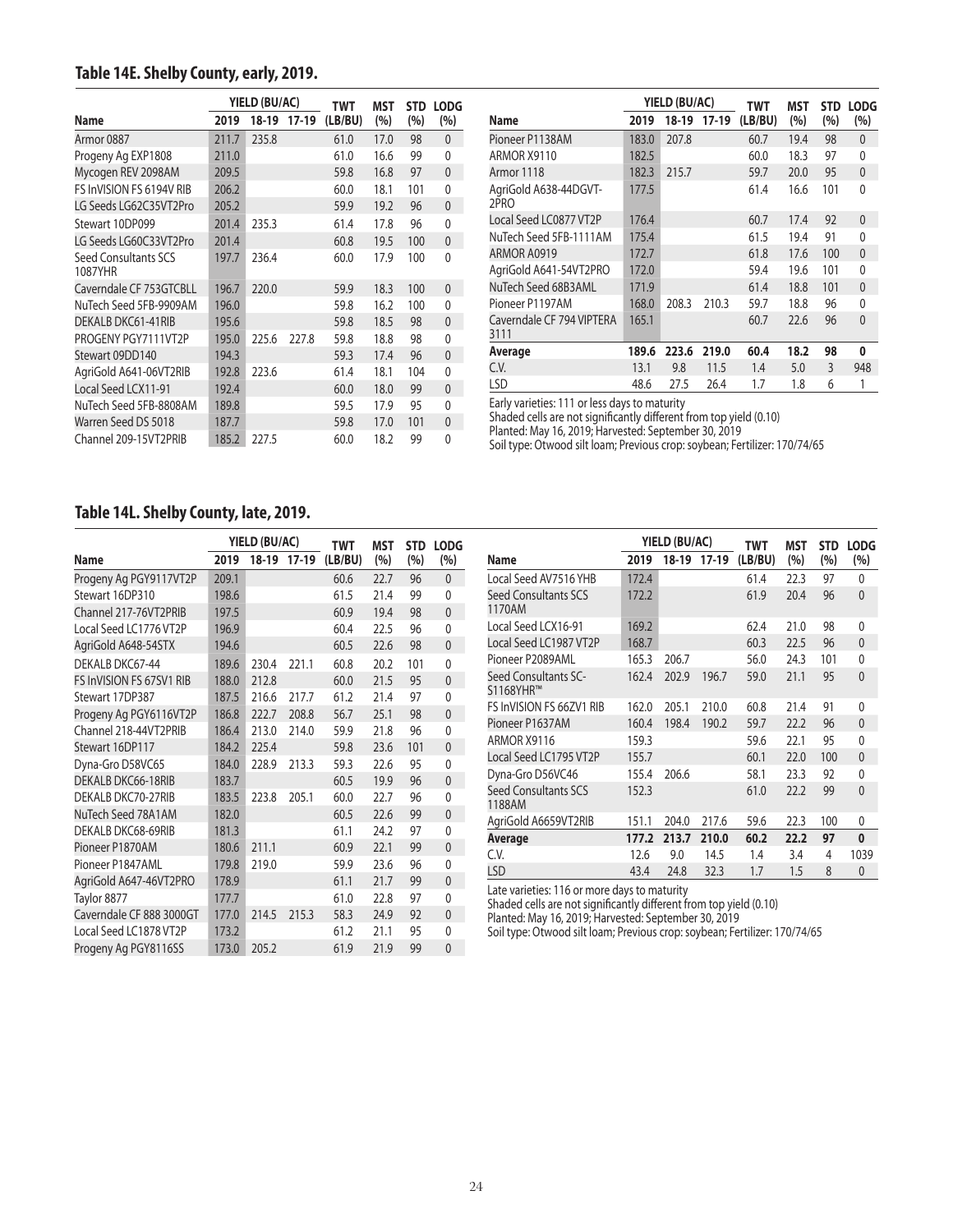## Table 14E. Shelby County, early, 2019.

| Name | YIELD (BU/AC) 2019 | 18-19 | 17-19 | TWT (LB/BU) | MST (%) | STD (%) | LODG (%) |
|---|---|---|---|---|---|---|---|
| Armor 0887 | 211.7 | 235.8 | | 61.0 | 17.0 | 98 | 0 |
| Progeny Ag EXP1808 | 211.0 | | | 61.0 | 16.6 | 99 | 0 |
| Mycogen REV 2098AM | 209.5 | | | 59.8 | 16.8 | 97 | 0 |
| FS InVISION FS 6194V RIB | 206.2 | | | 60.0 | 18.1 | 101 | 0 |
| LG Seeds LG62C35VT2Pro | 205.2 | | | 59.9 | 19.2 | 96 | 0 |
| Stewart 10DP099 | 201.4 | 235.3 | | 61.4 | 17.8 | 96 | 0 |
| LG Seeds LG60C33VT2Pro | 201.4 | | | 60.8 | 19.5 | 100 | 0 |
| Seed Consultants SCS 1087YHR | 197.7 | 236.4 | | 60.0 | 17.9 | 100 | 0 |
| Caverndale CF 753GTCBLL | 196.7 | 220.0 | | 59.9 | 18.3 | 100 | 0 |
| NuTech Seed 5FB-9909AM | 196.0 | | | 59.8 | 16.2 | 100 | 0 |
| DEKALB DKC61-41RIB | 195.6 | | | 59.8 | 18.5 | 98 | 0 |
| PROGENY PGY7111VT2P | 195.0 | 225.6 | 227.8 | 59.8 | 18.8 | 98 | 0 |
| Stewart 09DD140 | 194.3 | | | 59.3 | 17.4 | 96 | 0 |
| AgriGold A641-06VT2RIB | 192.8 | 223.6 | | 61.4 | 18.1 | 104 | 0 |
| Local Seed LCX11-91 | 192.4 | | | 60.0 | 18.0 | 99 | 0 |
| NuTech Seed 5FB-8808AM | 189.8 | | | 59.5 | 17.9 | 95 | 0 |
| Warren Seed DS 5018 | 187.7 | | | 59.8 | 17.0 | 101 | 0 |
| Channel 209-15VT2PRIB | 185.2 | 227.5 | | 60.0 | 18.2 | 99 | 0 |
| Pioneer P1138AM | 183.0 | 207.8 | | 60.7 | 19.4 | 98 | 0 |
| ARMOR X9110 | 182.5 | | | 60.0 | 18.3 | 97 | 0 |
| Armor 1118 | 182.3 | 215.7 | | 59.7 | 20.0 | 95 | 0 |
| AgriGold A638-44DGVT-2PRO | 177.5 | | | 61.4 | 16.6 | 101 | 0 |
| Local Seed LC0877 VT2P | 176.4 | | | 60.7 | 17.4 | 92 | 0 |
| NuTech Seed 5FB-1111AM | 175.4 | | | 61.5 | 19.4 | 91 | 0 |
| ARMOR A0919 | 172.7 | | | 61.8 | 17.6 | 100 | 0 |
| AgriGold A641-54VT2PRO | 172.0 | | | 59.4 | 19.6 | 101 | 0 |
| NuTech Seed 68B3AML | 171.9 | | | 61.4 | 18.8 | 101 | 0 |
| Pioneer P1197AM | 168.0 | 208.3 | 210.3 | 59.7 | 18.8 | 96 | 0 |
| Caverndale CF 794 VIPTERA 3111 | 165.1 | | | 60.7 | 22.6 | 96 | 0 |
| **Average** | **189.6** | **223.6** | **219.0** | **60.4** | **18.2** | **98** | **0** |
| C.V. | 13.1 | 9.8 | 11.5 | 1.4 | 5.0 | 3 | 948 |
| LSD | 48.6 | 27.5 | 26.4 | 1.7 | 1.8 | 6 | 1 |

Early varieties: 111 or less days to maturity
Shaded cells are not significantly different from top yield (0.10)
Planted: May 16, 2019; Harvested: September 30, 2019
Soil type: Otwood silt loam; Previous crop: soybean; Fertilizer: 170/74/65

## Table 14L. Shelby County, late, 2019.

| Name | YIELD (BU/AC) 2019 | 18-19 | 17-19 | TWT (LB/BU) | MST (%) | STD (%) | LODG (%) |
|---|---|---|---|---|---|---|---|
| Progeny Ag PGY9117VT2P | 209.1 | | | 60.6 | 22.7 | 96 | 0 |
| Stewart 16DP310 | 198.6 | | | 61.5 | 21.4 | 99 | 0 |
| Channel 217-76VT2PRIB | 197.5 | | | 60.9 | 19.4 | 98 | 0 |
| Local Seed LC1776 VT2P | 196.9 | | | 60.4 | 22.5 | 96 | 0 |
| AgriGold A648-54STX | 194.6 | | | 60.5 | 22.6 | 98 | 0 |
| DEKALB DKC67-44 | 189.6 | 230.4 | 221.1 | 60.8 | 20.2 | 101 | 0 |
| FS InVISION FS 67SV1 RIB | 188.0 | 212.8 | | 60.0 | 21.5 | 95 | 0 |
| Stewart 17DP387 | 187.5 | 216.6 | 217.7 | 61.2 | 21.4 | 97 | 0 |
| Progeny Ag PGY6116VT2P | 186.8 | 222.7 | 208.8 | 56.7 | 25.1 | 98 | 0 |
| Channel 218-44VT2PRIB | 186.4 | 213.0 | 214.0 | 59.9 | 21.8 | 96 | 0 |
| Stewart 16DP117 | 184.2 | 225.4 | | 59.8 | 23.6 | 101 | 0 |
| Dyna-Gro D58VC65 | 184.0 | 228.9 | 213.3 | 59.3 | 22.6 | 95 | 0 |
| DEKALB DKC66-18RIB | 183.7 | | | 60.5 | 19.9 | 96 | 0 |
| DEKALB DKC70-27RIB | 183.5 | 223.8 | 205.1 | 60.0 | 22.7 | 96 | 0 |
| NuTech Seed 78A1AM | 182.0 | | | 60.5 | 22.6 | 99 | 0 |
| DEKALB DKC68-69RIB | 181.3 | | | 61.1 | 24.2 | 97 | 0 |
| Pioneer P1870AM | 180.6 | 211.1 | | 60.9 | 22.1 | 99 | 0 |
| Pioneer P1847AML | 179.8 | 219.0 | | 59.9 | 23.6 | 96 | 0 |
| AgriGold A647-46VT2PRO | 178.9 | | | 61.1 | 21.7 | 99 | 0 |
| Taylor 8877 | 177.7 | | | 61.0 | 22.8 | 97 | 0 |
| Caverndale CF 888 3000GT | 177.0 | 214.5 | 215.3 | 58.3 | 24.9 | 92 | 0 |
| Local Seed LC1878 VT2P | 173.2 | | | 61.2 | 21.1 | 95 | 0 |
| Progeny Ag PGY8116SS | 173.0 | 205.2 | | 61.9 | 21.9 | 99 | 0 |
| Local Seed AV7516 YHB | 172.4 | | | 61.4 | 22.3 | 97 | 0 |
| Seed Consultants SCS 1170AM | 172.2 | | | 61.9 | 20.4 | 96 | 0 |
| Local Seed LCX16-91 | 169.2 | | | 62.4 | 21.0 | 98 | 0 |
| Local Seed LC1987 VT2P | 168.7 | | | 60.3 | 22.5 | 96 | 0 |
| Pioneer P2089AML | 165.3 | 206.7 | | 56.0 | 24.3 | 101 | 0 |
| Seed Consultants SC-S1168YHR™ | 162.4 | 202.9 | 196.7 | 59.0 | 21.1 | 95 | 0 |
| FS InVISION FS 66ZV1 RIB | 162.0 | 205.1 | 210.0 | 60.8 | 21.4 | 91 | 0 |
| Pioneer P1637AM | 160.4 | 198.4 | 190.2 | 59.7 | 22.2 | 96 | 0 |
| ARMOR X9116 | 159.3 | | | 59.6 | 22.1 | 95 | 0 |
| Local Seed LC1795 VT2P | 155.7 | | | 60.1 | 22.0 | 100 | 0 |
| Dyna-Gro D56VC46 | 155.4 | 206.6 | | 58.1 | 23.3 | 92 | 0 |
| Seed Consultants SCS 1188AM | 152.3 | | | 61.0 | 22.2 | 99 | 0 |
| AgriGold A6659VT2RIB | 151.1 | 204.0 | 217.6 | 59.6 | 22.3 | 100 | 0 |
| **Average** | **177.2** | **213.7** | **210.0** | **60.2** | **22.2** | **97** | **0** |
| C.V. | 12.6 | 9.0 | 14.5 | 1.4 | 3.4 | 4 | 1039 |
| LSD | 43.4 | 24.8 | 32.3 | 1.7 | 1.5 | 8 | 0 |

Late varieties: 116 or more days to maturity
Shaded cells are not significantly different from top yield (0.10)
Planted: May 16, 2019; Harvested: September 30, 2019
Soil type: Otwood silt loam; Previous crop: soybean; Fertilizer: 170/74/65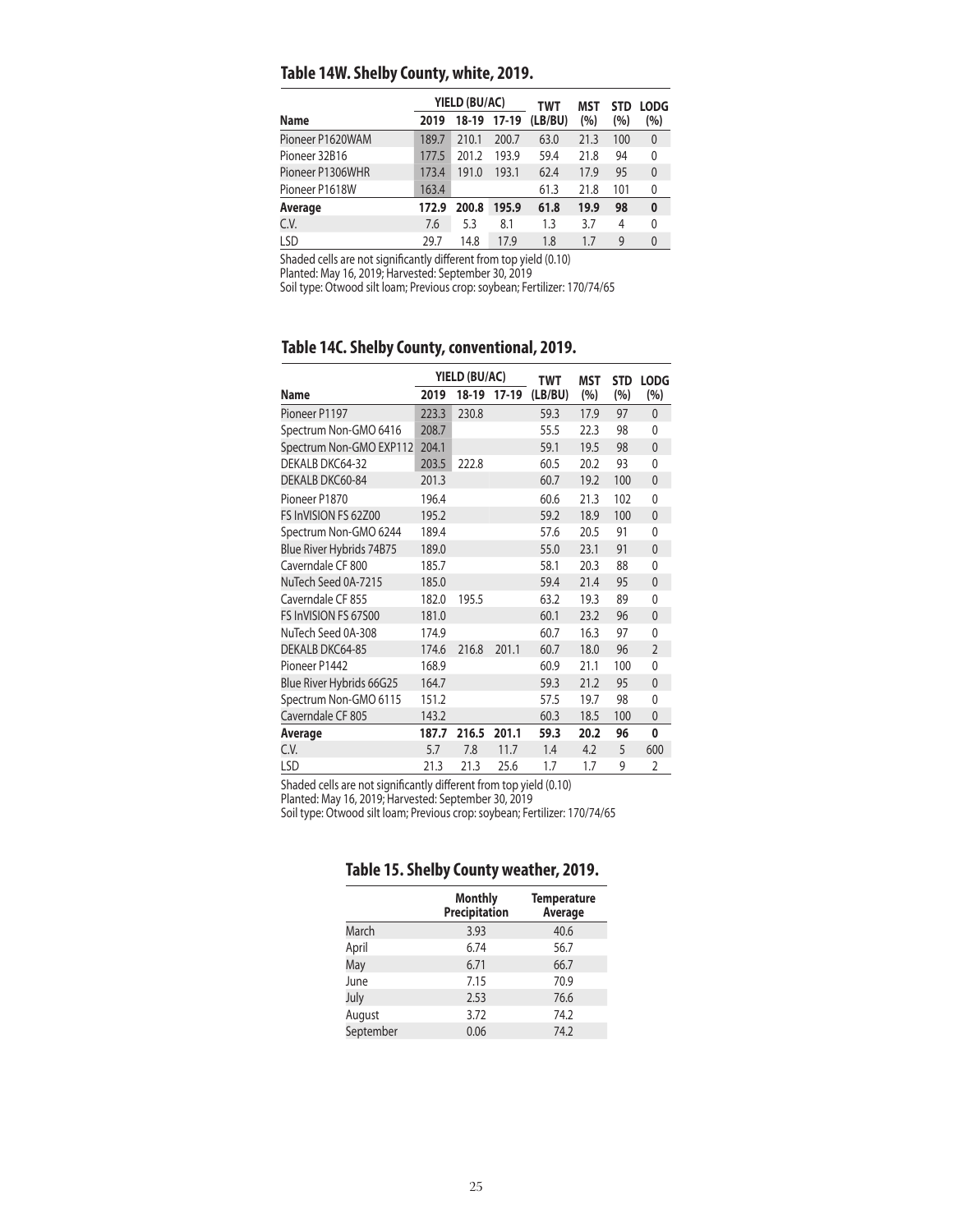## Table 14W. Shelby County, white, 2019.

| Name | YIELD (BU/AC) 2019 | 18-19 | 17-19 | TWT (LB/BU) | MST (%) | STD (%) | LODG (%) |
|---|---|---|---|---|---|---|---|
| Pioneer P1620WAM | 189.7 | 210.1 | 200.7 | 63.0 | 21.3 | 100 | 0 |
| Pioneer 32B16 | 177.5 | 201.2 | 193.9 | 59.4 | 21.8 | 94 | 0 |
| Pioneer P1306WHR | 173.4 | 191.0 | 193.1 | 62.4 | 17.9 | 95 | 0 |
| Pioneer P1618W | 163.4 | | | 61.3 | 21.8 | 101 | 0 |
| **Average** | **172.9** | **200.8** | **195.9** | **61.8** | **19.9** | **98** | **0** |
| C.V. | 7.6 | 5.3 | 8.1 | 1.3 | 3.7 | 4 | 0 |
| LSD | 29.7 | 14.8 | 17.9 | 1.8 | 1.7 | 9 | 0 |

Shaded cells are not significantly different from top yield (0.10)
Planted: May 16, 2019; Harvested: September 30, 2019
Soil type: Otwood silt loam; Previous crop: soybean; Fertilizer: 170/74/65

## Table 14C. Shelby County, conventional, 2019.

| Name | YIELD (BU/AC) 2019 | 18-19 | 17-19 | TWT (LB/BU) | MST (%) | STD (%) | LODG (%) |
|---|---|---|---|---|---|---|---|
| Pioneer P1197 | 223.3 | 230.8 | | 59.3 | 17.9 | 97 | 0 |
| Spectrum Non-GMO 6416 | 208.7 | | | 55.5 | 22.3 | 98 | 0 |
| Spectrum Non-GMO EXP112 | 204.1 | | | 59.1 | 19.5 | 98 | 0 |
| DEKALB DKC64-32 | 203.5 | 222.8 | | 60.5 | 20.2 | 93 | 0 |
| DEKALB DKC60-84 | 201.3 | | | 60.7 | 19.2 | 100 | 0 |
| Pioneer P1870 | 196.4 | | | 60.6 | 21.3 | 102 | 0 |
| FS InVISION FS 62Z00 | 195.2 | | | 59.2 | 18.9 | 100 | 0 |
| Spectrum Non-GMO 6244 | 189.4 | | | 57.6 | 20.5 | 91 | 0 |
| Blue River Hybrids 74B75 | 189.0 | | | 55.0 | 23.1 | 91 | 0 |
| Caverndale CF 800 | 185.7 | | | 58.1 | 20.3 | 88 | 0 |
| NuTech Seed 0A-7215 | 185.0 | | | 59.4 | 21.4 | 95 | 0 |
| Caverndale CF 855 | 182.0 | 195.5 | | 63.2 | 19.3 | 89 | 0 |
| FS InVISION FS 67S00 | 181.0 | | | 60.1 | 23.2 | 96 | 0 |
| NuTech Seed 0A-308 | 174.9 | | | 60.7 | 16.3 | 97 | 0 |
| DEKALB DKC64-85 | 174.6 | 216.8 | 201.1 | 60.7 | 18.0 | 96 | 2 |
| Pioneer P1442 | 168.9 | | | 60.9 | 21.1 | 100 | 0 |
| Blue River Hybrids 66G25 | 164.7 | | | 59.3 | 21.2 | 95 | 0 |
| Spectrum Non-GMO 6115 | 151.2 | | | 57.5 | 19.7 | 98 | 0 |
| Caverndale CF 805 | 143.2 | | | 60.3 | 18.5 | 100 | 0 |
| **Average** | **187.7** | **216.5** | **201.1** | **59.3** | **20.2** | **96** | **0** |
| C.V. | 5.7 | 7.8 | 11.7 | 1.4 | 4.2 | 5 | 600 |
| LSD | 21.3 | 21.3 | 25.6 | 1.7 | 1.7 | 9 | 2 |

Shaded cells are not significantly different from top yield (0.10)
Planted: May 16, 2019; Harvested: September 30, 2019
Soil type: Otwood silt loam; Previous crop: soybean; Fertilizer: 170/74/65

## Table 15. Shelby County weather, 2019.

| | Monthly Precipitation | Temperature Average |
|---|---|---|
| March | 3.93 | 40.6 |
| April | 6.74 | 56.7 |
| May | 6.71 | 66.7 |
| June | 7.15 | 70.9 |
| July | 2.53 | 76.6 |
| August | 3.72 | 74.2 |
| September | 0.06 | 74.2 |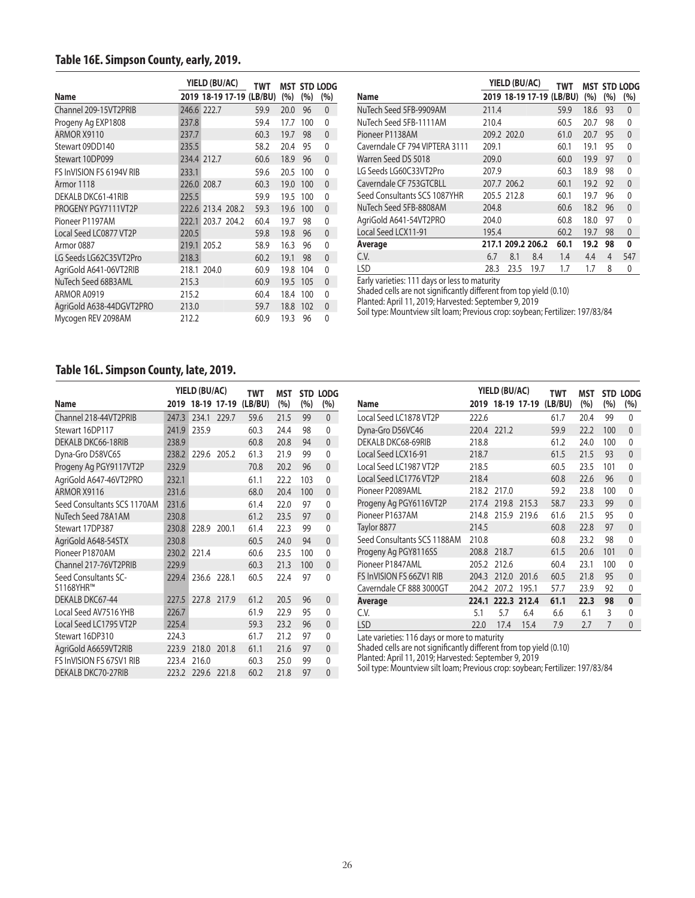## Table 16E. Simpson County, early, 2019.

| Name | YIELD (BU/AC) 2019 | 18-19 | 17-19 | TWT (LB/BU) | MST (%) | STD (%) | LODG (%) |
|---|---|---|---|---|---|---|---|
| Channel 209-15VT2PRIB | 246.6 | 222.7 | | 59.9 | 20.0 | 96 | 0 |
| Progeny Ag EXP1808 | 237.8 | | | 59.4 | 17.7 | 100 | 0 |
| ARMOR X9110 | 237.7 | | | 60.3 | 19.7 | 98 | 0 |
| Stewart 09DD140 | 235.5 | | | 58.2 | 20.4 | 95 | 0 |
| Stewart 10DP099 | 234.4 | 212.7 | | 60.6 | 18.9 | 96 | 0 |
| FS InVISION FS 6194V RIB | 233.1 | | | 59.6 | 20.5 | 100 | 0 |
| Armor 1118 | 226.0 | 208.7 | | 60.3 | 19.0 | 100 | 0 |
| DEKALB DKC61-41RIB | 225.5 | | | 59.9 | 19.5 | 100 | 0 |
| PROGENY PGY7111VT2P | 222.6 | 213.4 | 208.2 | 59.3 | 19.6 | 100 | 0 |
| Pioneer P1197AM | 222.1 | 203.7 | 204.2 | 60.4 | 19.7 | 98 | 0 |
| Local Seed LC0877 VT2P | 220.5 | | | 59.8 | 19.8 | 96 | 0 |
| Armor 0887 | 219.1 | 205.2 | | 58.9 | 16.3 | 96 | 0 |
| LG Seeds LG62C35VT2Pro | 218.3 | | | 60.2 | 19.1 | 98 | 0 |
| AgriGold A641-06VT2RIB | 218.1 | 204.0 | | 60.9 | 19.8 | 104 | 0 |
| NuTech Seed 68B3AML | 215.3 | | | 60.9 | 19.5 | 105 | 0 |
| ARMOR A0919 | 215.2 | | | 60.4 | 18.4 | 100 | 0 |
| AgriGold A638-44DGVT2PRO | 213.0 | | | 59.7 | 18.8 | 102 | 0 |
| Mycogen REV 2098AM | 212.2 | | | 60.9 | 19.3 | 96 | 0 |
| NuTech Seed 5FB-9909AM | 211.4 | | | 59.9 | 18.6 | 93 | 0 |
| NuTech Seed 5FB-1111AM | 210.4 | | | 60.5 | 20.7 | 98 | 0 |
| Pioneer P1138AM | 209.2 | 202.0 | | 61.0 | 20.7 | 95 | 0 |
| Caverndale CF 794 VIPTERA 3111 | 209.1 | | | 60.1 | 19.1 | 95 | 0 |
| Warren Seed DS 5018 | 209.0 | | | 60.0 | 19.9 | 97 | 0 |
| LG Seeds LG60C33VT2Pro | 207.9 | | | 60.3 | 18.9 | 98 | 0 |
| Caverndale CF 753GTCBLL | 207.7 | 206.2 | | 60.1 | 19.2 | 92 | 0 |
| Seed Consultants SCS 1087YHR | 205.5 | 212.8 | | 60.1 | 19.7 | 96 | 0 |
| NuTech Seed 5FB-8808AM | 204.8 | | | 60.6 | 18.2 | 96 | 0 |
| AgriGold A641-54VT2PRO | 204.0 | | | 60.8 | 18.0 | 97 | 0 |
| Local Seed LCX11-91 | 195.4 | | | 60.2 | 19.7 | 98 | 0 |
| **Average** | **217.1** | **209.2** | **206.2** | **60.1** | **19.2** | **98** | **0** |
| C.V. | 6.7 | 8.1 | 8.4 | 1.4 | 4.4 | 4 | 547 |
| LSD | 28.3 | 23.5 | 19.7 | 1.7 | 1.7 | 8 | 0 |

Early varieties: 111 days or less to maturity
Shaded cells are not significantly different from top yield (0.10)
Planted: April 11, 2019; Harvested: September 9, 2019
Soil type: Mountview silt loam; Previous crop: soybean; Fertilizer: 197/83/84

## Table 16L. Simpson County, late, 2019.

| Name | YIELD (BU/AC) 2019 | 18-19 | 17-19 | TWT (LB/BU) | MST (%) | STD (%) | LODG (%) |
|---|---|---|---|---|---|---|---|
| Channel 218-44VT2PRIB | 247.3 | 234.1 | 229.7 | 59.6 | 21.5 | 99 | 0 |
| Stewart 16DP117 | 241.9 | 235.9 | | 60.3 | 24.4 | 98 | 0 |
| DEKALB DKC66-18RIB | 238.9 | | | 60.8 | 20.8 | 94 | 0 |
| Dyna-Gro D58VC65 | 238.2 | 229.6 | 205.2 | 61.3 | 21.9 | 99 | 0 |
| Progeny Ag PGY9117VT2P | 232.9 | | | 70.8 | 20.2 | 96 | 0 |
| AgriGold A647-46VT2PRO | 232.1 | | | 61.1 | 22.2 | 103 | 0 |
| ARMOR X9116 | 231.6 | | | 68.0 | 20.4 | 100 | 0 |
| Seed Consultants SCS 1170AM | 231.6 | | | 61.4 | 22.0 | 97 | 0 |
| NuTech Seed 78A1AM | 230.8 | | | 61.2 | 23.5 | 97 | 0 |
| Stewart 17DP387 | 230.8 | 228.9 | 200.1 | 61.4 | 22.3 | 99 | 0 |
| AgriGold A648-54STX | 230.8 | | | 60.5 | 24.0 | 94 | 0 |
| Pioneer P1870AM | 230.2 | 221.4 | | 60.6 | 23.5 | 100 | 0 |
| Channel 217-76VT2PRIB | 229.9 | | | 60.3 | 21.3 | 100 | 0 |
| Seed Consultants SC-S1168YHR™ | 229.4 | 236.6 | 228.1 | 60.5 | 22.4 | 97 | 0 |
| DEKALB DKC67-44 | 227.5 | 227.8 | 217.9 | 61.2 | 20.5 | 96 | 0 |
| Local Seed AV7516 YHB | 226.7 | | | 61.9 | 22.9 | 95 | 0 |
| Local Seed LC1795 VT2P | 225.4 | | | 59.3 | 23.2 | 96 | 0 |
| Stewart 16DP310 | 224.3 | | | 61.7 | 21.2 | 97 | 0 |
| AgriGold A6659VT2RIB | 223.9 | 218.0 | 201.8 | 61.1 | 21.6 | 97 | 0 |
| FS InVISION FS 67SV1 RIB | 223.4 | 216.0 | | 60.3 | 25.0 | 99 | 0 |
| DEKALB DKC70-27RIB | 223.2 | 229.6 | 221.8 | 60.2 | 21.8 | 97 | 0 |
| Local Seed LC1878 VT2P | 222.6 | | | 61.7 | 20.4 | 99 | 0 |
| Dyna-Gro D56VC46 | 220.4 | 221.2 | | 59.9 | 22.2 | 100 | 0 |
| DEKALB DKC68-69RIB | 218.8 | | | 61.2 | 24.0 | 100 | 0 |
| Local Seed LCX16-91 | 218.7 | | | 61.5 | 21.5 | 93 | 0 |
| Local Seed LC1987 VT2P | 218.5 | | | 60.5 | 23.5 | 101 | 0 |
| Local Seed LC1776 VT2P | 218.4 | | | 60.8 | 22.6 | 96 | 0 |
| Pioneer P2089AML | 218.2 | 217.0 | | 59.2 | 23.8 | 100 | 0 |
| Progeny Ag PGY6116VT2P | 217.4 | 219.8 | 215.3 | 58.7 | 23.3 | 99 | 0 |
| Pioneer P1637AM | 214.8 | 215.9 | 219.6 | 61.6 | 21.5 | 95 | 0 |
| Taylor 8877 | 214.5 | | | 60.8 | 22.8 | 97 | 0 |
| Seed Consultants SCS 1188AM | 210.8 | | | 60.8 | 23.2 | 98 | 0 |
| Progeny Ag PGY8116SS | 208.8 | 218.7 | | 61.5 | 20.6 | 101 | 0 |
| Pioneer P1847AML | 205.2 | 212.6 | | 60.4 | 23.1 | 100 | 0 |
| FS InVISION FS 66ZV1 RIB | 204.3 | 212.0 | 201.6 | 60.5 | 21.8 | 95 | 0 |
| Caverndale CF 888 3000GT | 204.2 | 207.2 | 195.1 | 57.7 | 23.9 | 92 | 0 |
| **Average** | **224.1** | **222.3** | **212.4** | **61.1** | **22.3** | **98** | **0** |
| C.V. | 5.1 | 5.7 | 6.4 | 6.6 | 6.1 | 3 | 0 |
| LSD | 22.0 | 17.4 | 15.4 | 7.9 | 2.7 | 7 | 0 |

Late varieties: 116 days or more to maturity
Shaded cells are not significantly different from top yield (0.10)
Planted: April 11, 2019; Harvested: September 9, 2019
Soil type: Mountview silt loam; Previous crop: soybean; Fertilizer: 197/83/84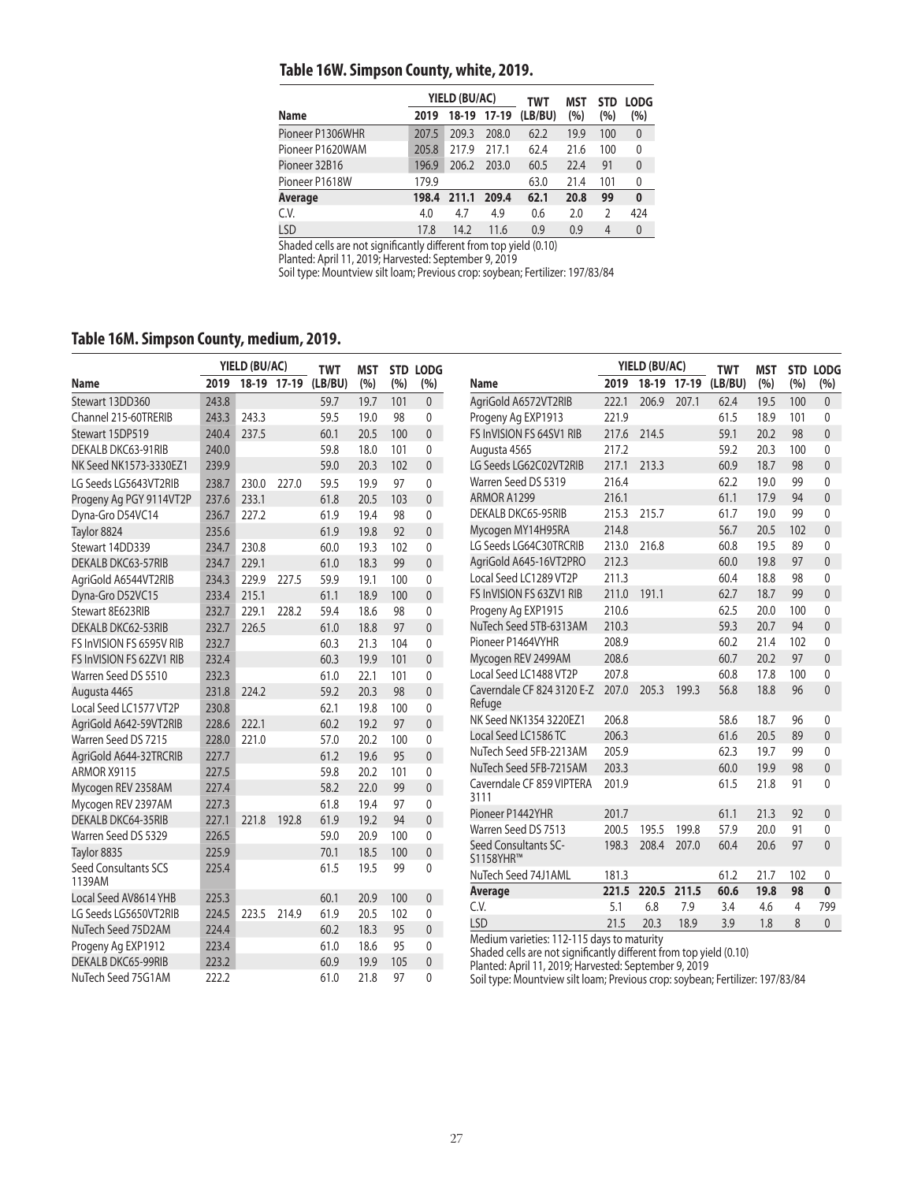## Table 16W. Simpson County, white, 2019.

| Name | YIELD (BU/AC) 2019 | 18-19 | 17-19 | TWT (LB/BU) | MST (%) | STD (%) | LODG (%) |
|---|---|---|---|---|---|---|---|
| Pioneer P1306WHR | 207.5 | 209.3 | 208.0 | 62.2 | 19.9 | 100 | 0 |
| Pioneer P1620WAM | 205.8 | 217.9 | 217.1 | 62.4 | 21.6 | 100 | 0 |
| Pioneer 32B16 | 196.9 | 206.2 | 203.0 | 60.5 | 22.4 | 91 | 0 |
| Pioneer P1618W | 179.9 | | | 63.0 | 21.4 | 101 | 0 |
| **Average** | **198.4** | **211.1** | **209.4** | **62.1** | **20.8** | **99** | **0** |
| C.V. | 4.0 | 4.7 | 4.9 | 0.6 | 2.0 | 2 | 424 |
| LSD | 17.8 | 14.2 | 11.6 | 0.9 | 0.9 | 4 | 0 |

Shaded cells are not significantly different from top yield (0.10)
Planted: April 11, 2019; Harvested: September 9, 2019
Soil type: Mountview silt loam; Previous crop: soybean; Fertilizer: 197/83/84

## Table 16M. Simpson County, medium, 2019.

| Name | YIELD (BU/AC) 2019 | 18-19 | 17-19 | TWT (LB/BU) | MST (%) | STD (%) | LODG (%) |
|---|---|---|---|---|---|---|---|
| Stewart 13DD360 | 243.8 | | | 59.7 | 19.7 | 101 | 0 |
| Channel 215-60TRERIB | 243.3 | 243.3 | | 59.5 | 19.0 | 98 | 0 |
| Stewart 15DP519 | 240.4 | 237.5 | | 60.1 | 20.5 | 100 | 0 |
| DEKALB DKC63-91RIB | 240.0 | | | 59.8 | 18.0 | 101 | 0 |
| NK Seed NK1573-3330EZ1 | 239.9 | | | 59.0 | 20.3 | 102 | 0 |
| LG Seeds LG5643VT2RIB | 238.7 | 230.0 | 227.0 | 59.5 | 19.9 | 97 | 0 |
| Progeny Ag PGY 9114VT2P | 237.6 | 233.1 | | 61.8 | 20.5 | 103 | 0 |
| Dyna-Gro D54VC14 | 236.7 | 227.2 | | 61.9 | 19.4 | 98 | 0 |
| Taylor 8824 | 235.6 | | | 61.9 | 19.8 | 92 | 0 |
| Stewart 14DD339 | 234.7 | 230.8 | | 60.0 | 19.3 | 102 | 0 |
| DEKALB DKC63-57RIB | 234.7 | 229.1 | | 61.0 | 18.3 | 99 | 0 |
| AgriGold A6544VT2RIB | 234.3 | 229.9 | 227.5 | 59.9 | 19.1 | 100 | 0 |
| Dyna-Gro D52VC15 | 233.4 | 215.1 | | 61.1 | 18.9 | 100 | 0 |
| Stewart 8E623RIB | 232.7 | 229.1 | 228.2 | 59.4 | 18.6 | 98 | 0 |
| DEKALB DKC62-53RIB | 232.7 | 226.5 | | 61.0 | 18.8 | 97 | 0 |
| FS InVISION FS 6595V RIB | 232.7 | | | 60.3 | 21.3 | 104 | 0 |
| FS InVISION FS 62ZV1 RIB | 232.4 | | | 60.3 | 19.9 | 101 | 0 |
| Warren Seed DS 5510 | 232.3 | | | 61.0 | 22.1 | 101 | 0 |
| Augusta 4465 | 231.8 | 224.2 | | 59.2 | 20.3 | 98 | 0 |
| Local Seed LC1577 VT2P | 230.8 | | | 62.1 | 19.8 | 100 | 0 |
| AgriGold A642-59VT2RIB | 228.6 | 222.1 | | 60.2 | 19.2 | 97 | 0 |
| Warren Seed DS 7215 | 228.0 | 221.0 | | 57.0 | 20.2 | 100 | 0 |
| AgriGold A644-32TRCRIB | 227.7 | | | 61.2 | 19.6 | 95 | 0 |
| ARMOR X9115 | 227.5 | | | 59.8 | 20.2 | 101 | 0 |
| Mycogen REV 2358AM | 227.4 | | | 58.2 | 22.0 | 99 | 0 |
| Mycogen REV 2397AM | 227.3 | | | 61.8 | 19.4 | 97 | 0 |
| DEKALB DKC64-35RIB | 227.1 | 221.8 | 192.8 | 61.9 | 19.2 | 94 | 0 |
| Warren Seed DS 5329 | 226.5 | | | 59.0 | 20.9 | 100 | 0 |
| Taylor 8835 | 225.9 | | | 70.1 | 18.5 | 100 | 0 |
| Seed Consultants SCS 1139AM | 225.4 | | | 61.5 | 19.5 | 99 | 0 |
| Local Seed AV8614 YHB | 225.3 | | | 60.1 | 20.9 | 100 | 0 |
| LG Seeds LG5650VT2RIB | 224.5 | 223.5 | 214.9 | 61.9 | 20.5 | 102 | 0 |
| NuTech Seed 75D2AM | 224.4 | | | 60.2 | 18.3 | 95 | 0 |
| Progeny Ag EXP1912 | 223.4 | | | 61.0 | 18.6 | 95 | 0 |
| DEKALB DKC65-99RIB | 223.2 | | | 60.9 | 19.9 | 105 | 0 |
| NuTech Seed 75G1AM | 222.2 | | | 61.0 | 21.8 | 97 | 0 |
| AgriGold A6572VT2RIB | 222.1 | 206.9 | 207.1 | 62.4 | 19.5 | 100 | 0 |
| Progeny Ag EXP1913 | 221.9 | | | 61.5 | 18.9 | 101 | 0 |
| FS InVISION FS 64SV1 RIB | 217.6 | 214.5 | | 59.1 | 20.2 | 98 | 0 |
| Augusta 4565 | 217.2 | | | 59.2 | 20.3 | 100 | 0 |
| LG Seeds LG62C02VT2RIB | 217.1 | 213.3 | | 60.9 | 18.7 | 98 | 0 |
| Warren Seed DS 5319 | 216.4 | | | 62.2 | 19.0 | 99 | 0 |
| ARMOR A1299 | 216.1 | | | 61.1 | 17.9 | 94 | 0 |
| DEKALB DKC65-95RIB | 215.3 | 215.7 | | 61.7 | 19.0 | 99 | 0 |
| Mycogen MY14H95RA | 214.8 | | | 56.7 | 20.5 | 102 | 0 |
| LG Seeds LG64C30TRCRIB | 213.0 | 216.8 | | 60.8 | 19.5 | 89 | 0 |
| AgriGold A645-16VT2PRO | 212.3 | | | 60.0 | 19.8 | 97 | 0 |
| Local Seed LC1289 VT2P | 211.3 | | | 60.4 | 18.8 | 98 | 0 |
| FS InVISION FS 63ZV1 RIB | 211.0 | 191.1 | | 62.7 | 18.7 | 99 | 0 |
| Progeny Ag EXP1915 | 210.6 | | | 62.5 | 20.0 | 100 | 0 |
| NuTech Seed 5TB-6313AM | 210.3 | | | 59.3 | 20.7 | 94 | 0 |
| Pioneer P1464VYHR | 208.9 | | | 60.2 | 21.4 | 102 | 0 |
| Mycogen REV 2499AM | 208.6 | | | 60.7 | 20.2 | 97 | 0 |
| Local Seed LC1488 VT2P | 207.8 | | | 60.8 | 17.8 | 100 | 0 |
| Caverndale CF 824 3120 E-Z Refuge | 207.0 | 205.3 | 199.3 | 56.8 | 18.8 | 96 | 0 |
| NK Seed NK1354 3220EZ1 | 206.8 | | | 58.6 | 18.7 | 96 | 0 |
| Local Seed LC1586 TC | 206.3 | | | 61.6 | 20.5 | 89 | 0 |
| NuTech Seed 5FB-2213AM | 205.9 | | | 62.3 | 19.7 | 99 | 0 |
| NuTech Seed 5FB-7215AM | 203.3 | | | 60.0 | 19.9 | 98 | 0 |
| Caverndale CF 859 VIPTERA 3111 | 201.9 | | | 61.5 | 21.8 | 91 | 0 |
| Pioneer P1442YHR | 201.7 | | | 61.1 | 21.3 | 92 | 0 |
| Warren Seed DS 7513 | 200.5 | 195.5 | 199.8 | 57.9 | 20.0 | 91 | 0 |
| Seed Consultants SC-S1158YHR™ | 198.3 | 208.4 | 207.0 | 60.4 | 20.6 | 97 | 0 |
| NuTech Seed 74J1AML | 181.3 | | | 61.2 | 21.7 | 102 | 0 |
| **Average** | **221.5** | **220.5** | **211.5** | **60.6** | **19.8** | **98** | **0** |
| C.V. | 5.1 | 6.8 | 7.9 | 3.4 | 4.6 | 4 | 799 |
| LSD | 21.5 | 20.3 | 18.9 | 3.9 | 1.8 | 8 | 0 |

Medium varieties: 112-115 days to maturity
Shaded cells are not significantly different from top yield (0.10)
Planted: April 11, 2019; Harvested: September 9, 2019
Soil type: Mountview silt loam; Previous crop: soybean; Fertilizer: 197/83/84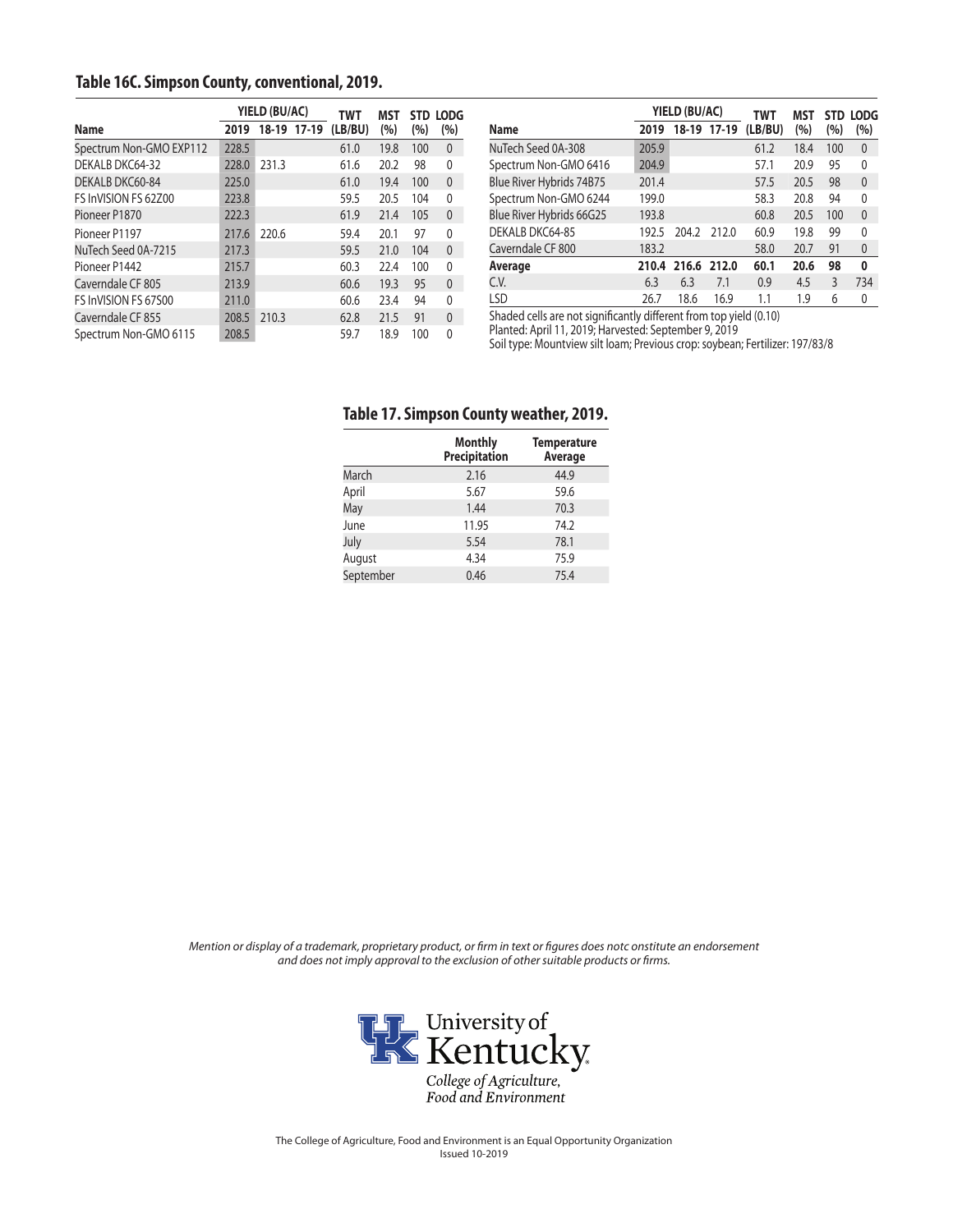## Table 16C. Simpson County, conventional, 2019.

| | YIELD (BU/AC) | | | TWT | MST | STD | LODG |
|---|---|---|---|---|---|---|---|
| Name | 2019 | 18-19 | 17-19 | (LB/BU) | (%) | (%) | (%) |
| Spectrum Non-GMO EXP112 | 228.5 | | | 61.0 | 19.8 | 100 | 0 |
| DEKALB DKC64-32 | 228.0 | 231.3 | | 61.6 | 20.2 | 98 | 0 |
| DEKALB DKC60-84 | 225.0 | | | 61.0 | 19.4 | 100 | 0 |
| FS InVISION FS 62Z00 | 223.8 | | | 59.5 | 20.5 | 104 | 0 |
| Pioneer P1870 | 222.3 | | | 61.9 | 21.4 | 105 | 0 |
| Pioneer P1197 | 217.6 | 220.6 | | 59.4 | 20.1 | 97 | 0 |
| NuTech Seed 0A-7215 | 217.3 | | | 59.5 | 21.0 | 104 | 0 |
| Pioneer P1442 | 215.7 | | | 60.3 | 22.4 | 100 | 0 |
| Caverndale CF 805 | 213.9 | | | 60.6 | 19.3 | 95 | 0 |
| FS InVISION FS 67S00 | 211.0 | | | 60.6 | 23.4 | 94 | 0 |
| Caverndale CF 855 | 208.5 | 210.3 | | 62.8 | 21.5 | 91 | 0 |
| Spectrum Non-GMO 6115 | 208.5 | | | 59.7 | 18.9 | 100 | 0 |
| NuTech Seed 0A-308 | 205.9 | | | 61.2 | 18.4 | 100 | 0 |
| Spectrum Non-GMO 6416 | 204.9 | | | 57.1 | 20.9 | 95 | 0 |
| Blue River Hybrids 74B75 | 201.4 | | | 57.5 | 20.5 | 98 | 0 |
| Spectrum Non-GMO 6244 | 199.0 | | | 58.3 | 20.8 | 94 | 0 |
| Blue River Hybrids 66G25 | 193.8 | | | 60.8 | 20.5 | 100 | 0 |
| DEKALB DKC64-85 | 192.5 | 204.2 | 212.0 | 60.9 | 19.8 | 99 | 0 |
| Caverndale CF 800 | 183.2 | | | 58.0 | 20.7 | 91 | 0 |
| **Average** | **210.4** | **216.6** | **212.0** | **60.1** | **20.6** | **98** | **0** |
| C.V. | 6.3 | 6.3 | 7.1 | 0.9 | 4.5 | 3 | 734 |
| LSD | 26.7 | 18.6 | 16.9 | 1.1 | 1.9 | 6 | 0 |

Shaded cells are not significantly different from top yield (0.10)
Planted: April 11, 2019; Harvested: September 9, 2019
Soil type: Mountview silt loam; Previous crop: soybean; Fertilizer: 197/83/8

## Table 17. Simpson County weather, 2019.

| | Monthly Precipitation | Temperature Average |
|---|---|---|
| March | 2.16 | 44.9 |
| April | 5.67 | 59.6 |
| May | 1.44 | 70.3 |
| June | 11.95 | 74.2 |
| July | 5.54 | 78.1 |
| August | 4.34 | 75.9 |
| September | 0.46 | 75.4 |

*Mention or display of a trademark, proprietary product, or firm in text or figures does notc onstitute an endorsement and does not imply approval to the exclusion of other suitable products or firms.*

University of Kentucky
College of Agriculture, Food and Environment

The College of Agriculture, Food and Environment is an Equal Opportunity Organization
Issued 10-2019